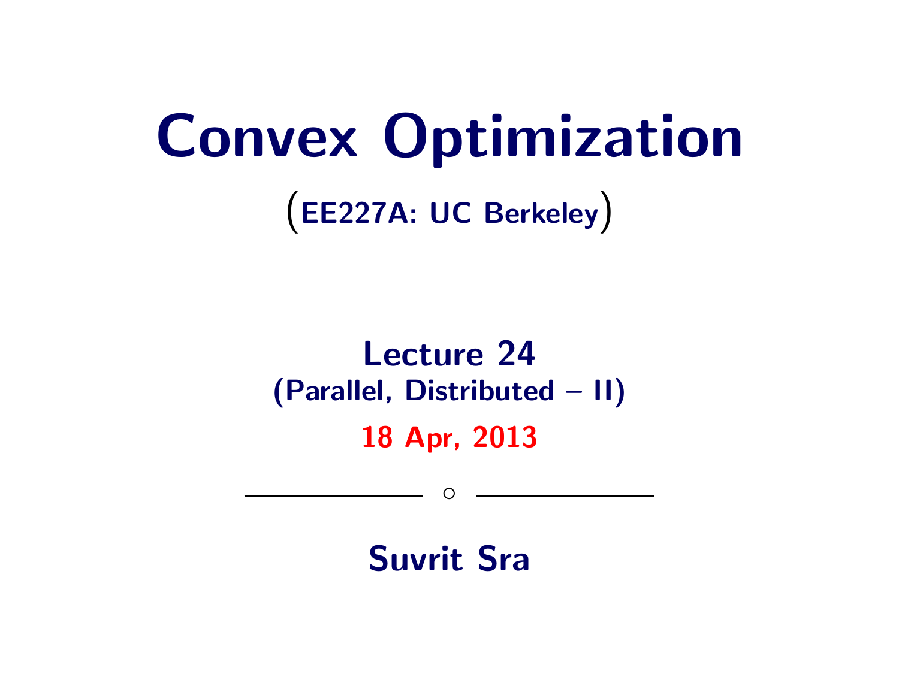# Convex Optimization

(EE227A: UC Berkeley)

## Lecture 24
(Parallel, Distributed – II)

18 Apr, 2013

———————— ○ ————————

Suvrit Sra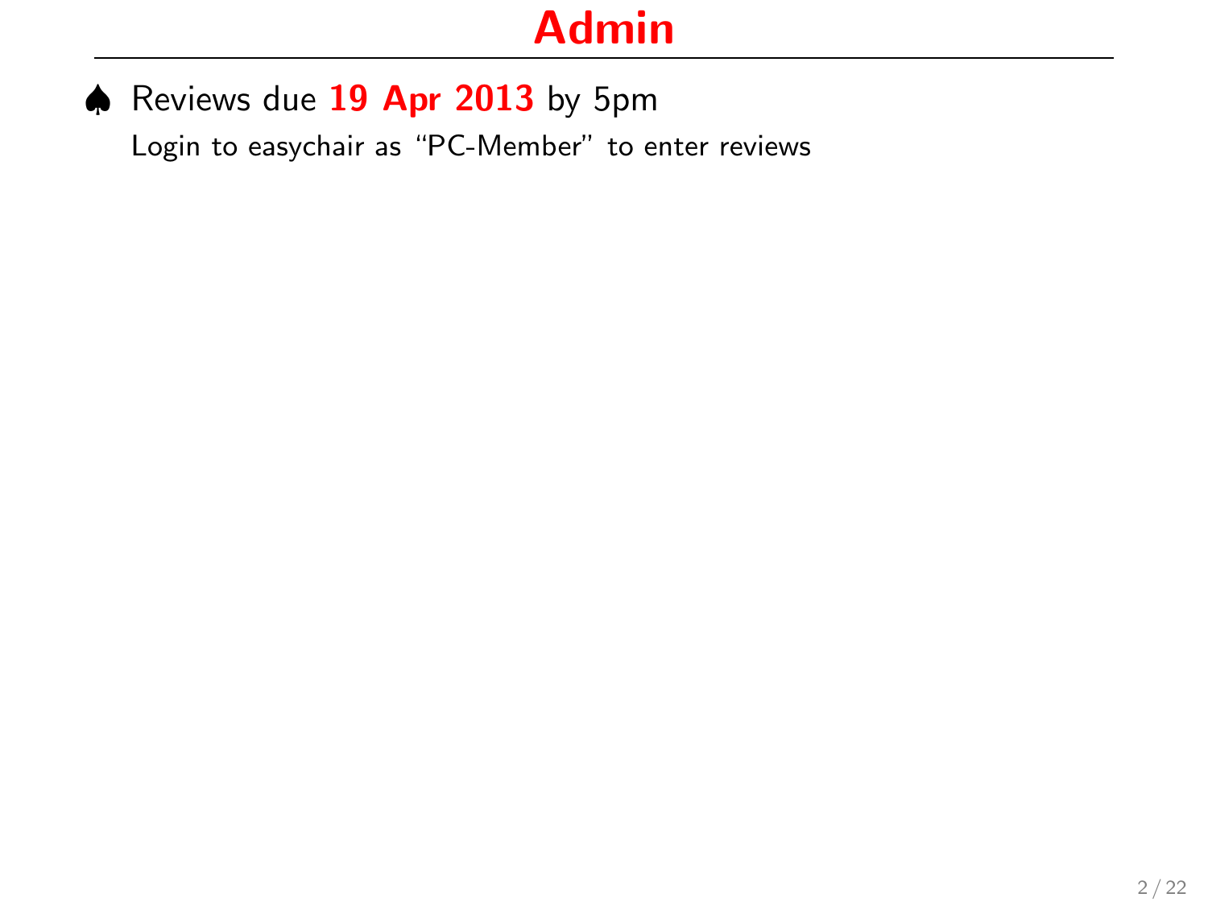# Admin

- Reviews due **19 Apr 2013** by 5pm

  Login to easychair as "PC-Member" to enter reviews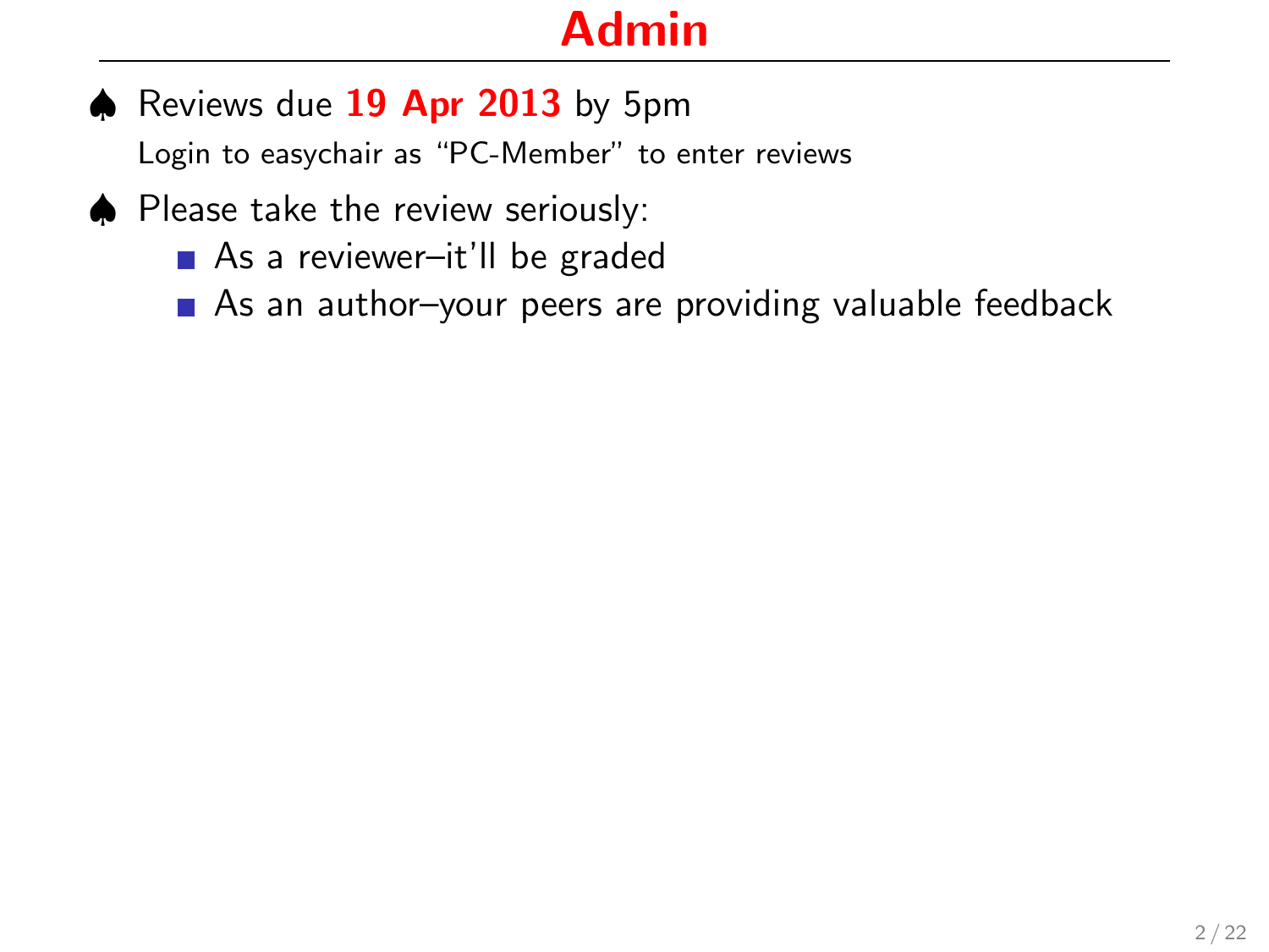# Admin

- Reviews due **19 Apr 2013** by 5pm

  Login to easychair as "PC-Member" to enter reviews

- Please take the review seriously:
  - As a reviewer–it'll be graded
  - As an author–your peers are providing valuable feedback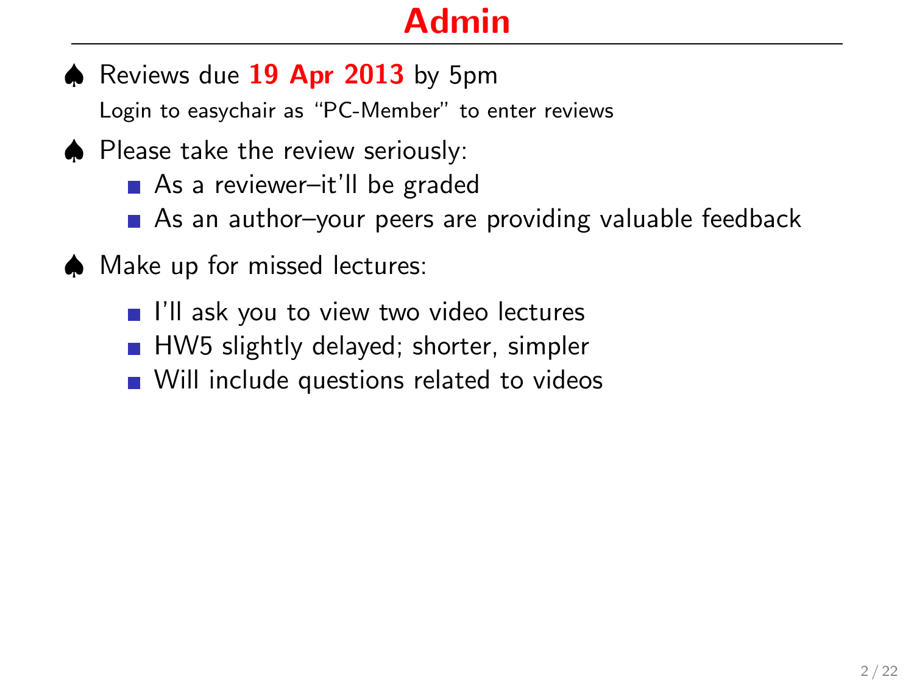# Admin

- Reviews due **19 Apr 2013** by 5pm

  Login to easychair as "PC-Member" to enter reviews

- Please take the review seriously:
  - As a reviewer–it'll be graded
  - As an author–your peers are providing valuable feedback

- Make up for missed lectures:
  - I'll ask you to view two video lectures
  - HW5 slightly delayed; shorter, simpler
  - Will include questions related to videos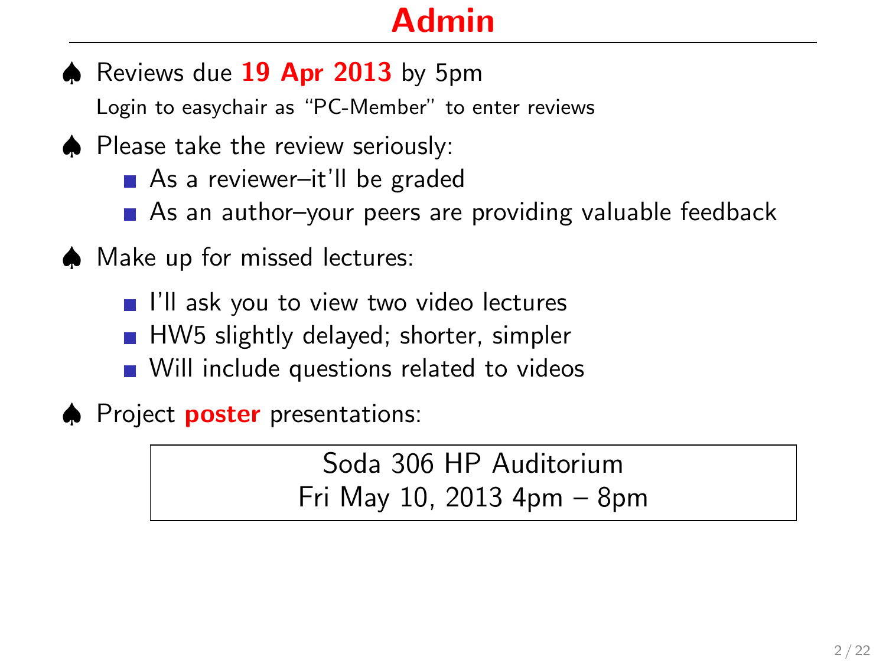# Admin

- Reviews due **19 Apr 2013** by 5pm

  Login to easychair as "PC-Member" to enter reviews

- Please take the review seriously:
  - As a reviewer–it'll be graded
  - As an author–your peers are providing valuable feedback

- Make up for missed lectures:
  - I'll ask you to view two video lectures
  - HW5 slightly delayed; shorter, simpler
  - Will include questions related to videos

- Project **poster** presentations:

  Soda 306 HP Auditorium
  Fri May 10, 2013 4pm – 8pm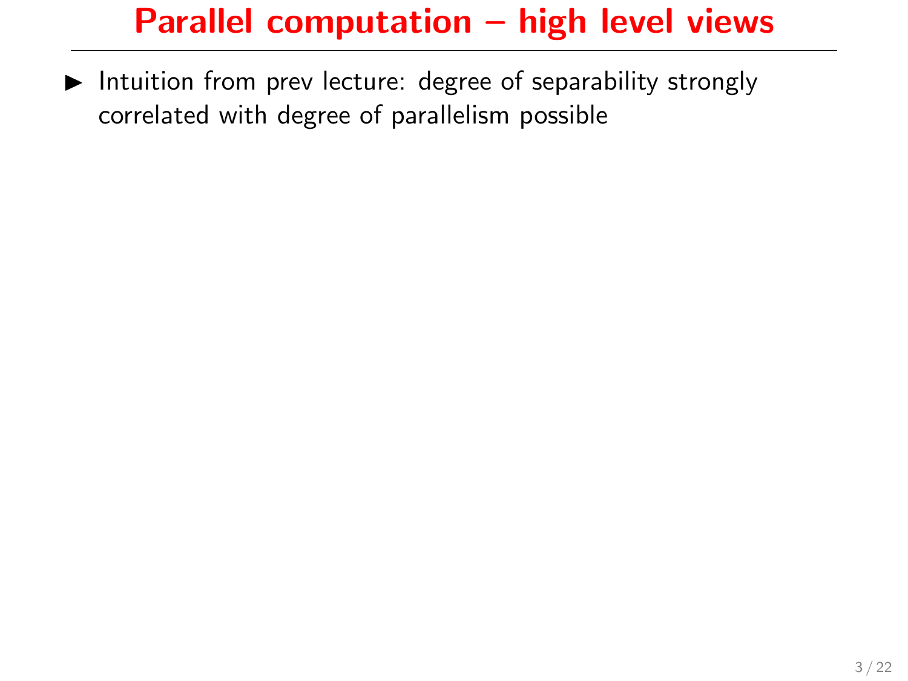# Parallel computation – high level views

- Intuition from prev lecture: degree of separability strongly correlated with degree of parallelism possible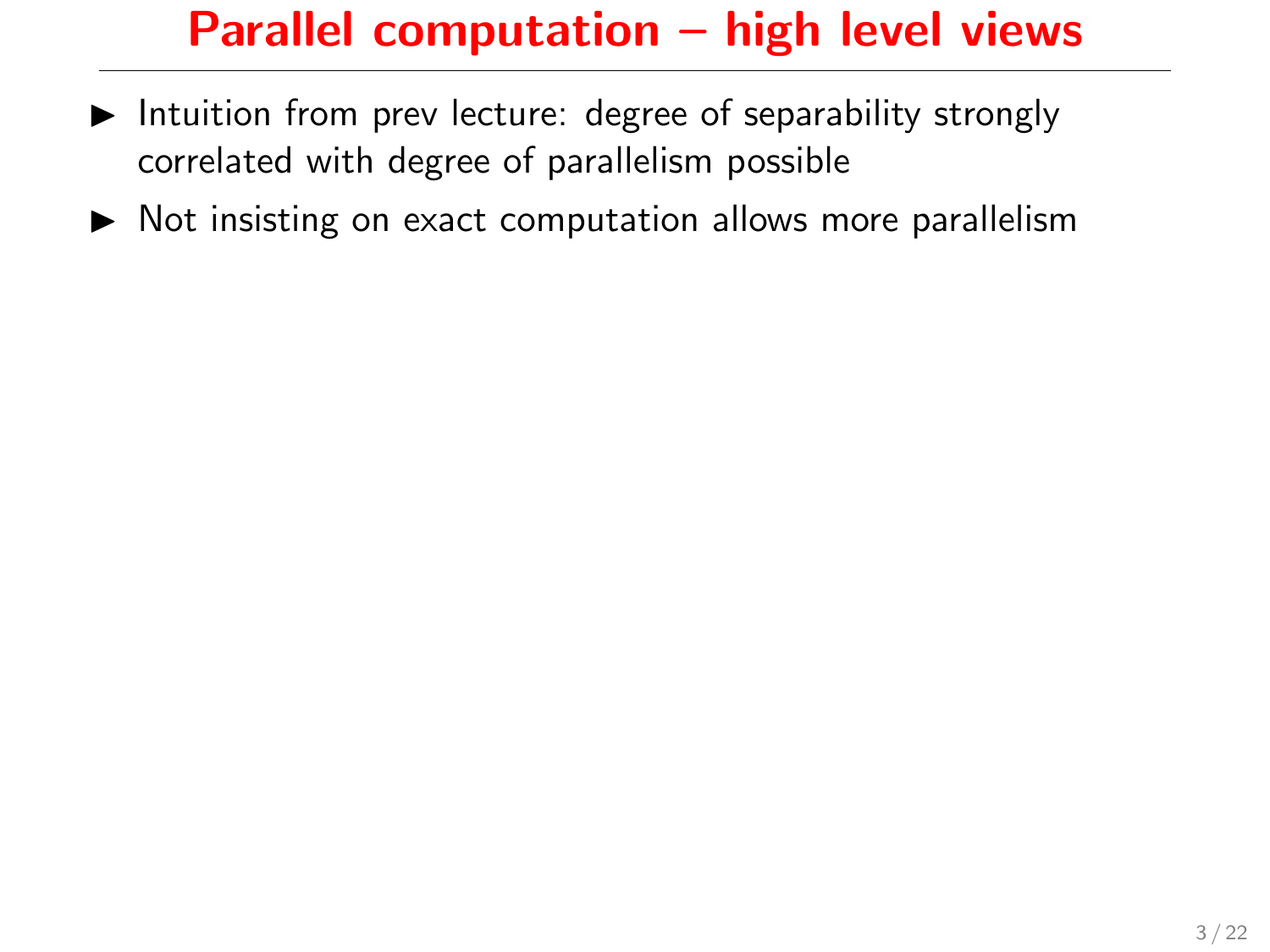# Parallel computation – high level views

- Intuition from prev lecture: degree of separability strongly correlated with degree of parallelism possible
- Not insisting on exact computation allows more parallelism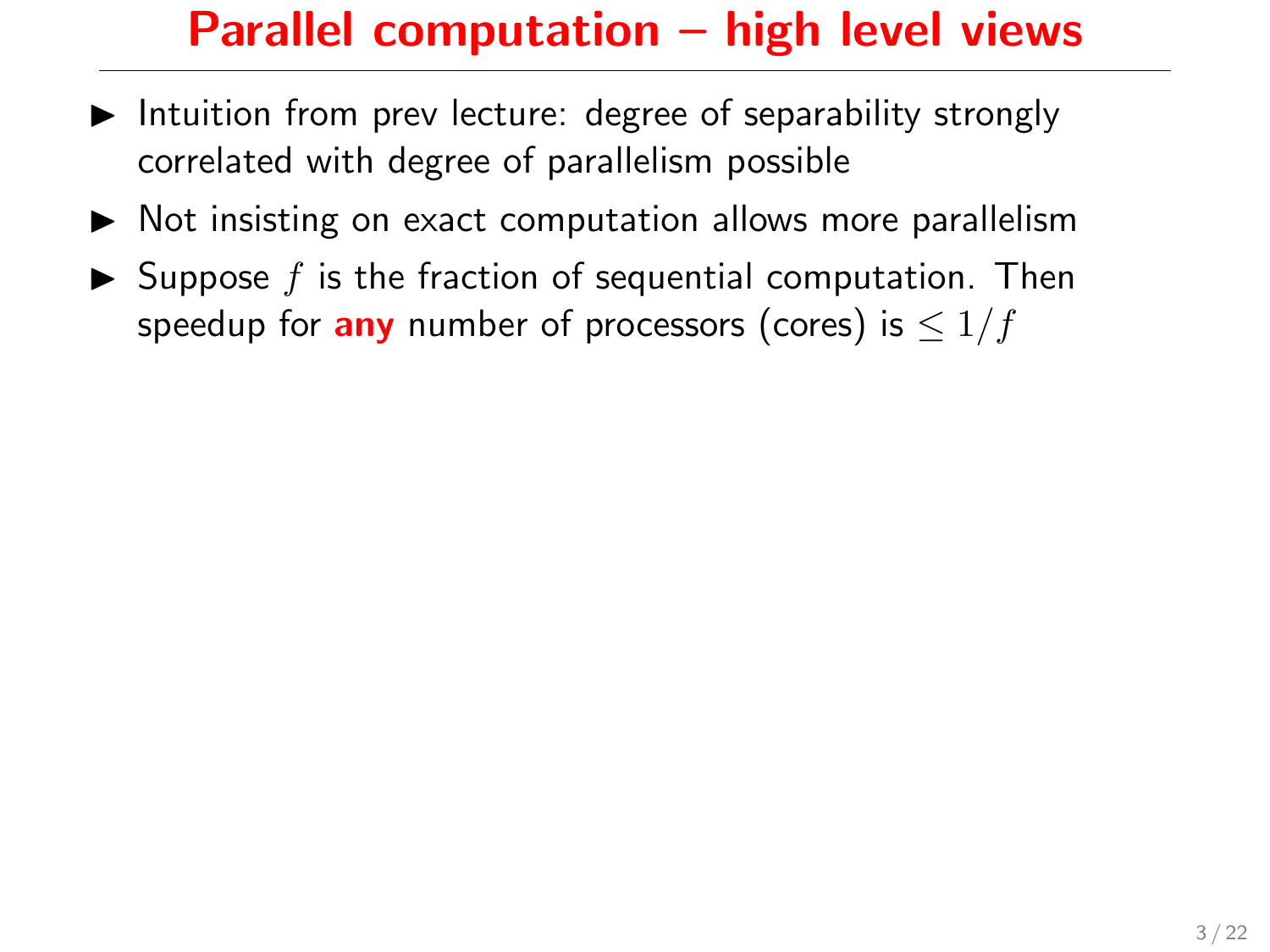# Parallel computation – high level views

- Intuition from prev lecture: degree of separability strongly correlated with degree of parallelism possible
- Not insisting on exact computation allows more parallelism
- Suppose $f$ is the fraction of sequential computation. Then speedup for **any** number of processors (cores) is $\leq 1/f$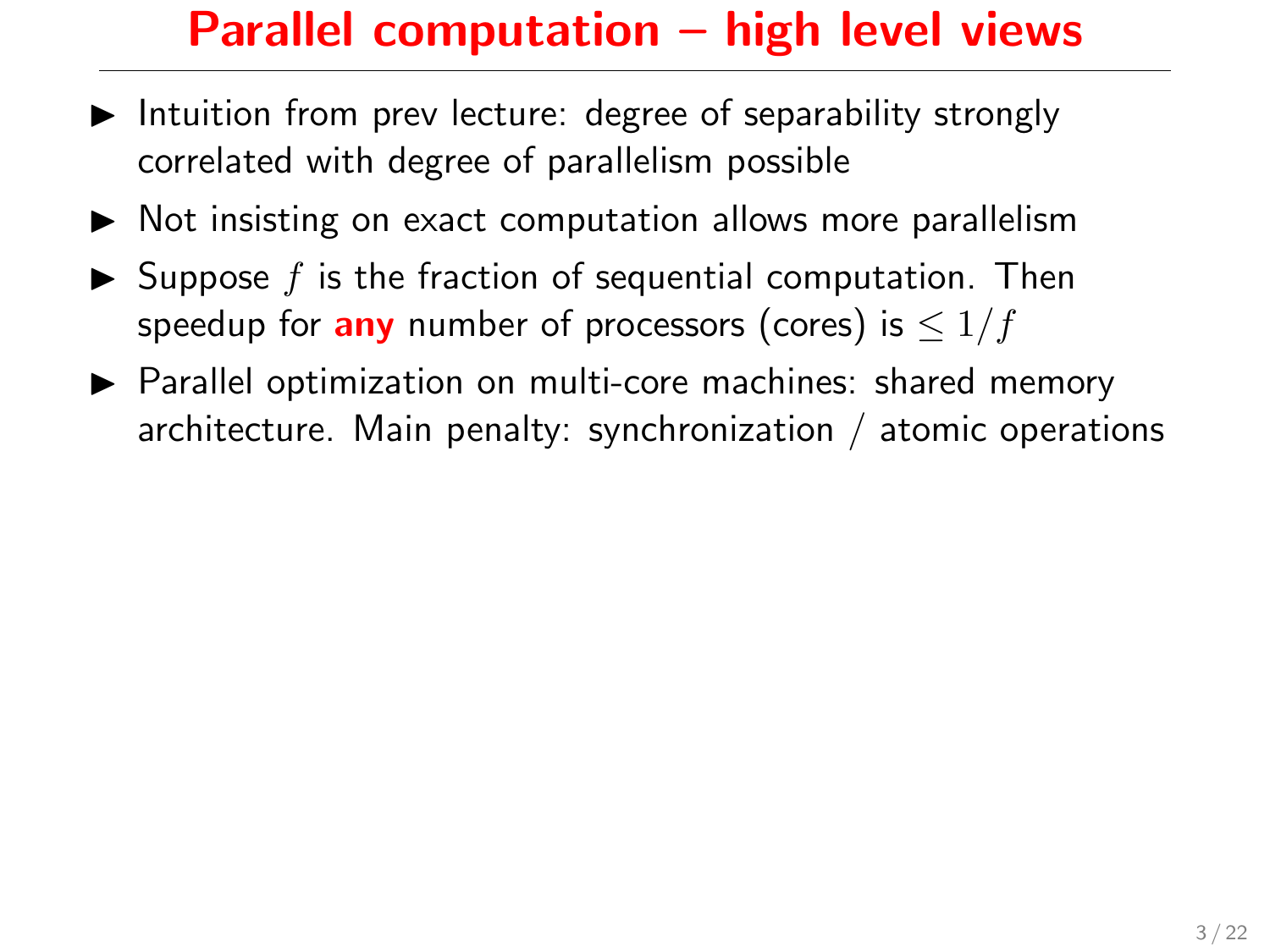# Parallel computation – high level views

- Intuition from prev lecture: degree of separability strongly correlated with degree of parallelism possible
- Not insisting on exact computation allows more parallelism
- Suppose $f$ is the fraction of sequential computation. Then speedup for **any** number of processors (cores) is $\leq 1/f$
- Parallel optimization on multi-core machines: shared memory architecture. Main penalty: synchronization / atomic operations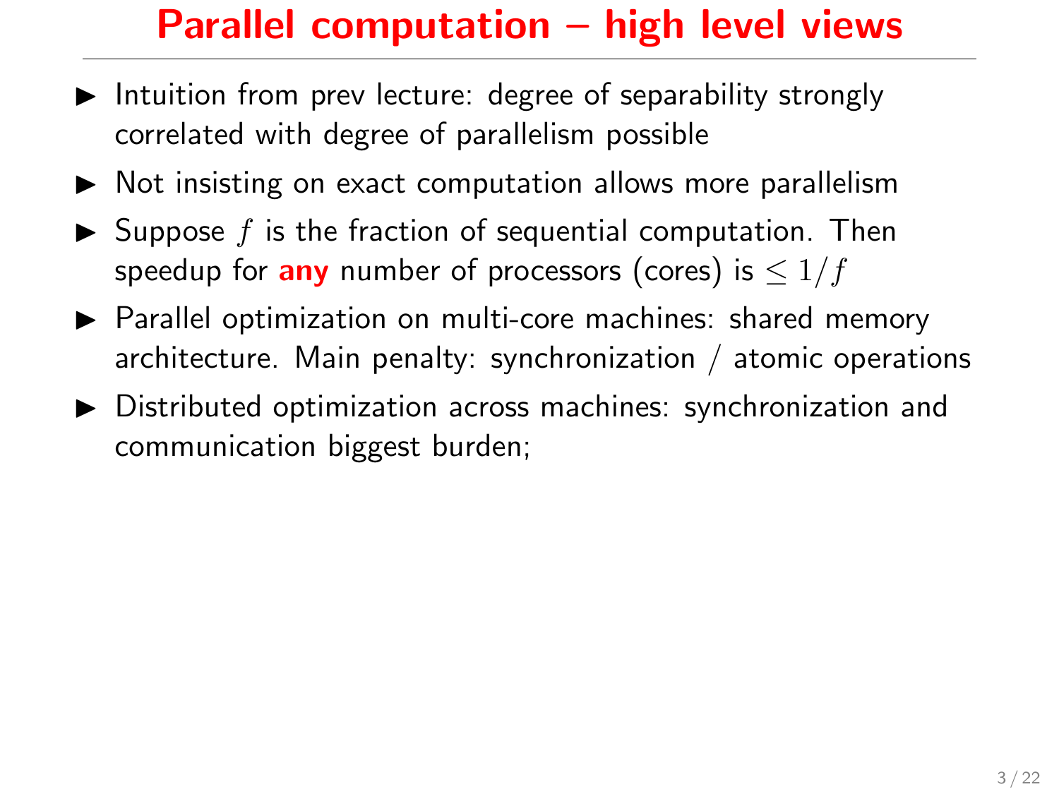# Parallel computation – high level views

- Intuition from prev lecture: degree of separability strongly correlated with degree of parallelism possible
- Not insisting on exact computation allows more parallelism
- Suppose $f$ is the fraction of sequential computation. Then speedup for **any** number of processors (cores) is $\leq 1/f$
- Parallel optimization on multi-core machines: shared memory architecture. Main penalty: synchronization / atomic operations
- Distributed optimization across machines: synchronization and communication biggest burden;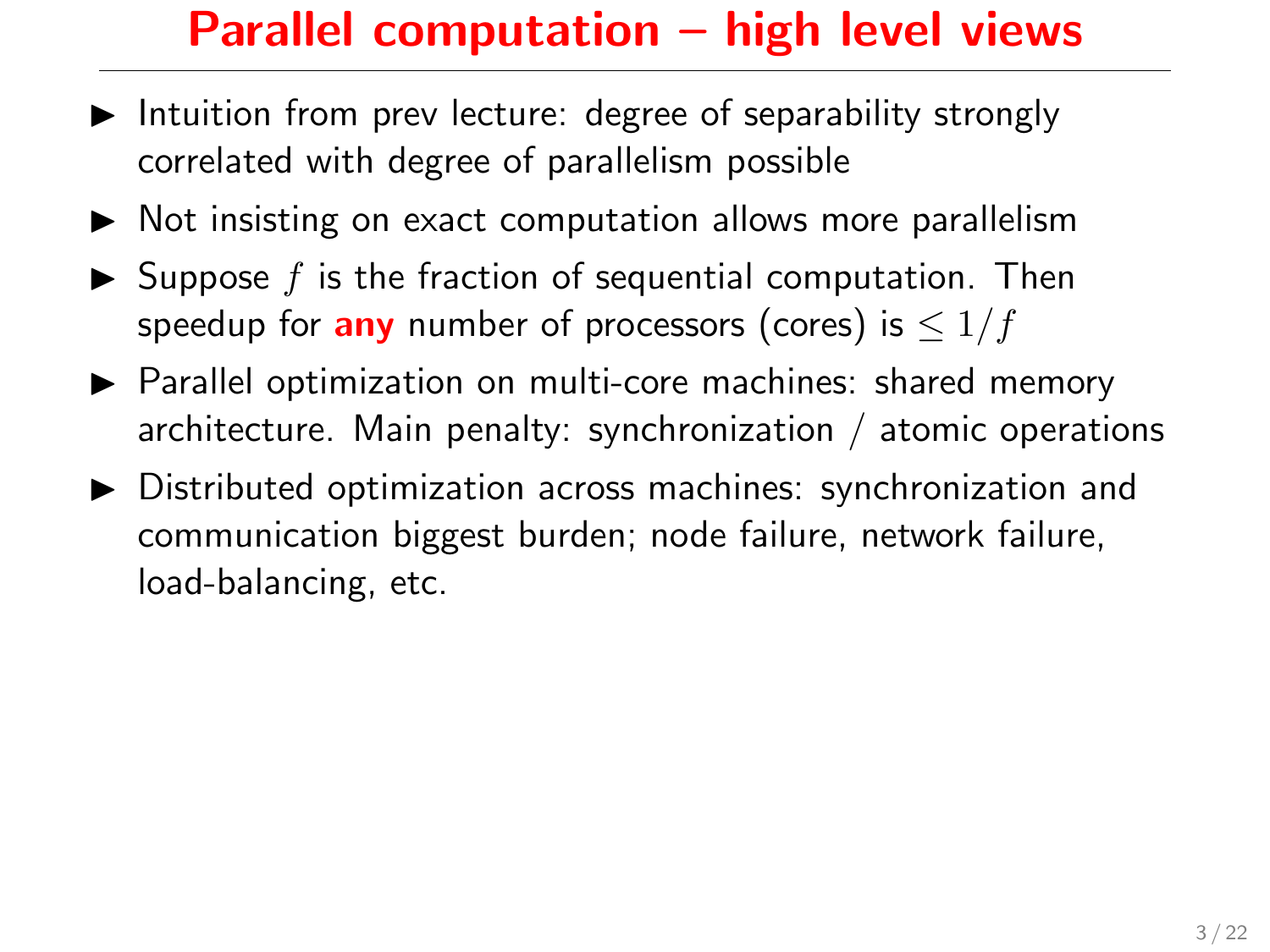# Parallel computation – high level views

- Intuition from prev lecture: degree of separability strongly correlated with degree of parallelism possible
- Not insisting on exact computation allows more parallelism
- Suppose $f$ is the fraction of sequential computation. Then speedup for **any** number of processors (cores) is $\leq 1/f$
- Parallel optimization on multi-core machines: shared memory architecture. Main penalty: synchronization / atomic operations
- Distributed optimization across machines: synchronization and communication biggest burden; node failure, network failure, load-balancing, etc.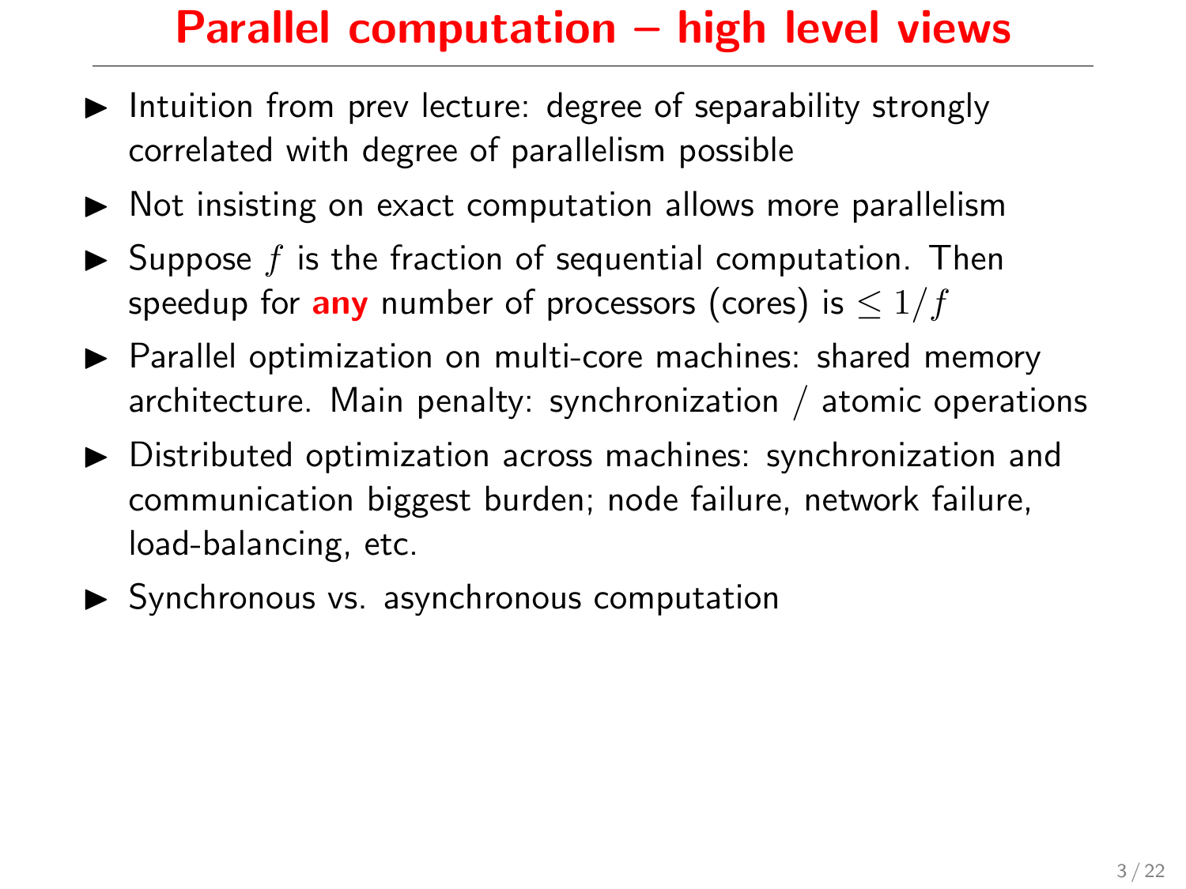# Parallel computation – high level views

- Intuition from prev lecture: degree of separability strongly correlated with degree of parallelism possible
- Not insisting on exact computation allows more parallelism
- Suppose $f$ is the fraction of sequential computation. Then speedup for **any** number of processors (cores) is $\leq 1/f$
- Parallel optimization on multi-core machines: shared memory architecture. Main penalty: synchronization / atomic operations
- Distributed optimization across machines: synchronization and communication biggest burden; node failure, network failure, load-balancing, etc.
- Synchronous vs. asynchronous computation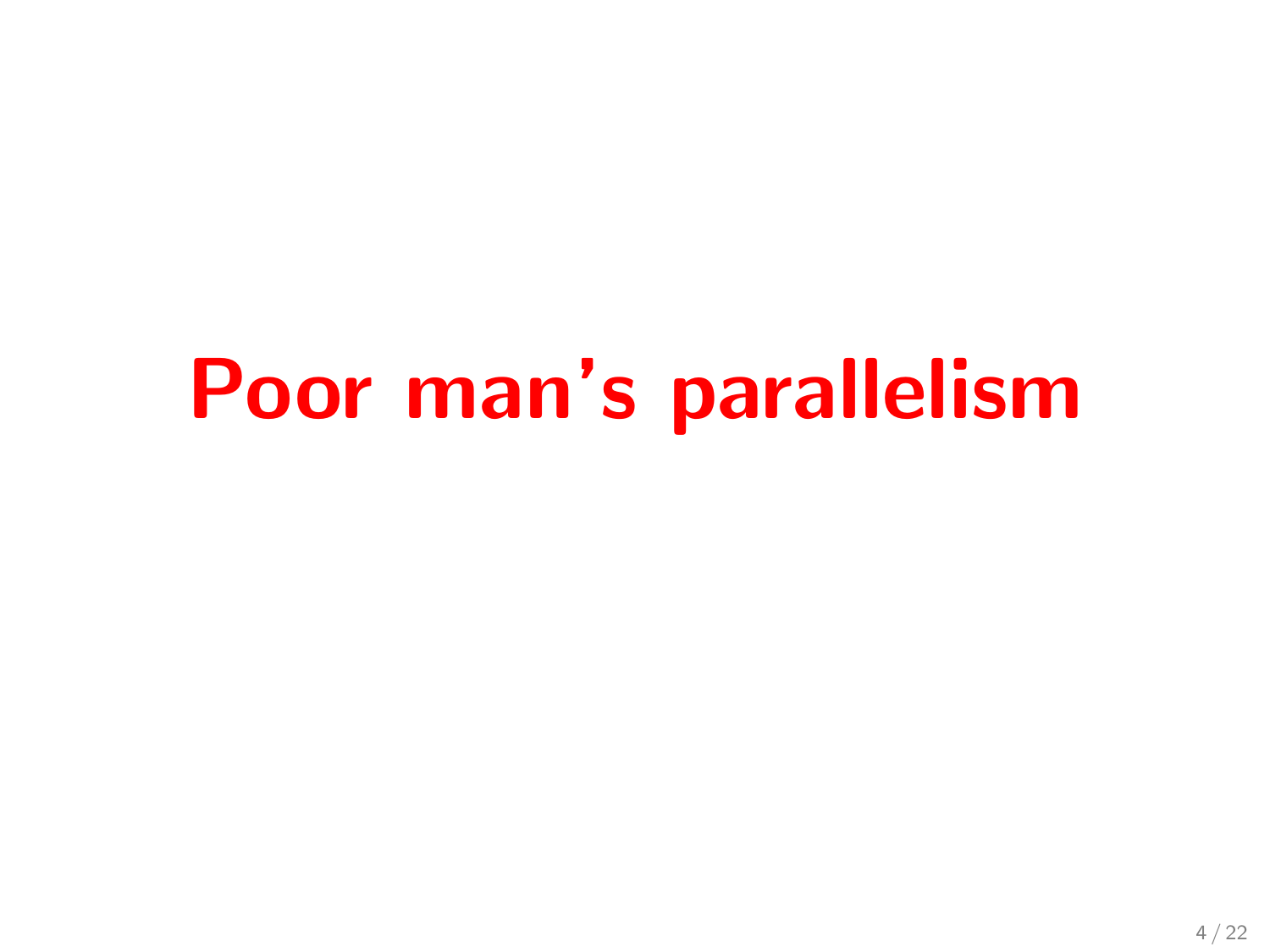# Poor man's parallelism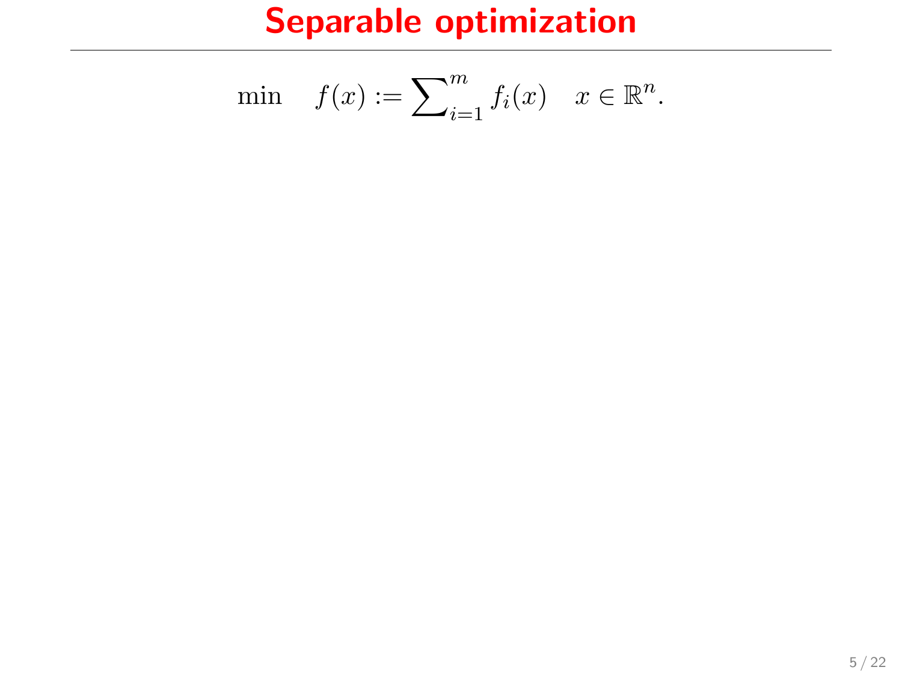# Separable optimization

$$\min \quad f(x) := \sum_{i=1}^{m} f_i(x) \quad x \in \mathbb{R}^n.$$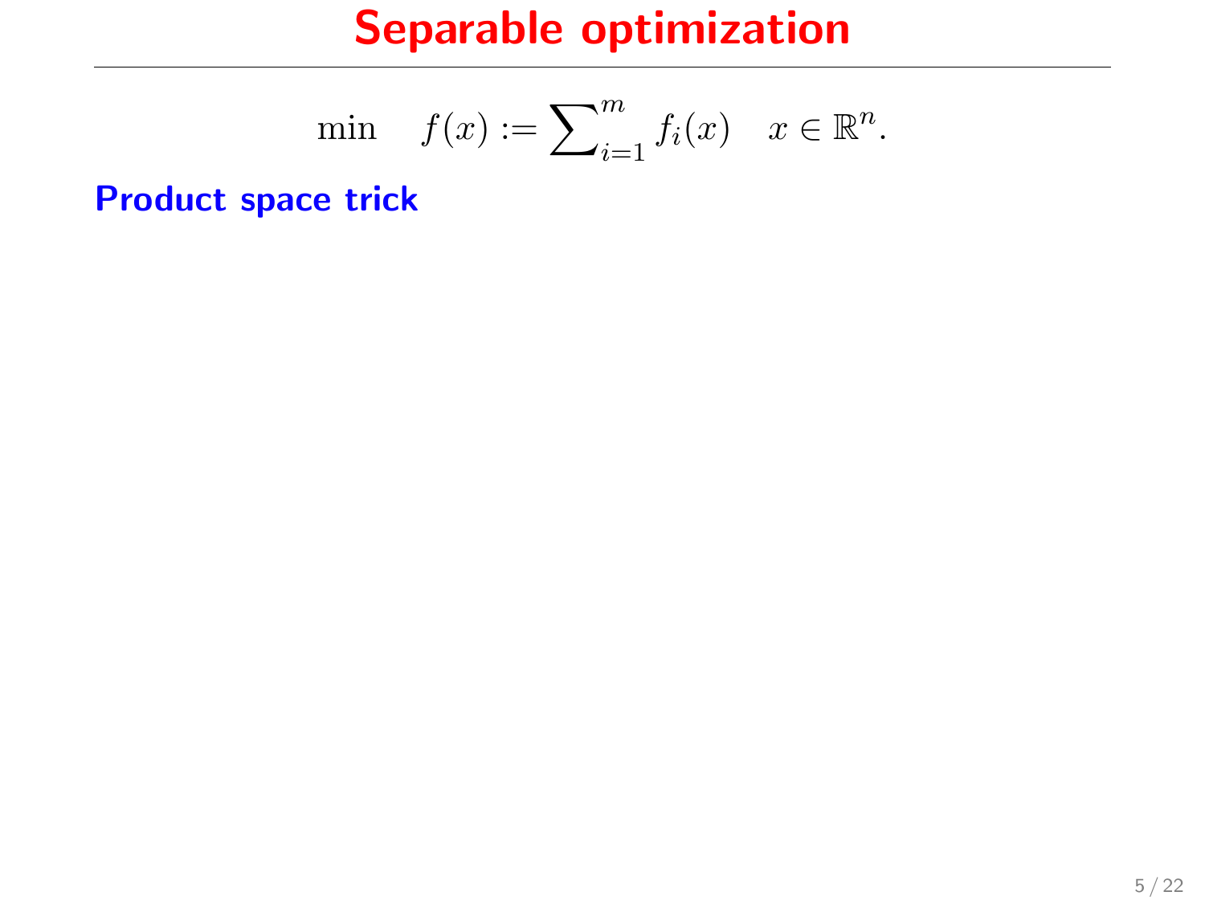# Separable optimization

$$\min \quad f(x) := \sum_{i=1}^{m} f_i(x) \quad x \in \mathbb{R}^n.$$

**Product space trick**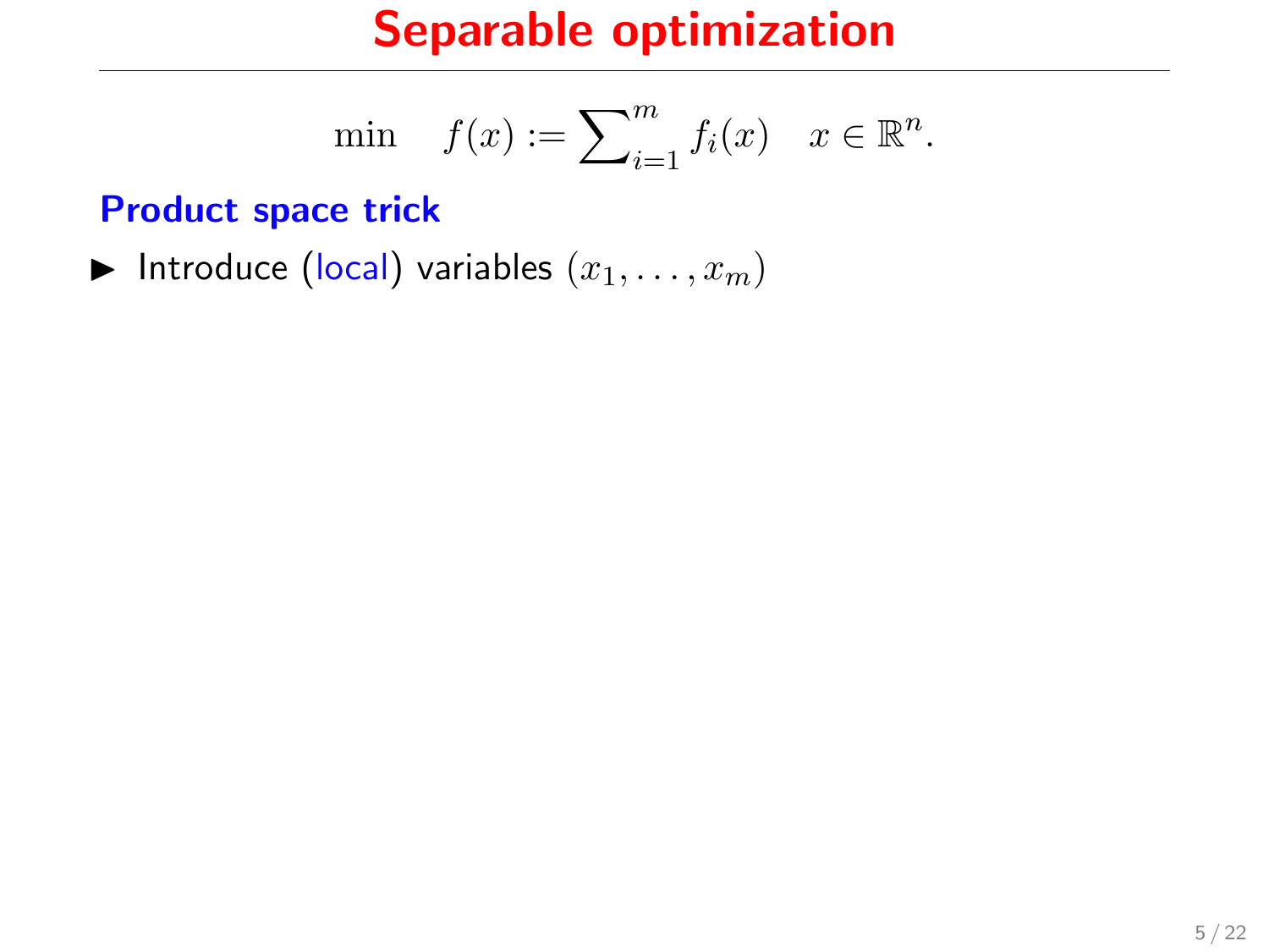# Separable optimization

$$\min \quad f(x) := \sum_{i=1}^{m} f_i(x) \quad x \in \mathbb{R}^n.$$

### Product space trick

- Introduce (local) variables $(x_1, \ldots, x_m)$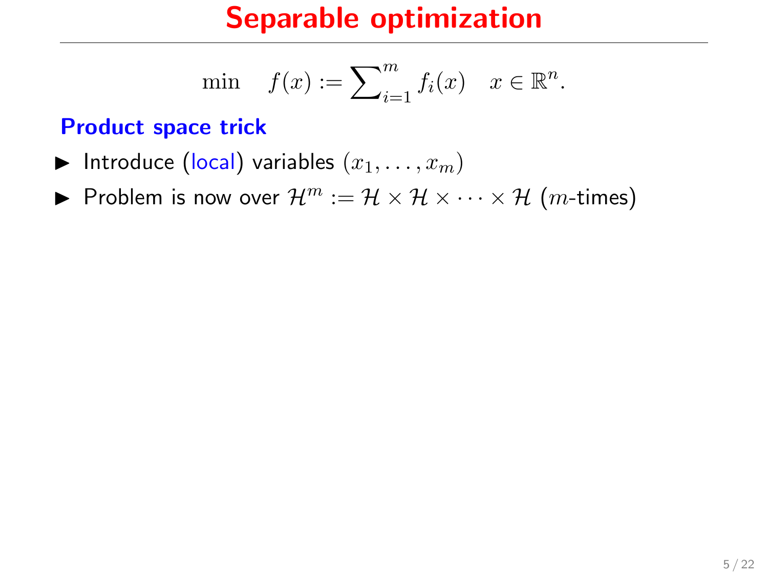# Separable optimization

$$\min \quad f(x) := \sum_{i=1}^{m} f_i(x) \quad x \in \mathbb{R}^n.$$

**Product space trick**

- Introduce (local) variables $(x_1, \ldots, x_m)$
- Problem is now over $\mathcal{H}^m := \mathcal{H} \times \mathcal{H} \times \cdots \times \mathcal{H}$ ($m$-times)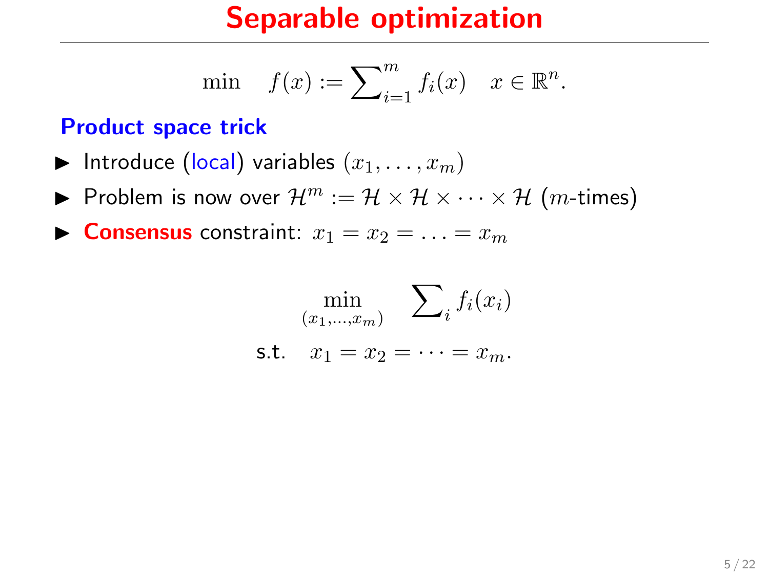# Separable optimization

$$\min \quad f(x) := \sum\nolimits_{i=1}^{m} f_i(x) \quad x \in \mathbb{R}^n.$$

### Product space trick

- Introduce (local) variables $(x_1, \ldots, x_m)$
- Problem is now over $\mathcal{H}^m := \mathcal{H} \times \mathcal{H} \times \cdots \times \mathcal{H}$ ($m$-times)
- **Consensus** constraint: $x_1 = x_2 = \ldots = x_m$

$$\begin{aligned} \min_{(x_1,\ldots,x_m)} \quad & \sum\nolimits_i f_i(x_i) \\ \text{s.t.} \quad & x_1 = x_2 = \cdots = x_m. \end{aligned}$$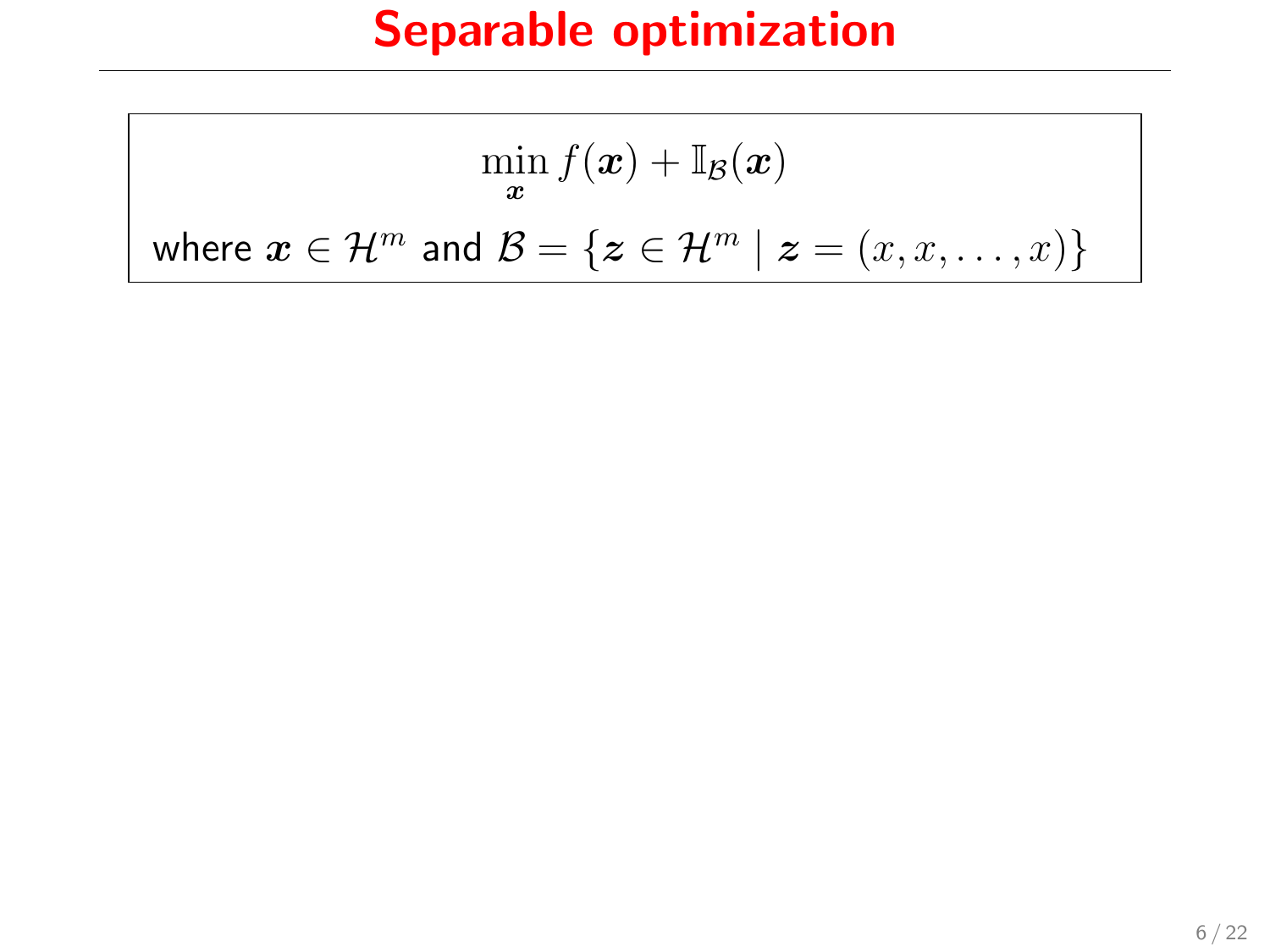# Separable optimization

$$\min_{\boldsymbol{x}} f(\boldsymbol{x}) + \mathbb{I}_{\mathcal{B}}(\boldsymbol{x})$$

where $\boldsymbol{x} \in \mathcal{H}^m$ and $\mathcal{B} = \{\boldsymbol{z} \in \mathcal{H}^m \mid \boldsymbol{z} = (x, x, \ldots, x)\}$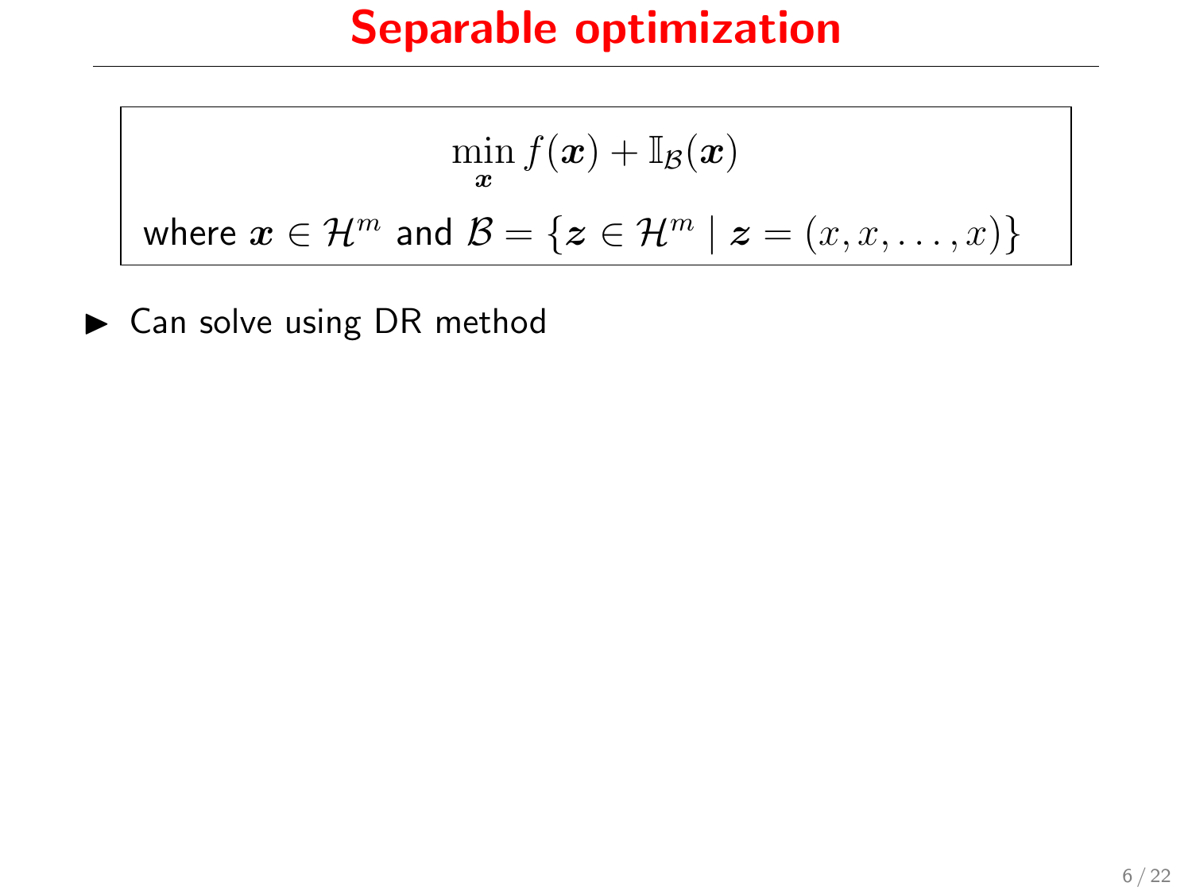# Separable optimization

$$\min_{\boldsymbol{x}} f(\boldsymbol{x}) + \mathbb{I}_{\mathcal{B}}(\boldsymbol{x})$$

where $\boldsymbol{x} \in \mathcal{H}^m$ and $\mathcal{B} = \{\boldsymbol{z} \in \mathcal{H}^m \mid \boldsymbol{z} = (x, x, \ldots, x)\}$

- Can solve using DR method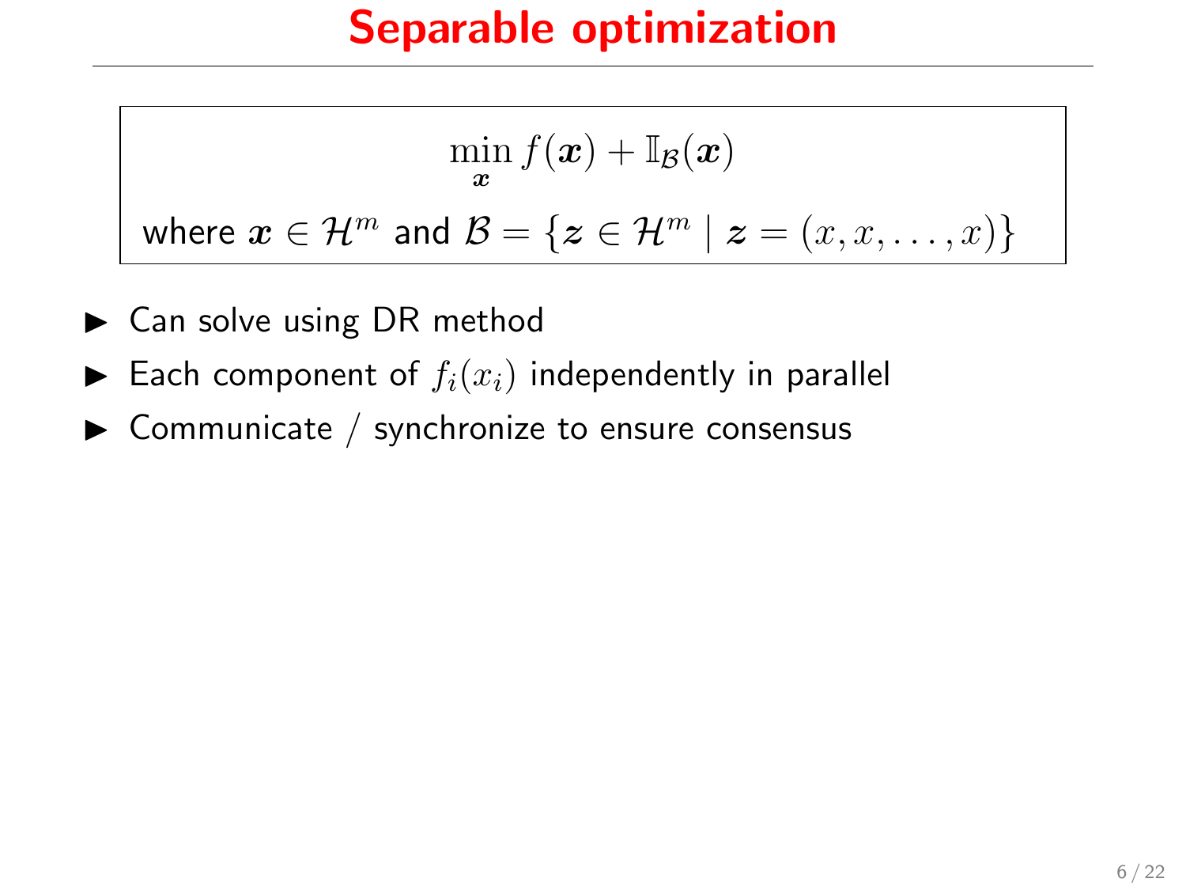# Separable optimization

$$\min_{\boldsymbol{x}} f(\boldsymbol{x}) + \mathbb{I}_{\mathcal{B}}(\boldsymbol{x})$$

where $\boldsymbol{x} \in \mathcal{H}^m$ and $\mathcal{B} = \{\boldsymbol{z} \in \mathcal{H}^m \mid \boldsymbol{z} = (x, x, \ldots, x)\}$

- Can solve using DR method
- Each component of $f_i(x_i)$ independently in parallel
- Communicate / synchronize to ensure consensus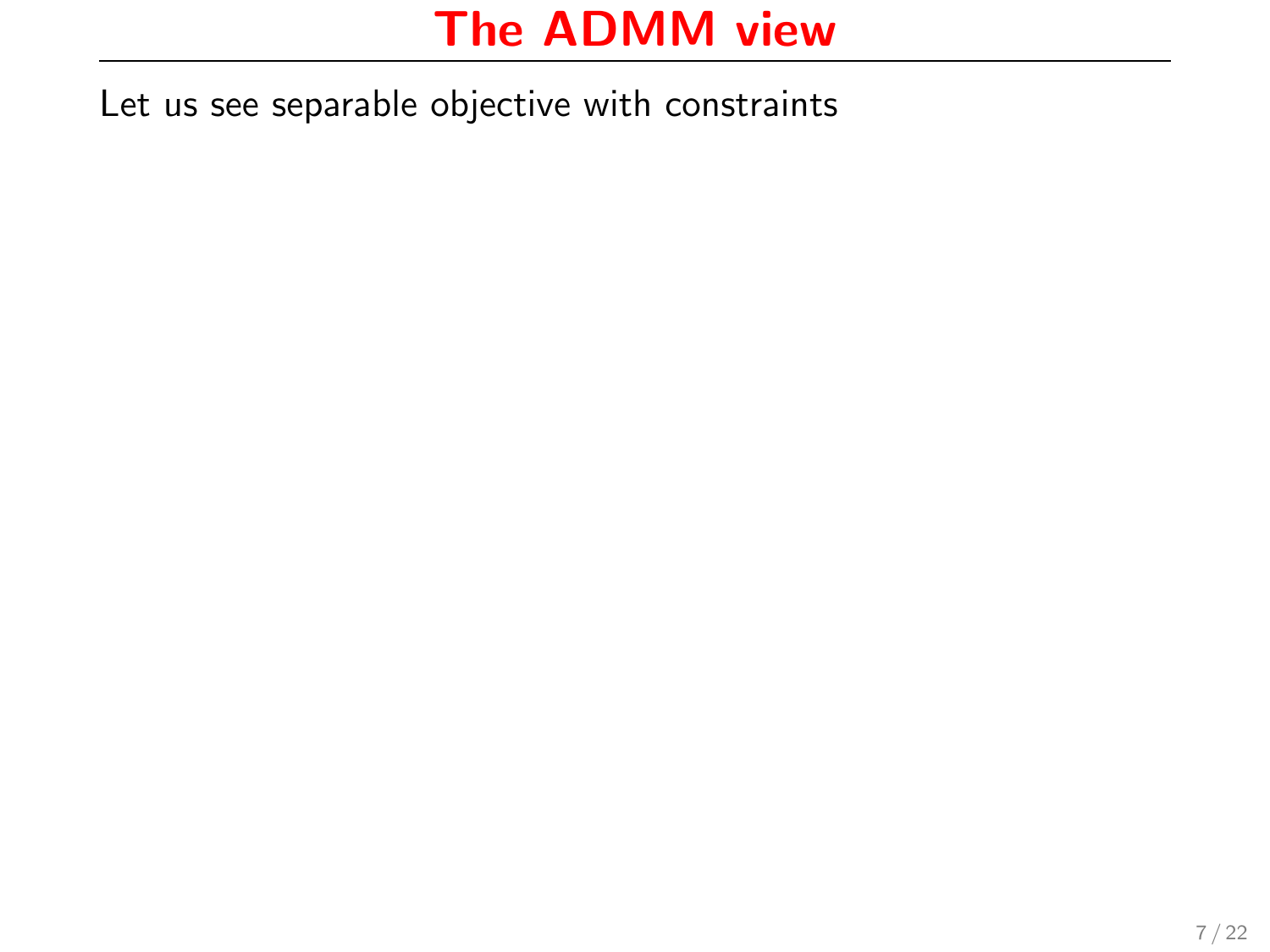# The ADMM view

Let us see separable objective with constraints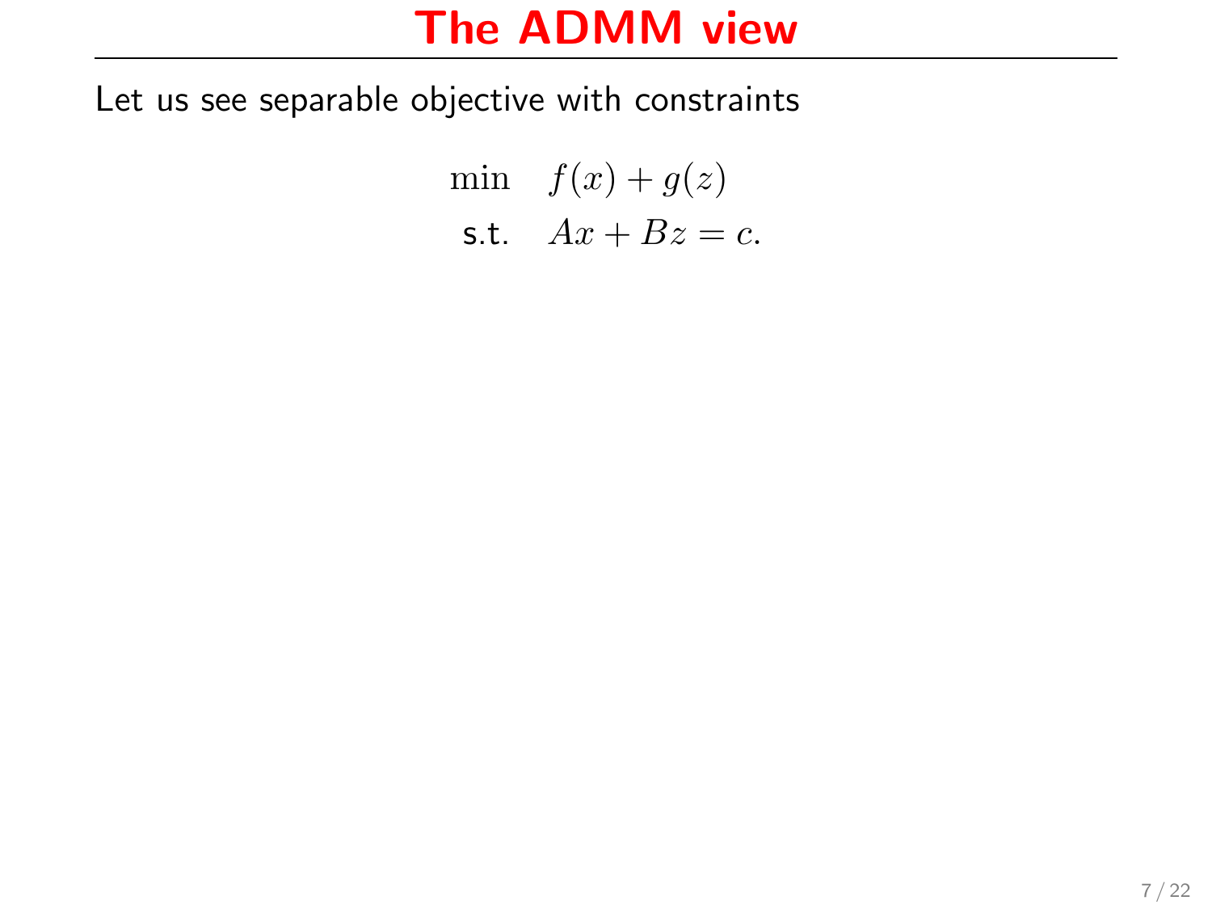# The ADMM view

Let us see separable objective with constraints

$$
\begin{aligned}
\min \quad & f(x) + g(z) \\
\text{s.t.} \quad & Ax + Bz = c.
\end{aligned}
$$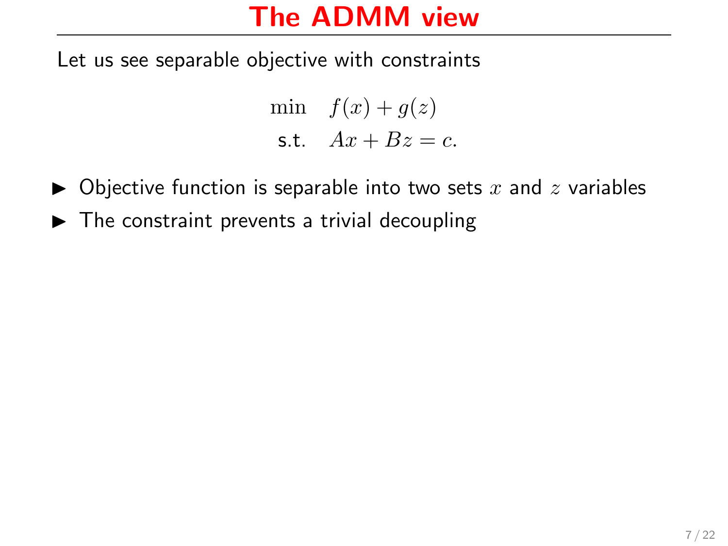# The ADMM view

Let us see separable objective with constraints

$$
\begin{aligned}
\min \quad & f(x) + g(z) \\
\text{s.t.} \quad & Ax + Bz = c.
\end{aligned}
$$

- Objective function is separable into two sets $x$ and $z$ variables
- The constraint prevents a trivial decoupling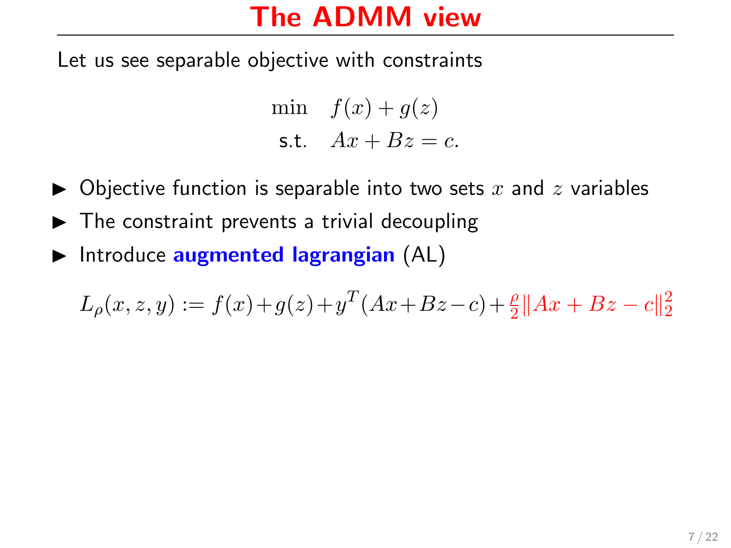# The ADMM view

Let us see separable objective with constraints

$$
\begin{aligned}
\min \quad & f(x) + g(z) \\
\text{s.t.} \quad & Ax + Bz = c.
\end{aligned}
$$

- Objective function is separable into two sets $x$ and $z$ variables
- The constraint prevents a trivial decoupling
- Introduce **augmented lagrangian** (AL)

$$
L_\rho(x, z, y) := f(x) + g(z) + y^T(Ax + Bz - c) + \frac{\rho}{2}\|Ax + Bz - c\|_2^2
$$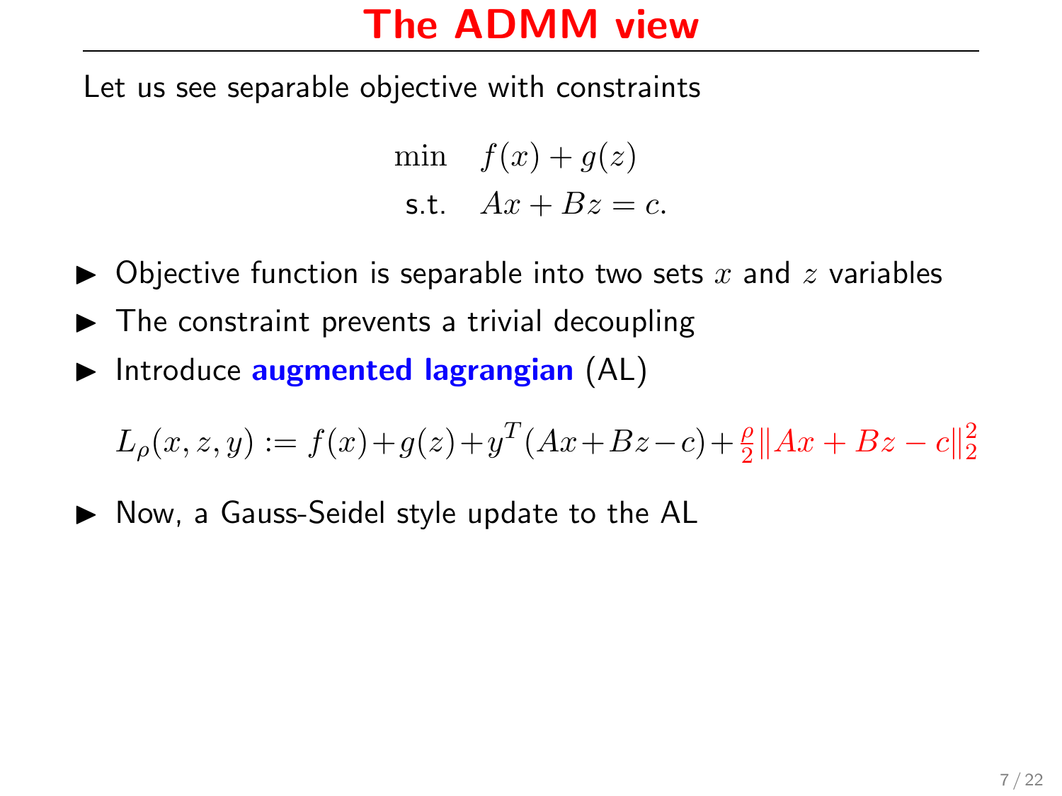# The ADMM view

Let us see separable objective with constraints

$$\begin{aligned} \min \quad & f(x) + g(z) \\ \text{s.t.} \quad & Ax + Bz = c. \end{aligned}$$

- Objective function is separable into two sets $x$ and $z$ variables
- The constraint prevents a trivial decoupling
- Introduce **augmented lagrangian** (AL)

$$L_\rho(x, z, y) := f(x) + g(z) + y^T(Ax + Bz - c) + \frac{\rho}{2}\|Ax + Bz - c\|_2^2$$

- Now, a Gauss-Seidel style update to the AL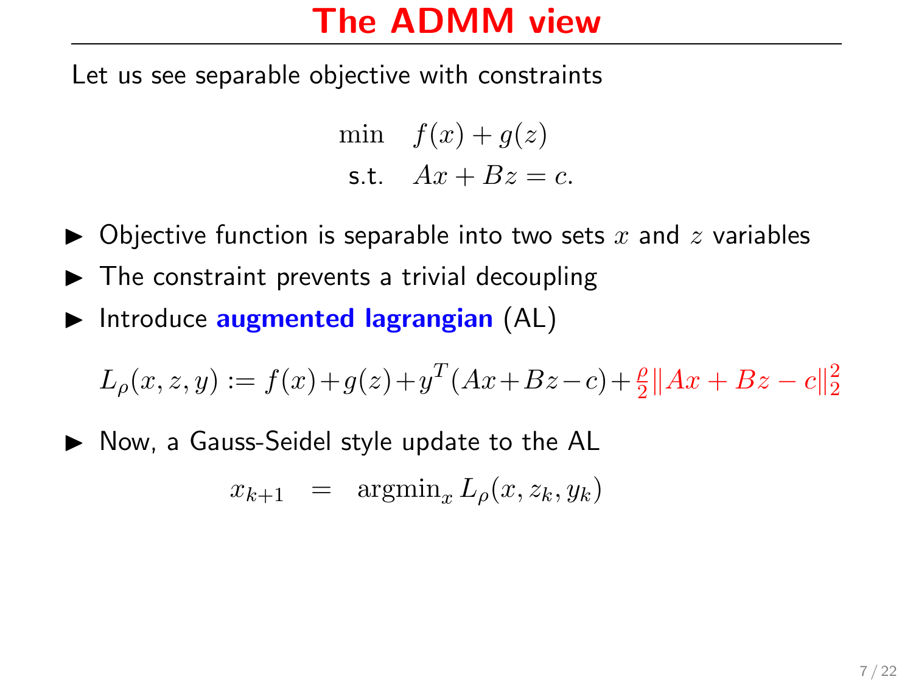# The ADMM view

Let us see separable objective with constraints

$$
\begin{aligned}
\min \quad & f(x) + g(z) \\
\text{s.t.} \quad & Ax + Bz = c.
\end{aligned}
$$

- Objective function is separable into two sets $x$ and $z$ variables
- The constraint prevents a trivial decoupling
- Introduce **augmented lagrangian** (AL)

$$
L_\rho(x, z, y) := f(x) + g(z) + y^T(Ax + Bz - c) + \frac{\rho}{2}\|Ax + Bz - c\|_2^2
$$

- Now, a Gauss-Seidel style update to the AL

$$
x_{k+1} = \operatorname{argmin}_x L_\rho(x, z_k, y_k)
$$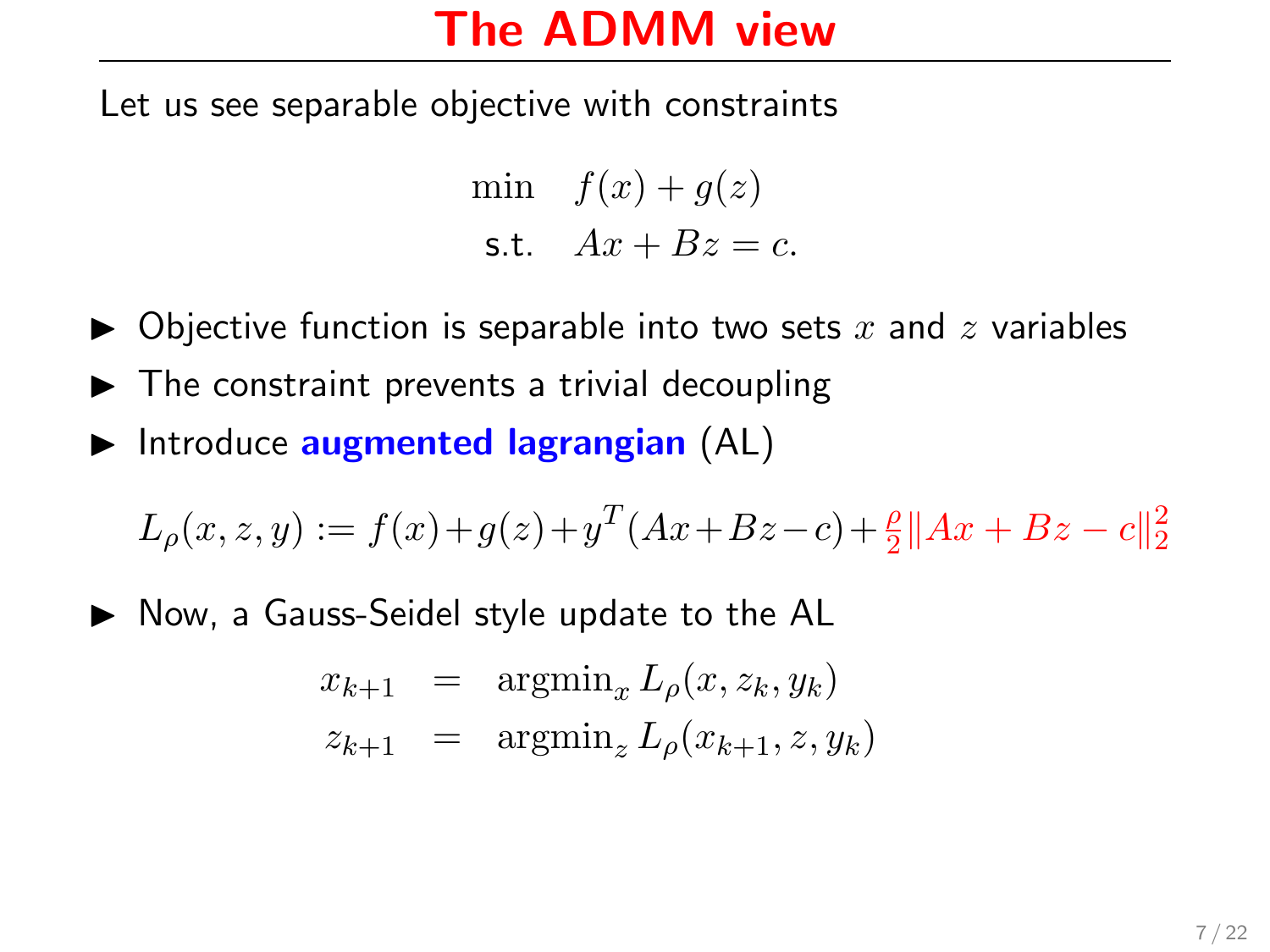# The ADMM view

Let us see separable objective with constraints

$$
\begin{aligned}
\min \quad & f(x) + g(z) \\
\text{s.t.} \quad & Ax + Bz = c.
\end{aligned}
$$

- Objective function is separable into two sets $x$ and $z$ variables
- The constraint prevents a trivial decoupling
- Introduce **augmented lagrangian** (AL)

$$
L_\rho(x, z, y) := f(x) + g(z) + y^T(Ax + Bz - c) + \frac{\rho}{2}\|Ax + Bz - c\|_2^2
$$

- Now, a Gauss-Seidel style update to the AL

$$
\begin{aligned}
x_{k+1} &= \operatorname{argmin}_x L_\rho(x, z_k, y_k) \\
z_{k+1} &= \operatorname{argmin}_z L_\rho(x_{k+1}, z, y_k)
\end{aligned}
$$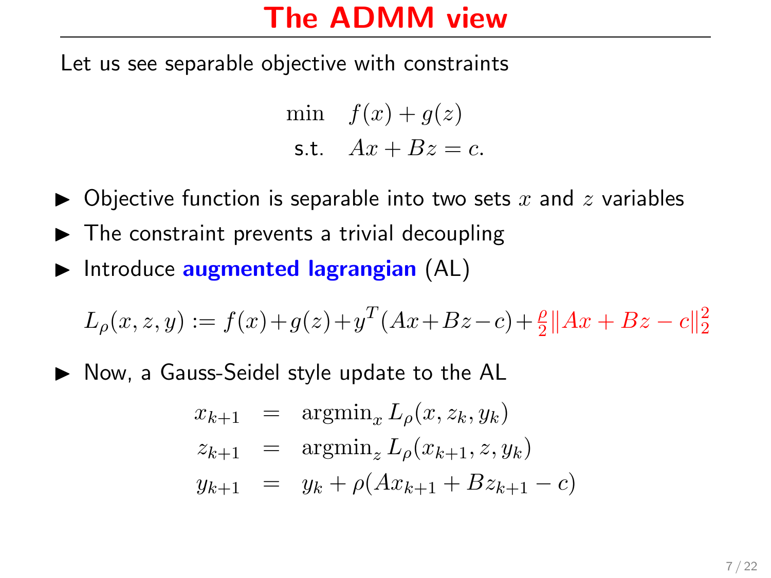# The ADMM view

Let us see separable objective with constraints

$$
\begin{aligned}
\min \quad & f(x) + g(z) \\
\text{s.t.} \quad & Ax + Bz = c.
\end{aligned}
$$

- Objective function is separable into two sets $x$ and $z$ variables
- The constraint prevents a trivial decoupling
- Introduce **augmented lagrangian** (AL)

$$
L_\rho(x, z, y) := f(x) + g(z) + y^T(Ax + Bz - c) + \frac{\rho}{2}\|Ax + Bz - c\|_2^2
$$

- Now, a Gauss-Seidel style update to the AL

$$
\begin{aligned}
x_{k+1} &= \operatorname{argmin}_x L_\rho(x, z_k, y_k) \\
z_{k+1} &= \operatorname{argmin}_z L_\rho(x_{k+1}, z, y_k) \\
y_{k+1} &= y_k + \rho(Ax_{k+1} + Bz_{k+1} - c)
\end{aligned}
$$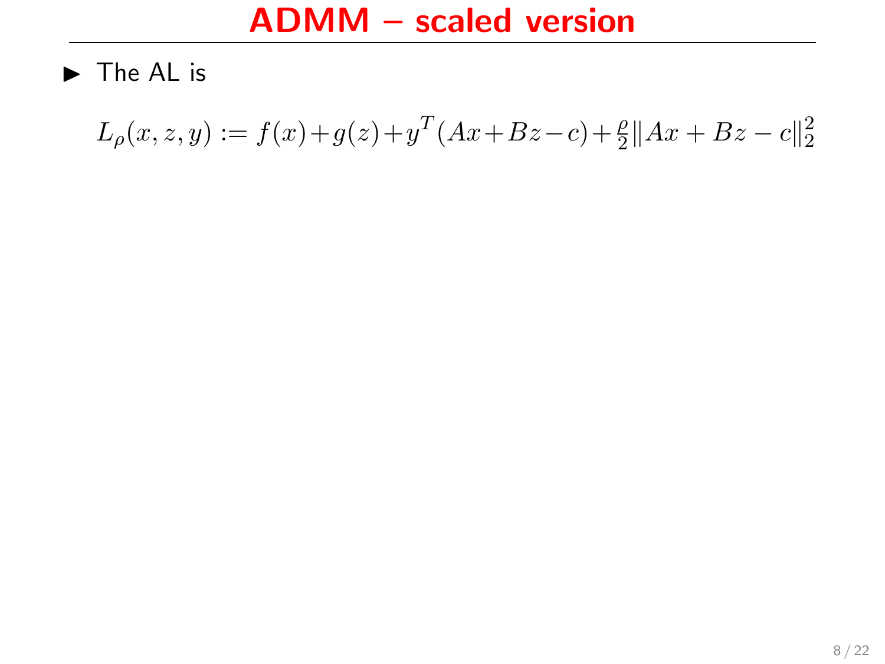# ADMM – scaled version

- The AL is

$$L_\rho(x, z, y) := f(x) + g(z) + y^T(Ax + Bz - c) + \frac{\rho}{2}\|Ax + Bz - c\|_2^2$$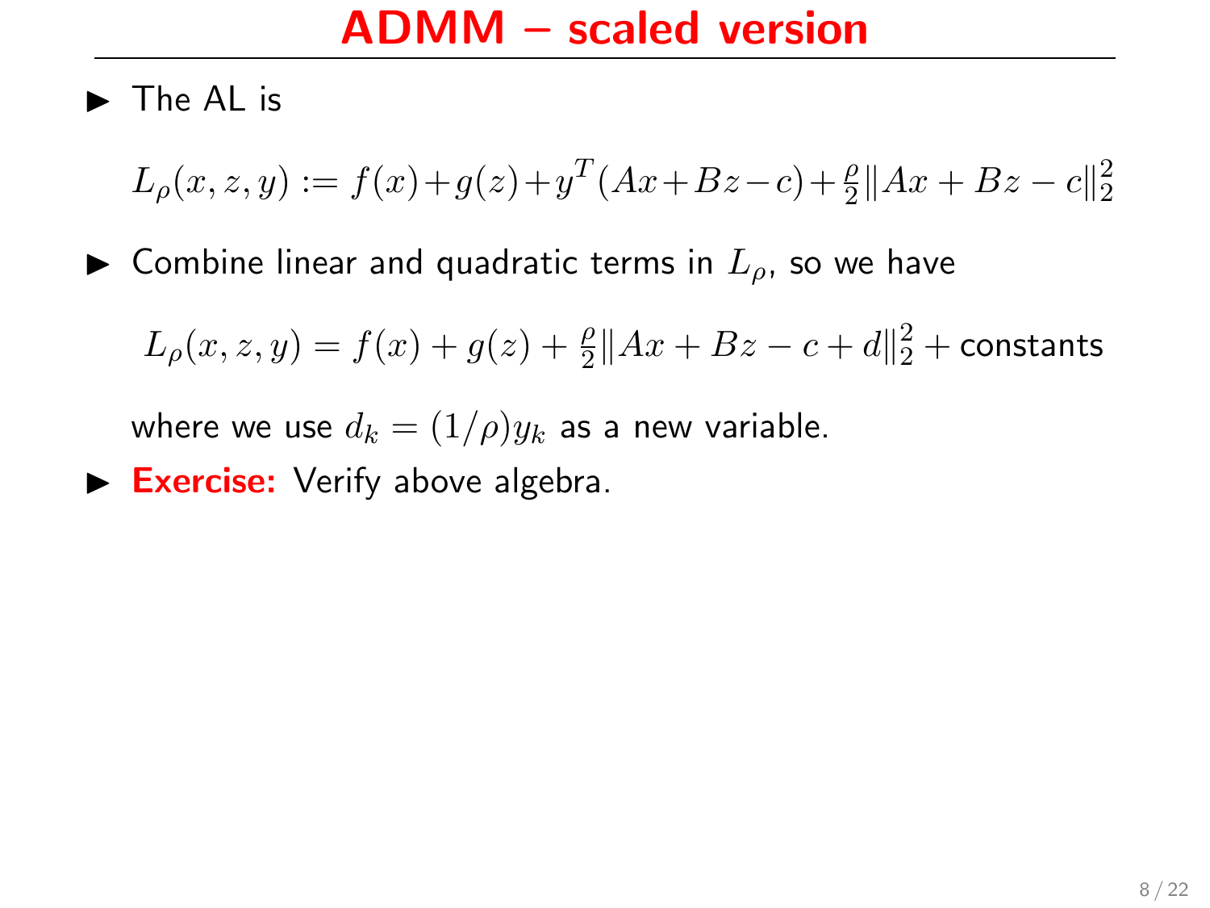# ADMM – scaled version

- The AL is

$$L_\rho(x,z,y) := f(x) + g(z) + y^T(Ax + Bz - c) + \frac{\rho}{2}\|Ax + Bz - c\|_2^2$$

- Combine linear and quadratic terms in $L_\rho$, so we have

$$L_\rho(x,z,y) = f(x) + g(z) + \frac{\rho}{2}\|Ax + Bz - c + d\|_2^2 + \text{constants}$$

  where we use $d_k = (1/\rho)y_k$ as a new variable.

- **Exercise:** Verify above algebra.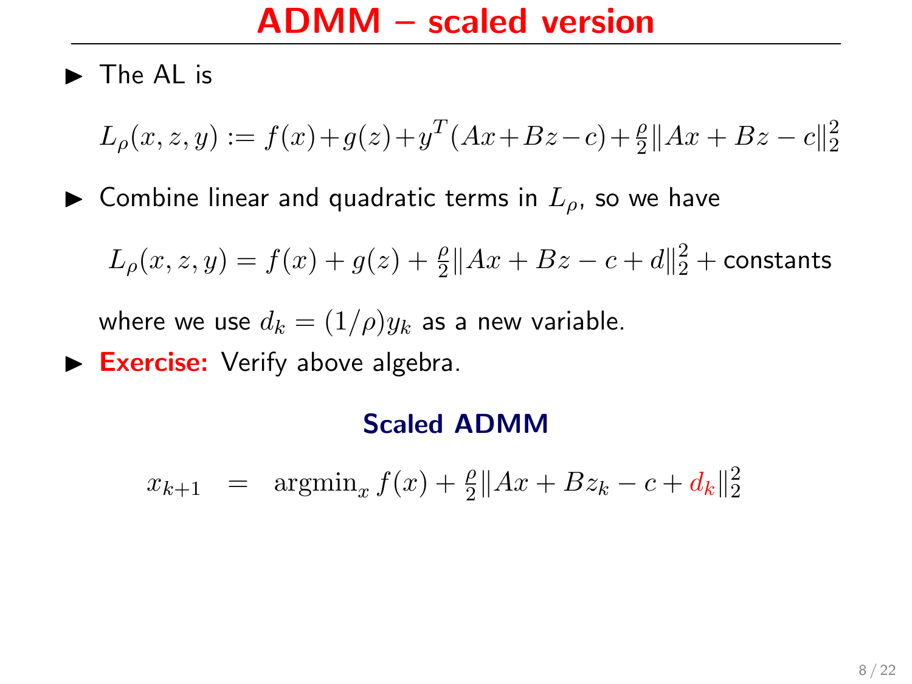# ADMM – scaled version

- The AL is

$$L_\rho(x,z,y) := f(x) + g(z) + y^T(Ax+Bz-c) + \tfrac{\rho}{2}\|Ax+Bz-c\|_2^2$$

- Combine linear and quadratic terms in $L_\rho$, so we have

$$L_\rho(x,z,y) = f(x) + g(z) + \tfrac{\rho}{2}\|Ax+Bz-c+d\|_2^2 + \text{constants}$$

  where we use $d_k = (1/\rho)y_k$ as a new variable.

- **Exercise:** Verify above algebra.

### Scaled ADMM

$$x_{k+1} \;=\; \operatorname{argmin}_x f(x) + \tfrac{\rho}{2}\|Ax + Bz_k - c + d_k\|_2^2$$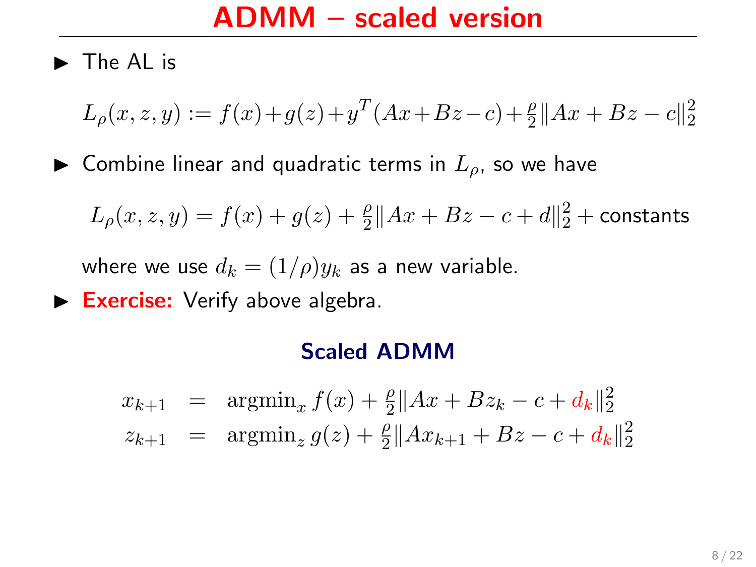# ADMM – scaled version

- The AL is

$$L_\rho(x,z,y) := f(x)+g(z)+y^T(Ax+Bz-c)+\tfrac{\rho}{2}\|Ax+Bz-c\|_2^2$$

- Combine linear and quadratic terms in $L_\rho$, so we have

$$L_\rho(x,z,y) = f(x)+g(z)+\tfrac{\rho}{2}\|Ax+Bz-c+d\|_2^2 + \text{constants}$$

  where we use $d_k = (1/\rho)y_k$ as a new variable.

- **Exercise:** Verify above algebra.

### Scaled ADMM

$$\begin{aligned}
x_{k+1} &= \operatorname{argmin}_x f(x) + \tfrac{\rho}{2}\|Ax+Bz_k-c+d_k\|_2^2 \\
z_{k+1} &= \operatorname{argmin}_z g(z) + \tfrac{\rho}{2}\|Ax_{k+1}+Bz-c+d_k\|_2^2
\end{aligned}$$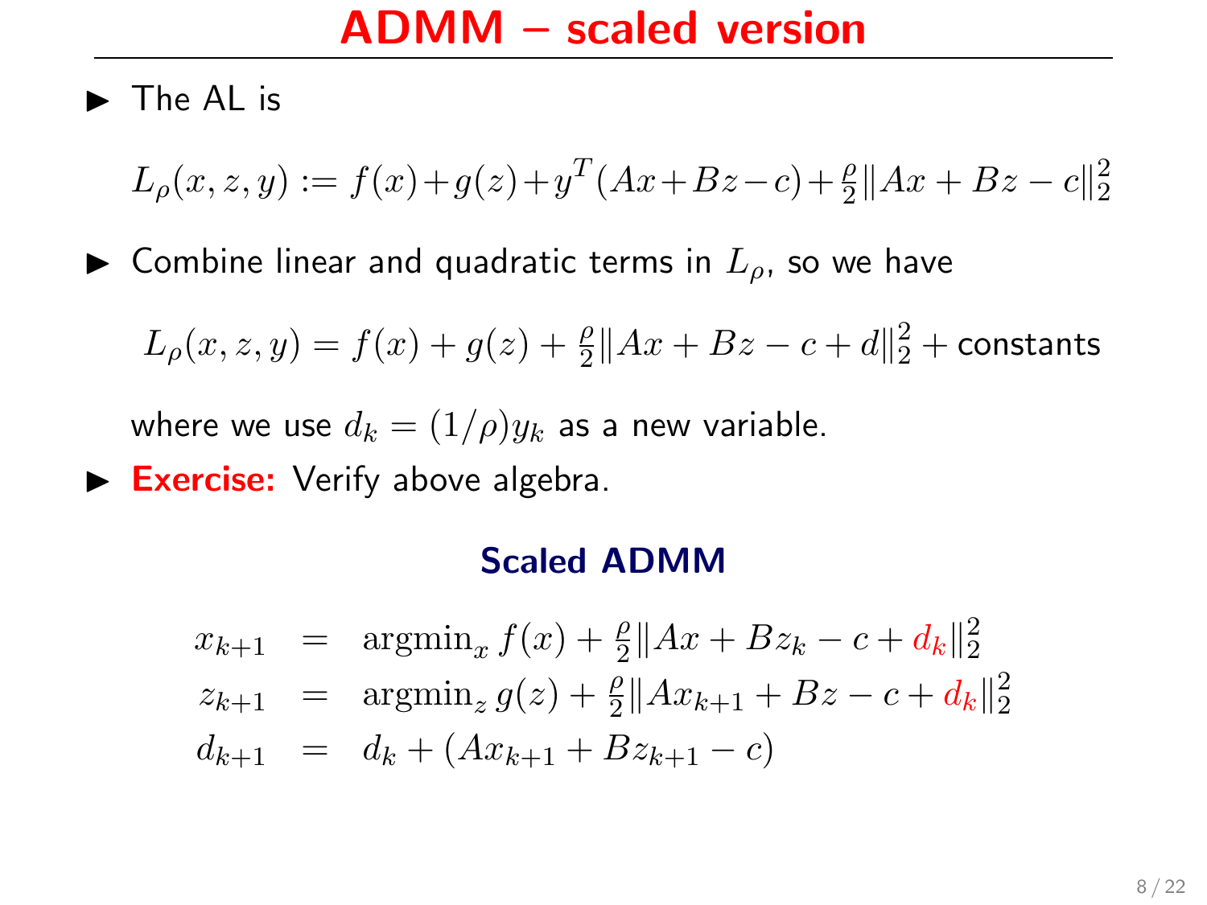# ADMM – scaled version

- The AL is

$$L_\rho(x,z,y) := f(x)+g(z)+y^T(Ax+Bz-c)+\tfrac{\rho}{2}\|Ax+Bz-c\|_2^2$$

- Combine linear and quadratic terms in $L_\rho$, so we have

$$L_\rho(x,z,y) = f(x)+g(z)+\tfrac{\rho}{2}\|Ax+Bz-c+d\|_2^2 + \text{constants}$$

  where we use $d_k = (1/\rho)y_k$ as a new variable.

- **Exercise:** Verify above algebra.

### Scaled ADMM

$$
\begin{aligned}
x_{k+1} &= \operatorname{argmin}_x f(x) + \tfrac{\rho}{2}\|Ax+Bz_k-c+d_k\|_2^2 \\
z_{k+1} &= \operatorname{argmin}_z g(z) + \tfrac{\rho}{2}\|Ax_{k+1}+Bz-c+d_k\|_2^2 \\
d_{k+1} &= d_k + (Ax_{k+1}+Bz_{k+1}-c)
\end{aligned}
$$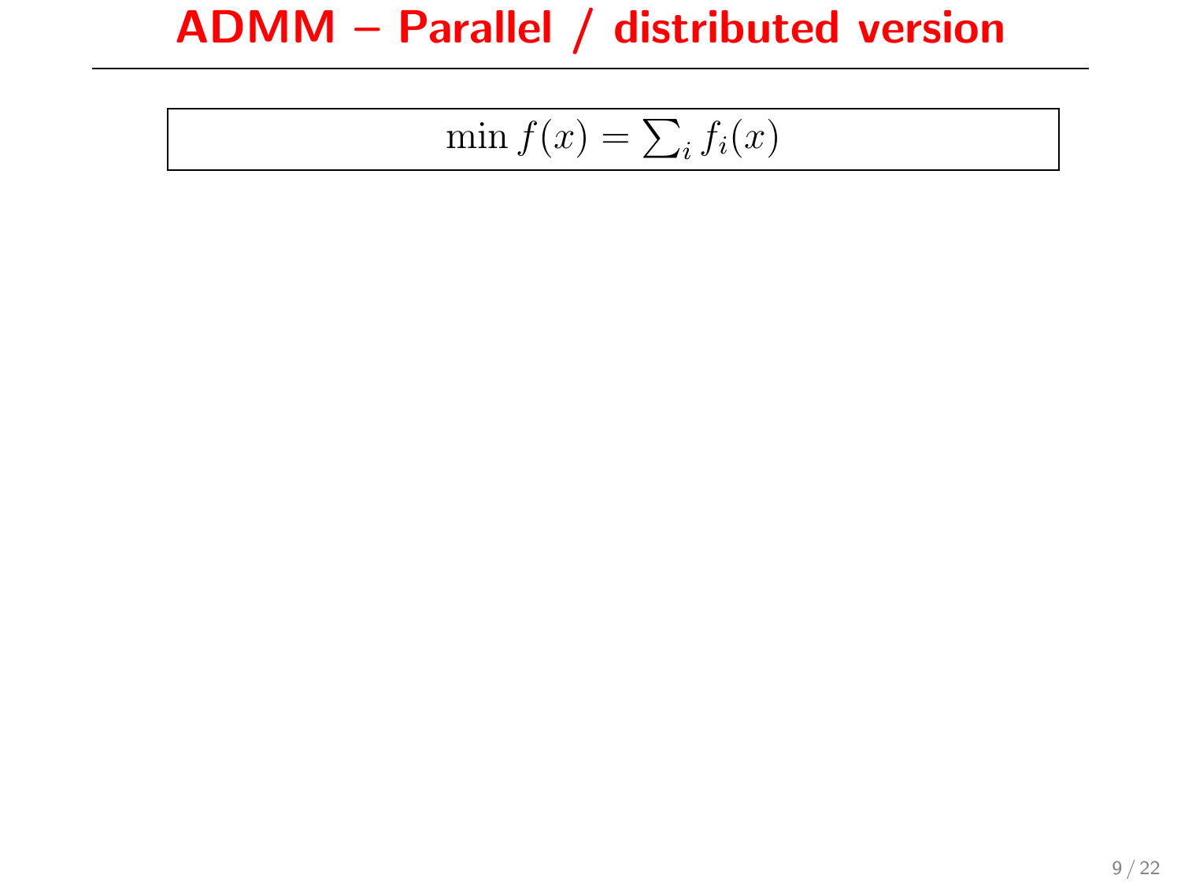# ADMM – Parallel / distributed version

$$\min f(x) = \sum_i f_i(x)$$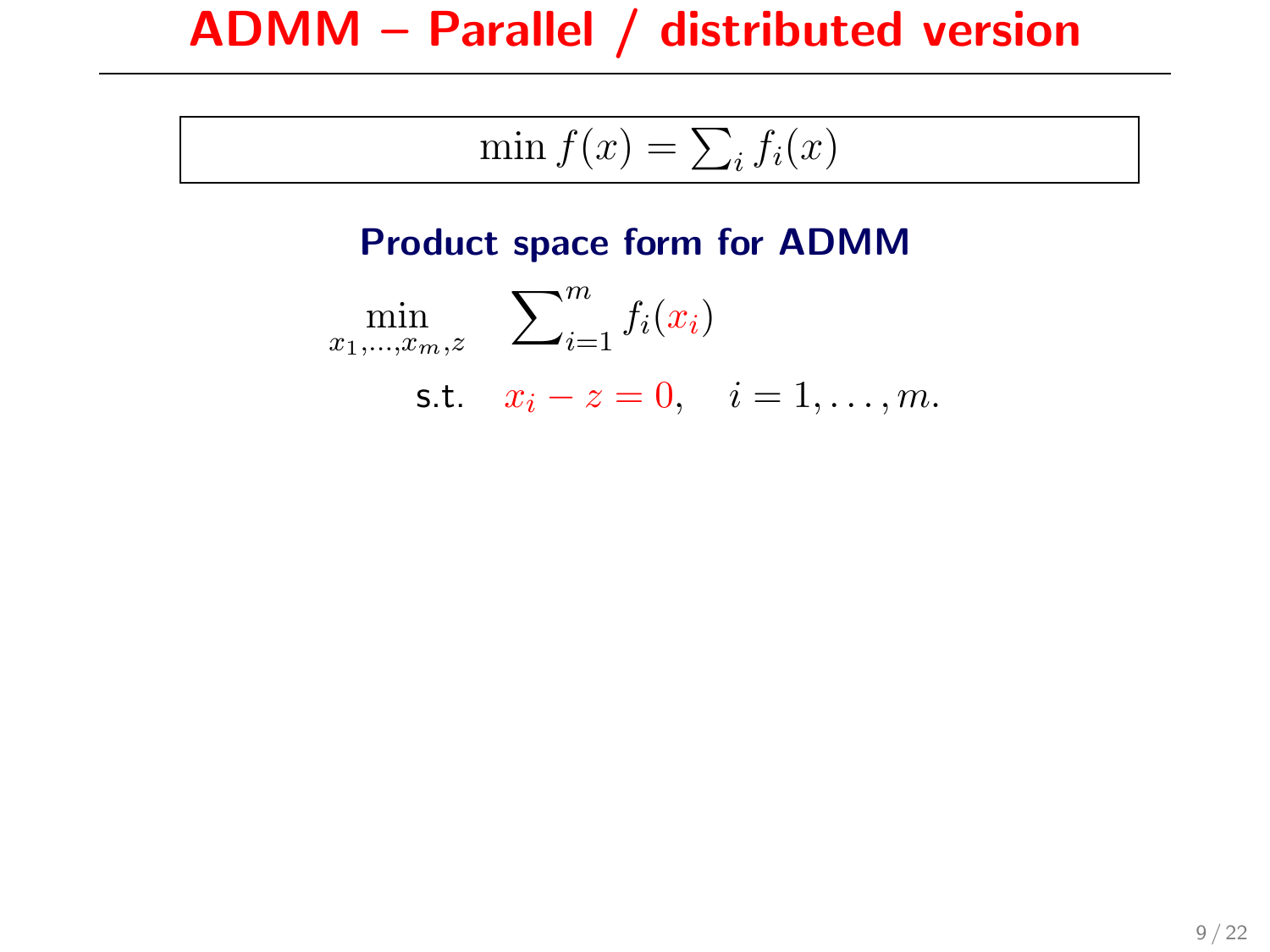# ADMM – Parallel / distributed version

$$\min f(x) = \sum_i f_i(x)$$

**Product space form for ADMM**

$$\min_{x_1,\ldots,x_m,z} \quad \sum_{i=1}^m f_i(x_i)$$

$$\text{s.t.} \quad x_i - z = 0, \quad i = 1, \ldots, m.$$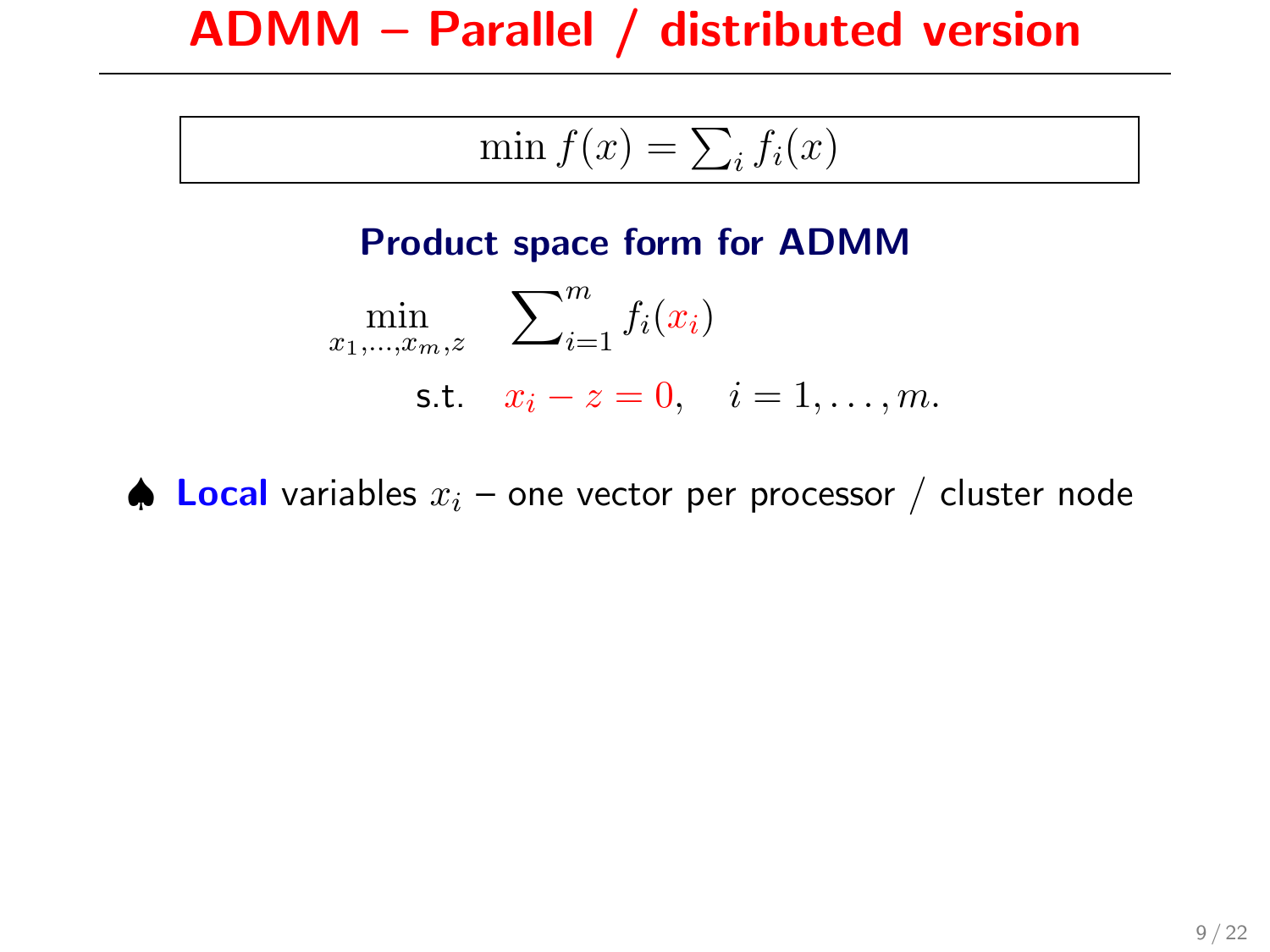# ADMM – Parallel / distributed version

$$\min f(x) = \sum_i f_i(x)$$

**Product space form for ADMM**

$$\min_{x_1,\ldots,x_m,z} \quad \sum_{i=1}^{m} f_i(x_i)$$

$$\text{s.t.} \quad x_i - z = 0, \quad i = 1, \ldots, m.$$

♠ **Local** variables $x_i$ – one vector per processor / cluster node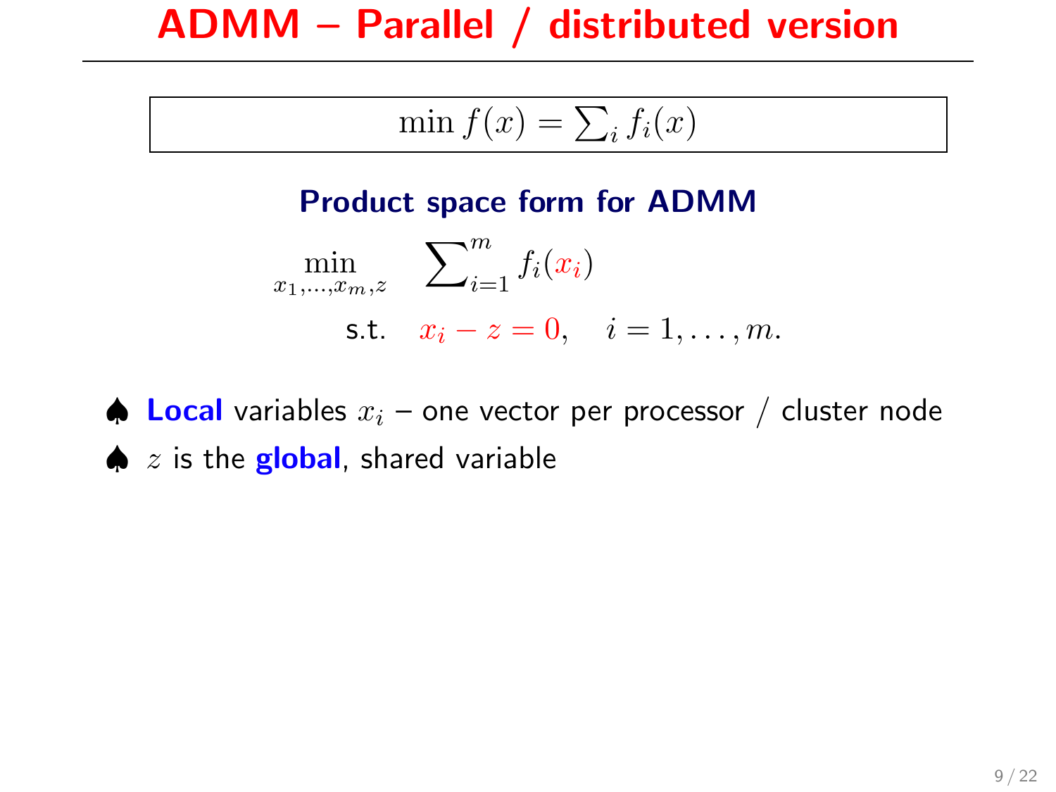# ADMM – Parallel / distributed version

$$\min f(x) = \sum_i f_i(x)$$

**Product space form for ADMM**

$$\begin{aligned} \min_{x_1,\ldots,x_m,z} \quad & \sum\nolimits_{i=1}^{m} f_i(x_i) \\ \text{s.t.} \quad & x_i - z = 0, \quad i = 1, \ldots, m. \end{aligned}$$

- **Local** variables $x_i$ – one vector per processor / cluster node
- $z$ is the **global**, shared variable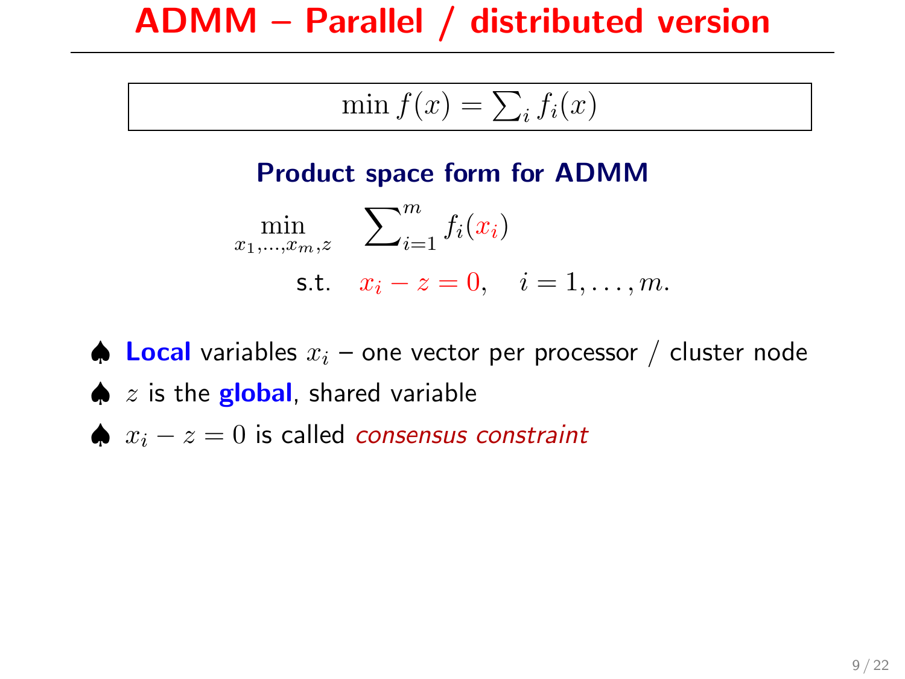# ADMM – Parallel / distributed version

$$\min f(x) = \sum_i f_i(x)$$

### Product space form for ADMM

$$\begin{aligned} \min_{x_1,\ldots,x_m,z} \quad & \sum_{i=1}^m f_i(x_i) \\ \text{s.t.} \quad & x_i - z = 0, \quad i = 1,\ldots,m. \end{aligned}$$

- **Local** variables $x_i$ – one vector per processor / cluster node
- $z$ is the **global**, shared variable
- $x_i - z = 0$ is called *consensus constraint*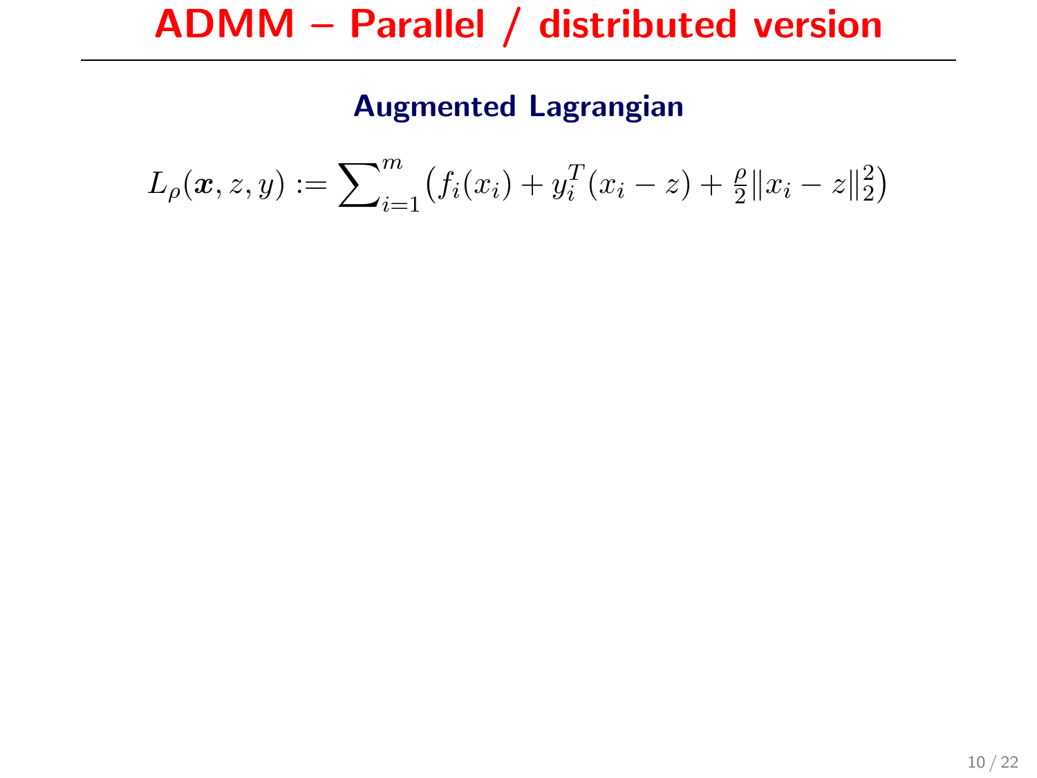# ADMM – Parallel / distributed version

### Augmented Lagrangian

$$L_\rho(\boldsymbol{x}, z, y) := \sum_{i=1}^{m} \left( f_i(x_i) + y_i^T (x_i - z) + \frac{\rho}{2} \|x_i - z\|_2^2 \right)$$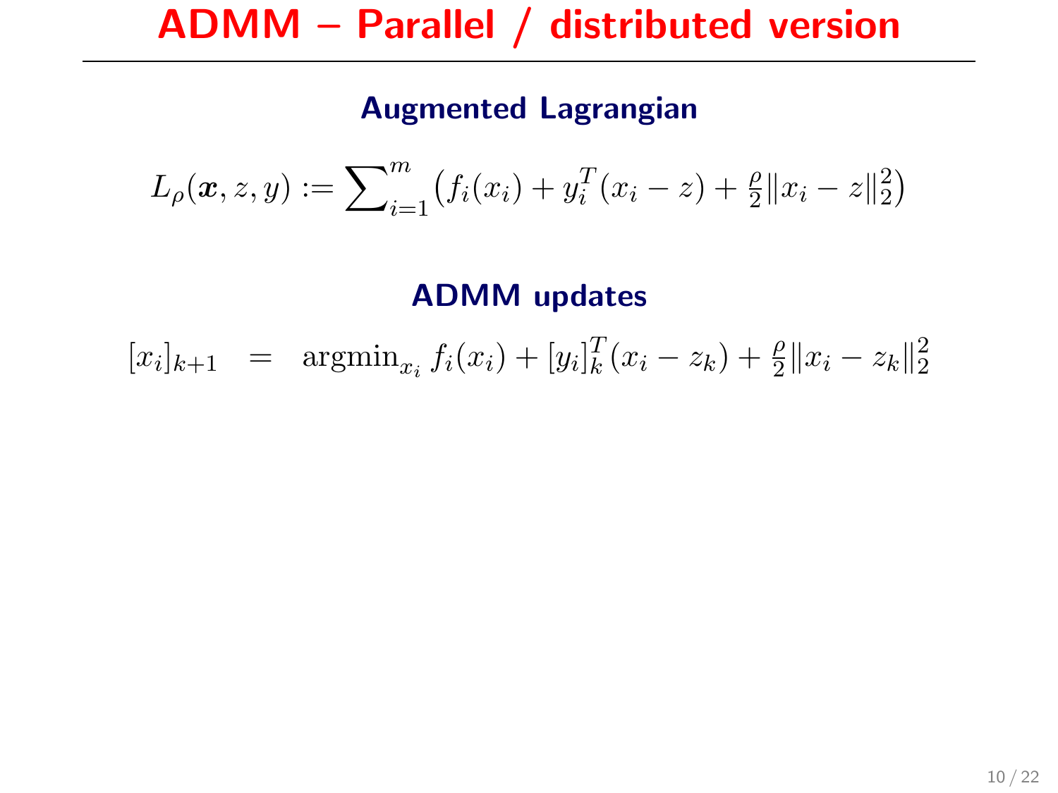# ADMM – Parallel / distributed version

### Augmented Lagrangian

$$L_\rho(\boldsymbol{x}, z, y) := \sum_{i=1}^{m} \big( f_i(x_i) + y_i^T(x_i - z) + \tfrac{\rho}{2}\|x_i - z\|_2^2 \big)$$

### ADMM updates

$$[x_i]_{k+1} \quad = \quad \operatorname{argmin}_{x_i} f_i(x_i) + [y_i]_k^T(x_i - z_k) + \tfrac{\rho}{2}\|x_i - z_k\|_2^2$$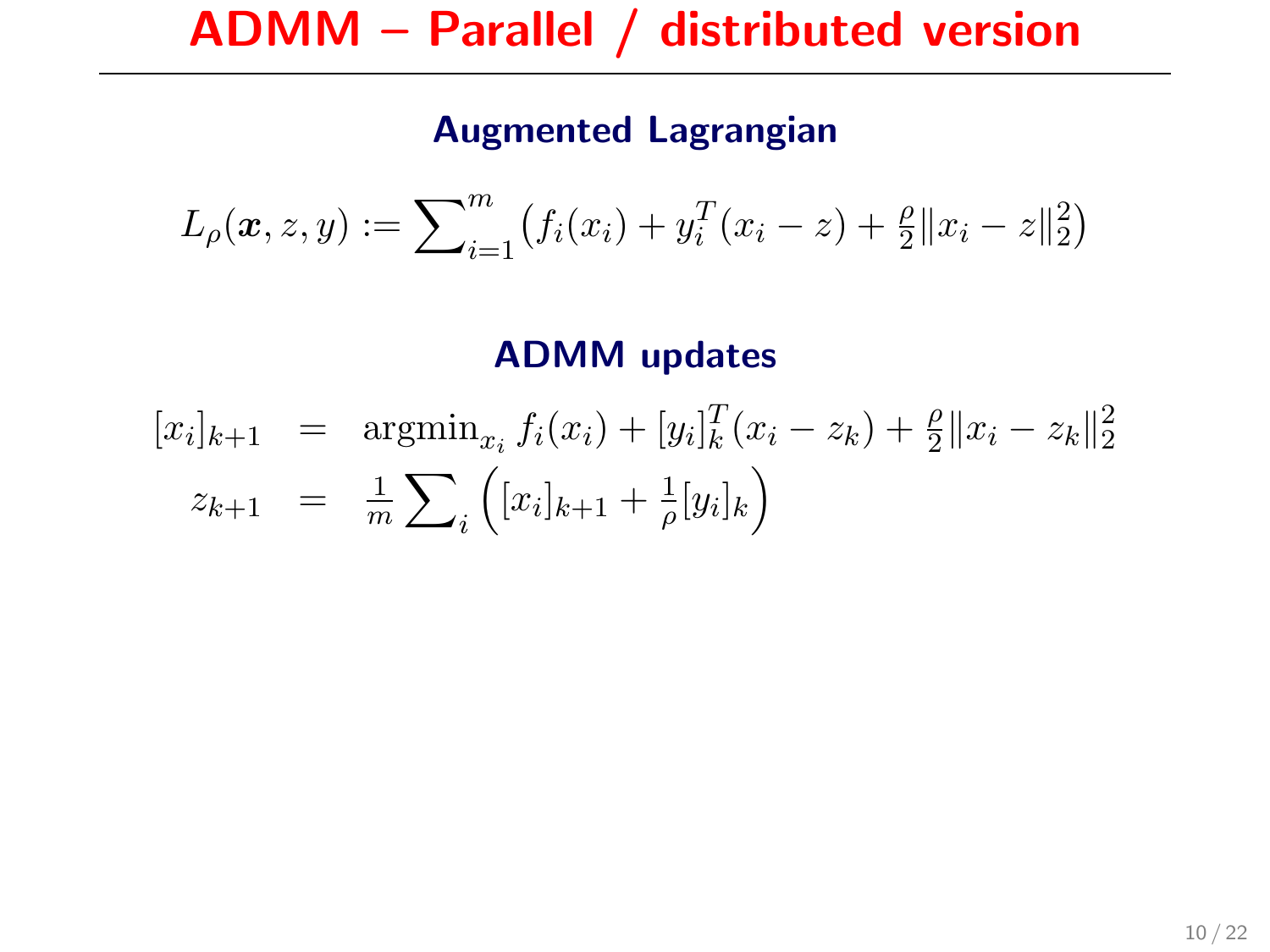# ADMM – Parallel / distributed version

### Augmented Lagrangian

$$L_\rho(\boldsymbol{x}, z, y) := \sum_{i=1}^{m} \big(f_i(x_i) + y_i^T(x_i - z) + \tfrac{\rho}{2}\|x_i - z\|_2^2\big)$$

### ADMM updates

$$\begin{aligned}
[x_i]_{k+1} &= \operatorname{argmin}_{x_i} f_i(x_i) + [y_i]_k^T(x_i - z_k) + \tfrac{\rho}{2}\|x_i - z_k\|_2^2 \\
z_{k+1} &= \tfrac{1}{m}\sum_i \Big([x_i]_{k+1} + \tfrac{1}{\rho}[y_i]_k\Big)
\end{aligned}$$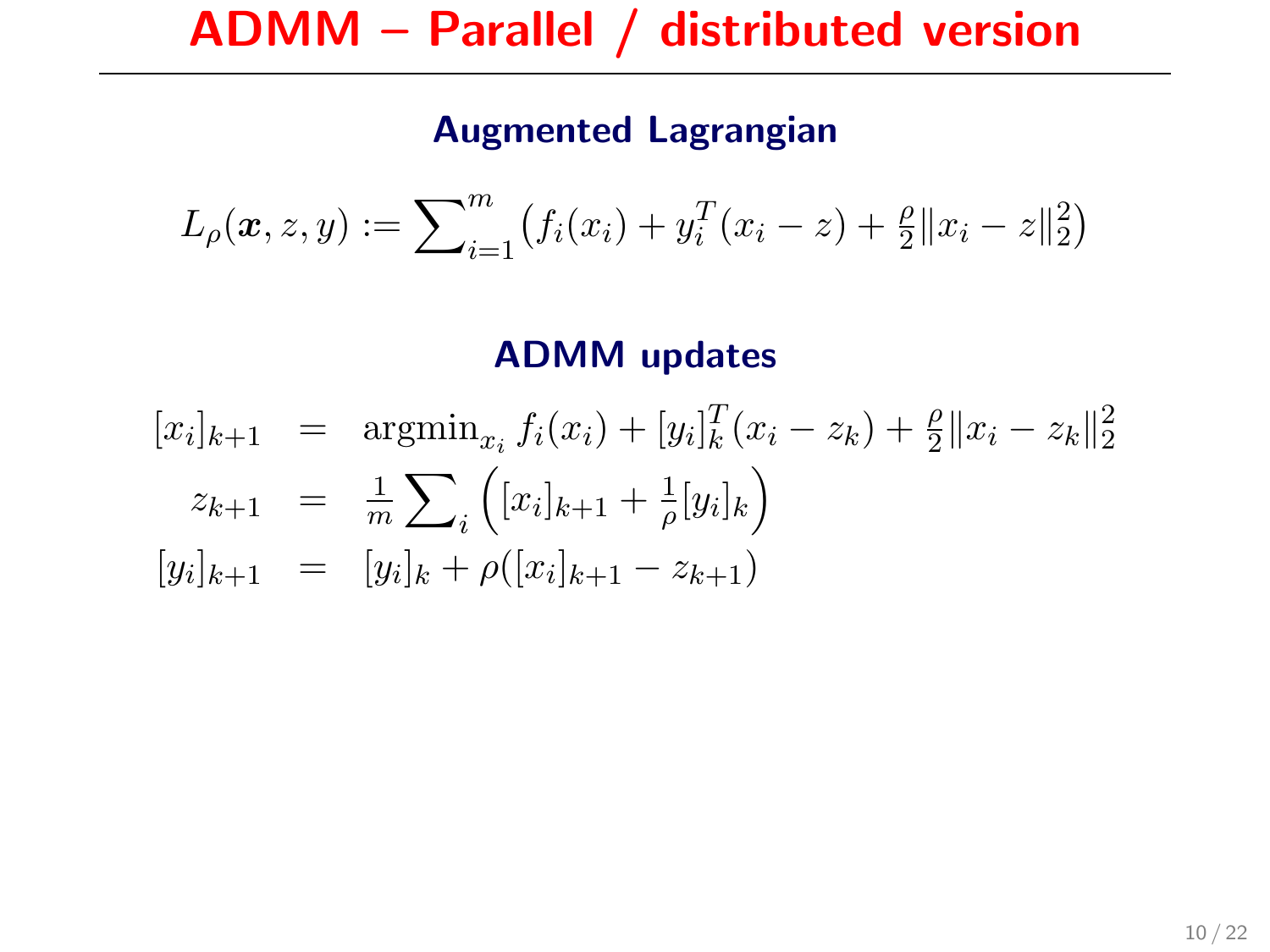# ADMM – Parallel / distributed version

### Augmented Lagrangian

$$L_\rho(\boldsymbol{x}, z, y) := \sum\nolimits_{i=1}^{m} \big(f_i(x_i) + y_i^T(x_i - z) + \tfrac{\rho}{2}\|x_i - z\|_2^2\big)$$

### ADMM updates

$$\begin{aligned}
[x_i]_{k+1} &= \operatorname{argmin}_{x_i} f_i(x_i) + [y_i]_k^T(x_i - z_k) + \tfrac{\rho}{2}\|x_i - z_k\|_2^2 \\
z_{k+1} &= \tfrac{1}{m}\sum\nolimits_i \Big([x_i]_{k+1} + \tfrac{1}{\rho}[y_i]_k\Big) \\
[y_i]_{k+1} &= [y_i]_k + \rho([x_i]_{k+1} - z_{k+1})
\end{aligned}$$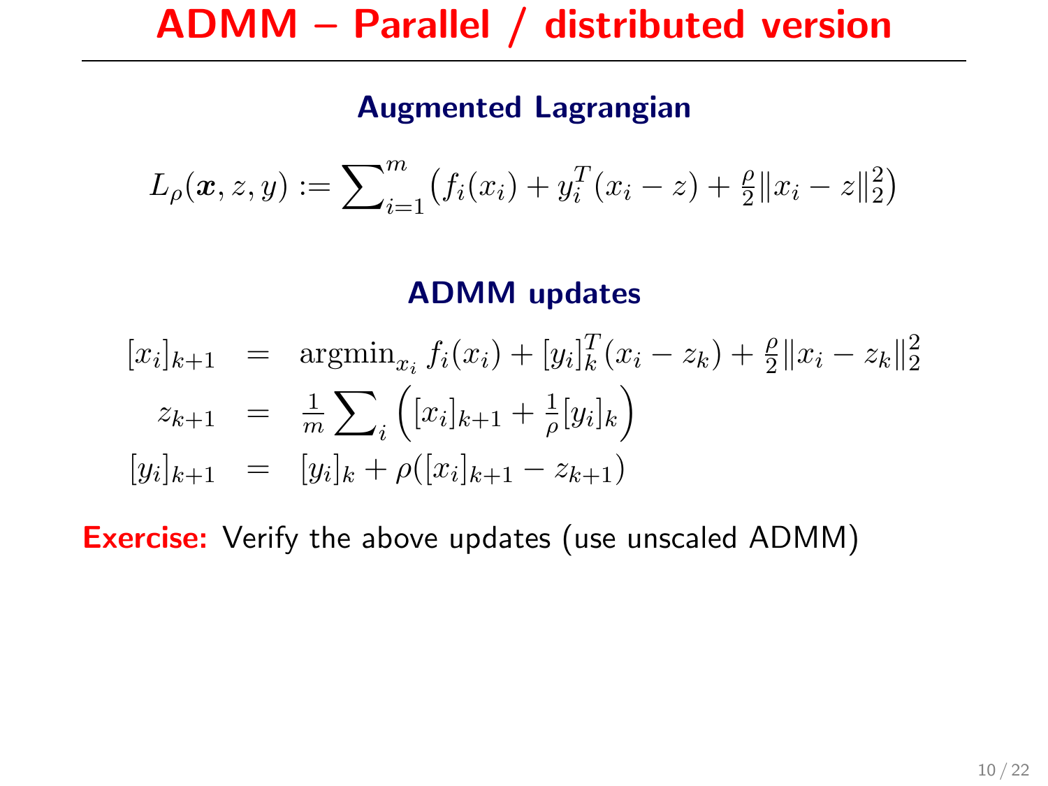# ADMM – Parallel / distributed version

### Augmented Lagrangian

$$L_\rho(\boldsymbol{x}, z, y) := \sum_{i=1}^{m} \big( f_i(x_i) + y_i^T(x_i - z) + \tfrac{\rho}{2}\|x_i - z\|_2^2 \big)$$

### ADMM updates

$$\begin{aligned}
[x_i]_{k+1} &= \operatorname{argmin}_{x_i} f_i(x_i) + [y_i]_k^T(x_i - z_k) + \tfrac{\rho}{2}\|x_i - z_k\|_2^2 \\
z_{k+1} &= \tfrac{1}{m}\sum_i \Big( [x_i]_{k+1} + \tfrac{1}{\rho}[y_i]_k \Big) \\
[y_i]_{k+1} &= [y_i]_k + \rho([x_i]_{k+1} - z_{k+1})
\end{aligned}$$

**Exercise:** Verify the above updates (use unscaled ADMM)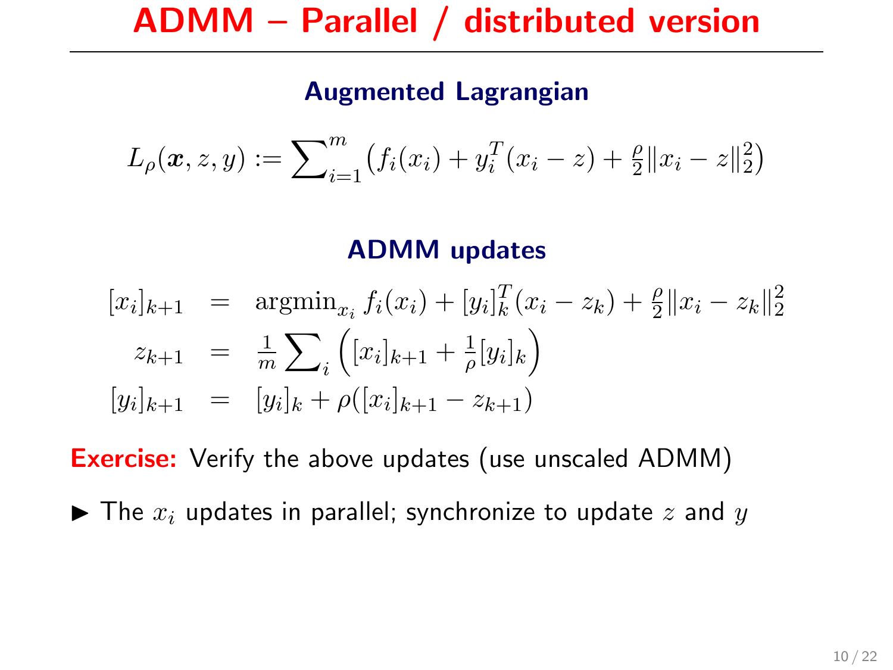# ADMM – Parallel / distributed version

### Augmented Lagrangian

$$L_\rho(\boldsymbol{x}, z, y) := \sum\nolimits_{i=1}^{m} \big( f_i(x_i) + y_i^T(x_i - z) + \tfrac{\rho}{2}\|x_i - z\|_2^2 \big)$$

### ADMM updates

$$\begin{aligned}
[x_i]_{k+1} &= \operatorname{argmin}_{x_i} f_i(x_i) + [y_i]_k^T(x_i - z_k) + \tfrac{\rho}{2}\|x_i - z_k\|_2^2 \\
z_{k+1} &= \tfrac{1}{m}\sum\nolimits_i \Big( [x_i]_{k+1} + \tfrac{1}{\rho}[y_i]_k \Big) \\
[y_i]_{k+1} &= [y_i]_k + \rho([x_i]_{k+1} - z_{k+1})
\end{aligned}$$

**Exercise:** Verify the above updates (use unscaled ADMM)

- The $x_i$ updates in parallel; synchronize to update $z$ and $y$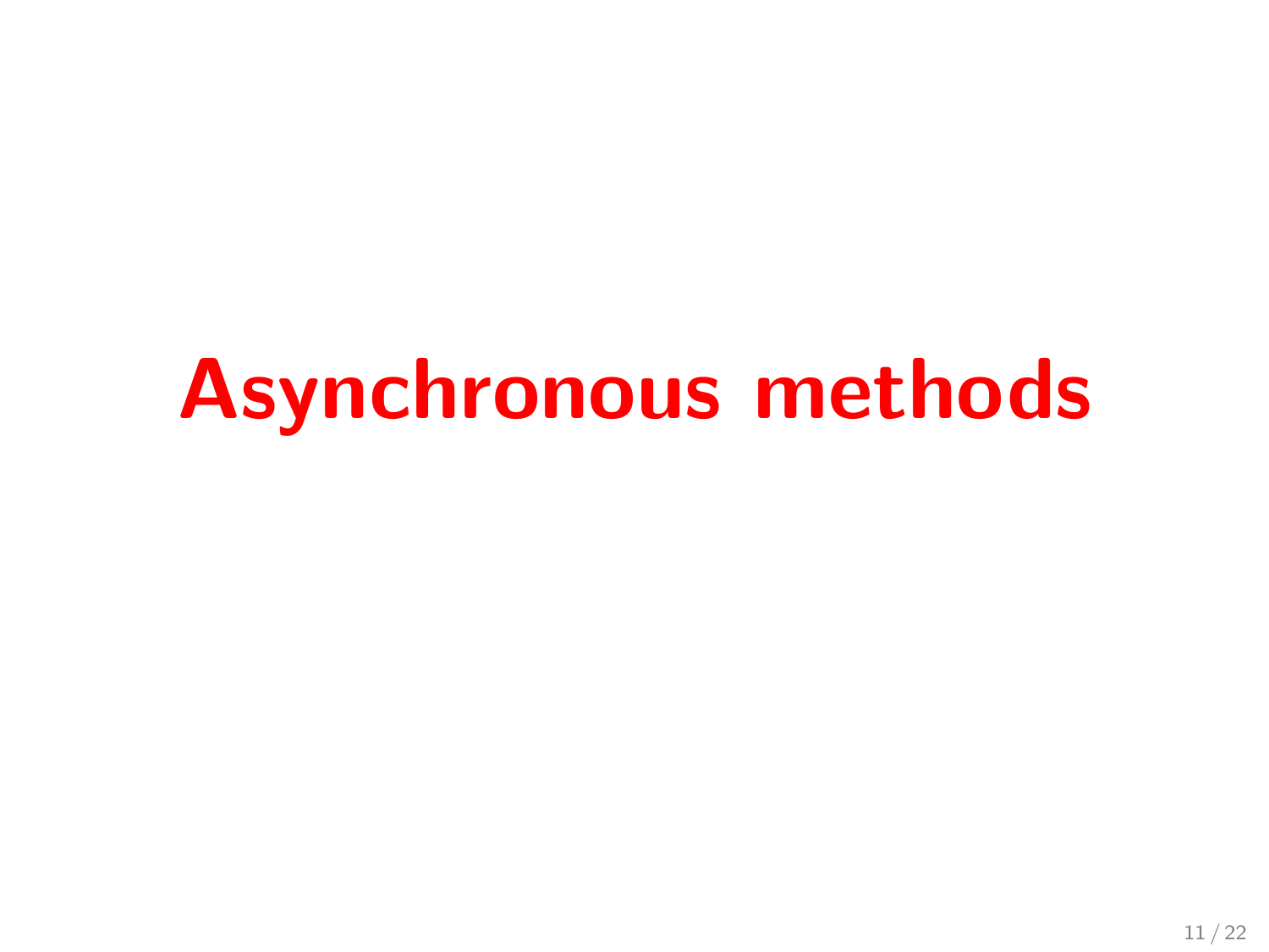# Asynchronous methods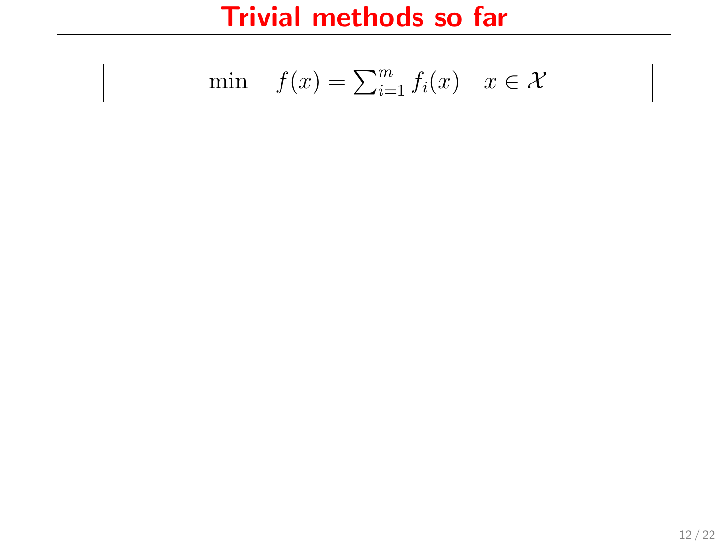# Trivial methods so far

$$\min \quad f(x) = \sum_{i=1}^{m} f_i(x) \quad x \in \mathcal{X}$$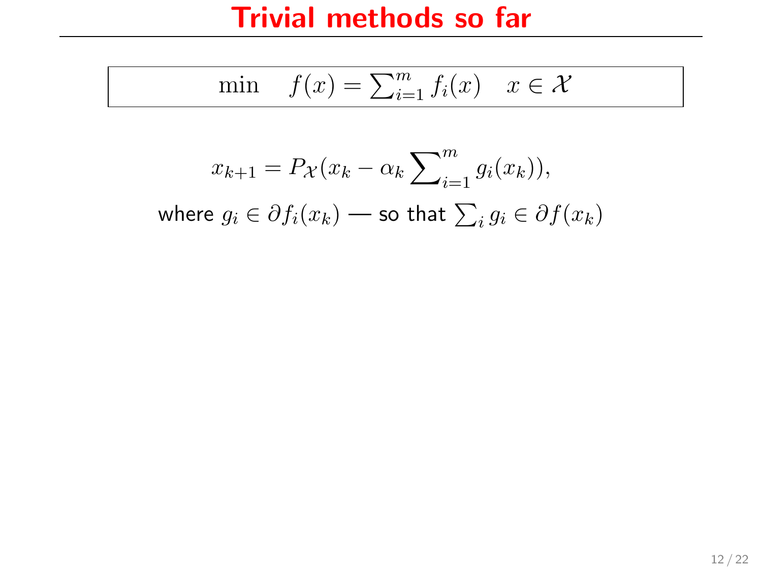# Trivial methods so far

$$\min \quad f(x) = \sum_{i=1}^{m} f_i(x) \quad x \in \mathcal{X}$$

$$x_{k+1} = P_{\mathcal{X}}(x_k - \alpha_k \sum_{i=1}^{m} g_i(x_k)),$$

where $g_i \in \partial f_i(x_k)$ — so that $\sum_i g_i \in \partial f(x_k)$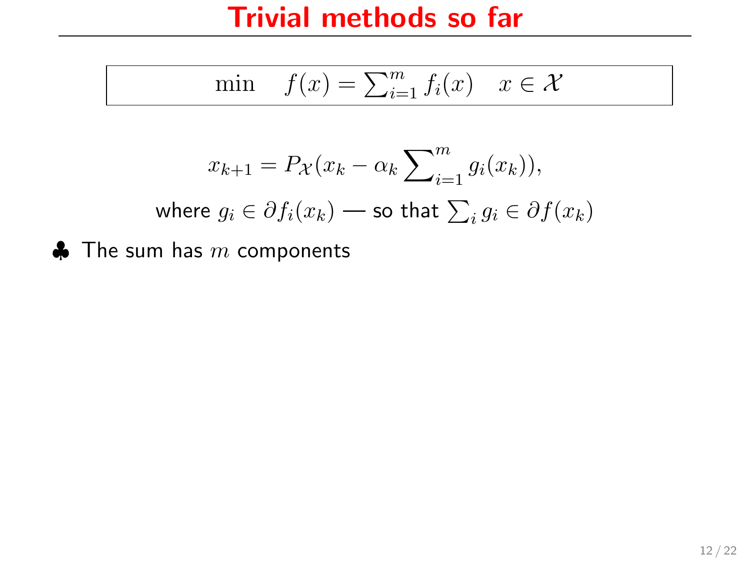# Trivial methods so far

$$\min \quad f(x) = \sum_{i=1}^{m} f_i(x) \quad x \in \mathcal{X}$$

$$x_{k+1} = P_{\mathcal{X}}(x_k - \alpha_k \sum_{i=1}^{m} g_i(x_k)),$$

where $g_i \in \partial f_i(x_k)$ — so that $\sum_i g_i \in \partial f(x_k)$

♣ The sum has $m$ components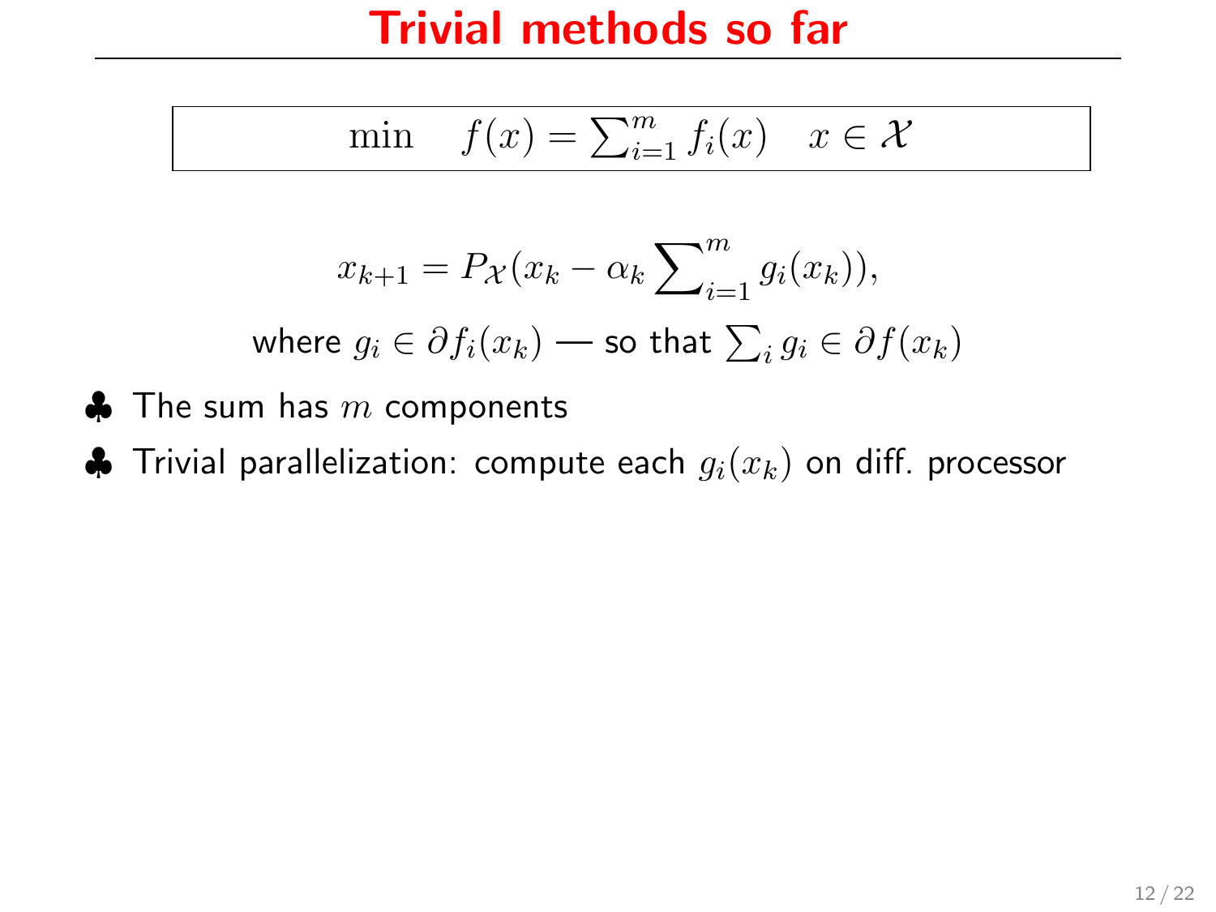# Trivial methods so far

$$\min \quad f(x) = \sum_{i=1}^{m} f_i(x) \quad x \in \mathcal{X}$$

$$x_{k+1} = P_{\mathcal{X}}(x_k - \alpha_k \sum_{i=1}^{m} g_i(x_k)),$$

where $g_i \in \partial f_i(x_k)$ — so that $\sum_i g_i \in \partial f(x_k)$

- ♣ The sum has $m$ components
- ♣ Trivial parallelization: compute each $g_i(x_k)$ on diff. processor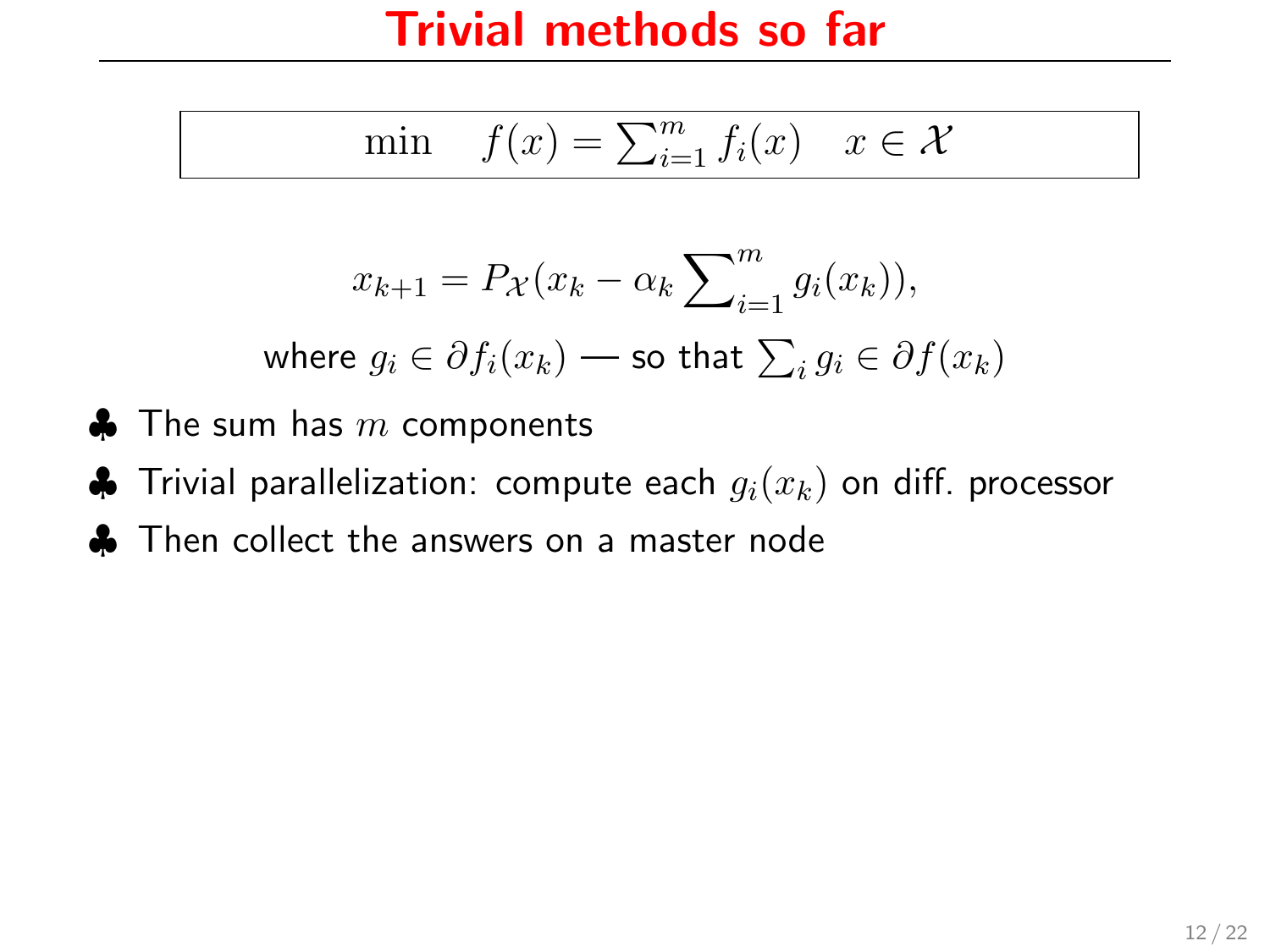# Trivial methods so far

$$\min \quad f(x) = \sum_{i=1}^m f_i(x) \quad x \in \mathcal{X}$$

$$x_{k+1} = P_{\mathcal{X}}(x_k - \alpha_k \sum_{i=1}^m g_i(x_k)),$$

where $g_i \in \partial f_i(x_k)$ — so that $\sum_i g_i \in \partial f(x_k)$

- ♣ The sum has $m$ components
- ♣ Trivial parallelization: compute each $g_i(x_k)$ on diff. processor
- ♣ Then collect the answers on a master node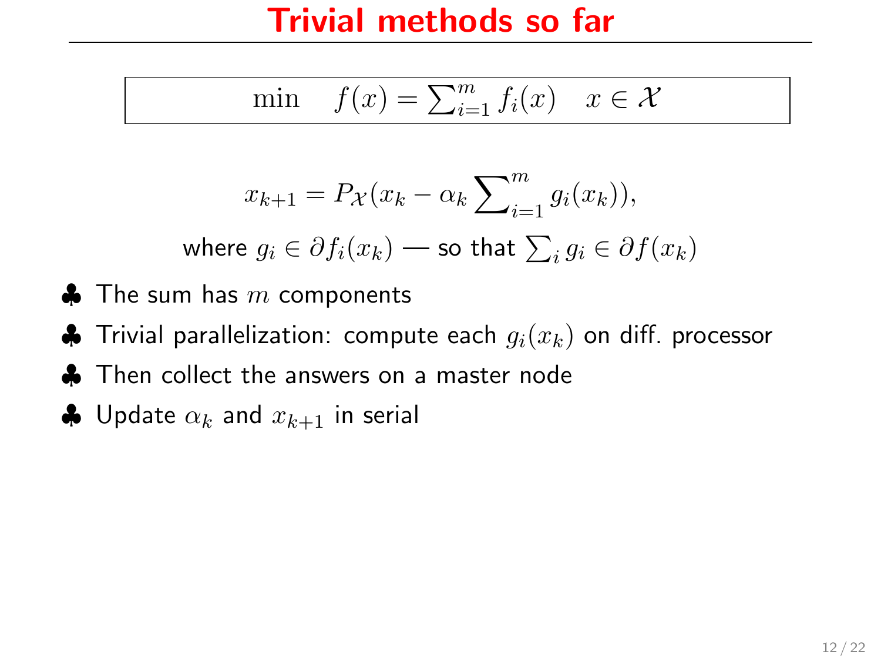# Trivial methods so far

$$\min \quad f(x) = \sum_{i=1}^{m} f_i(x) \quad x \in \mathcal{X}$$

$$x_{k+1} = P_{\mathcal{X}}(x_k - \alpha_k \sum_{i=1}^{m} g_i(x_k)),$$

where $g_i \in \partial f_i(x_k)$ — so that $\sum_i g_i \in \partial f(x_k)$

- ♣ The sum has $m$ components
- ♣ Trivial parallelization: compute each $g_i(x_k)$ on diff. processor
- ♣ Then collect the answers on a master node
- ♣ Update $\alpha_k$ and $x_{k+1}$ in serial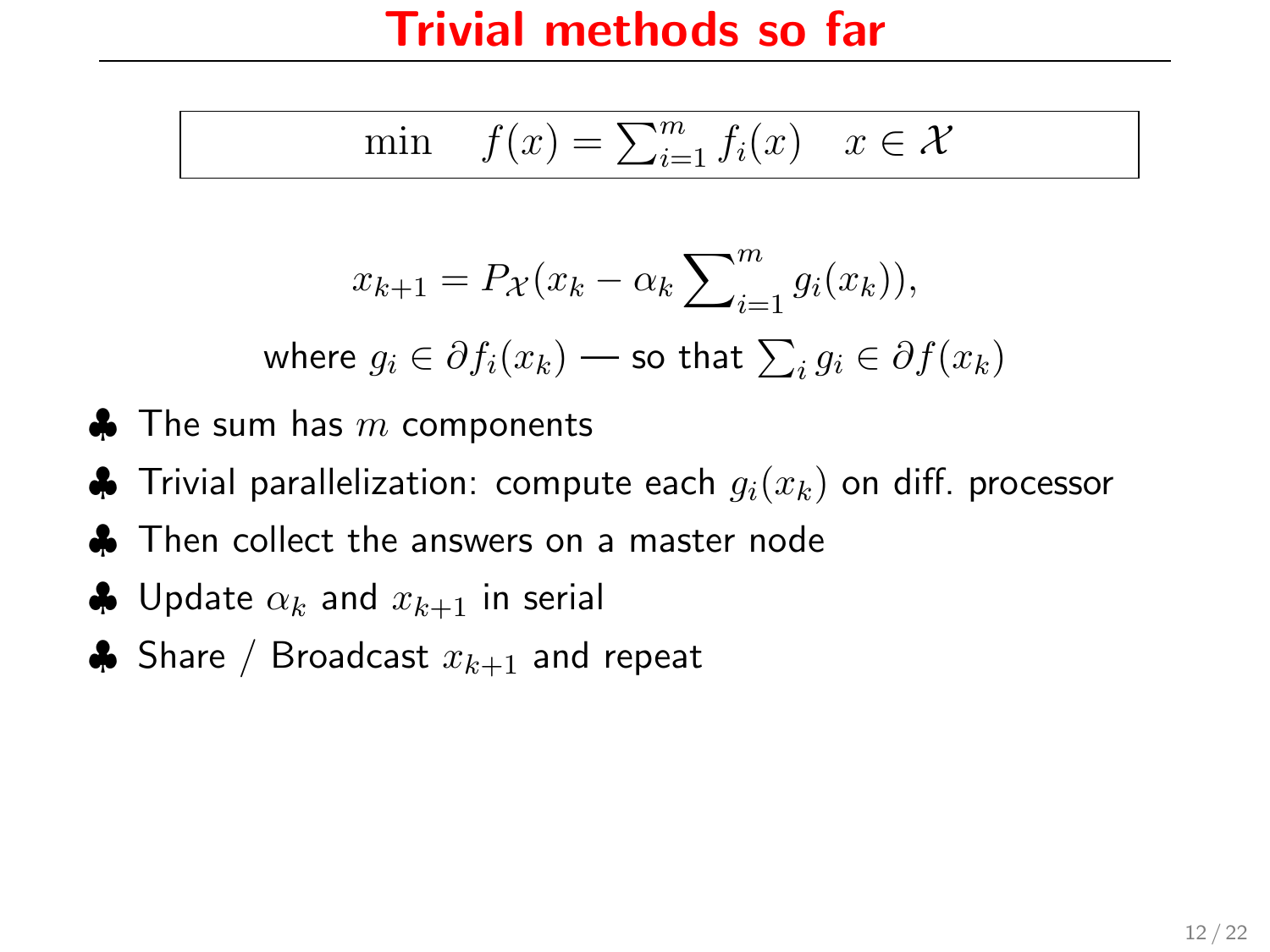# Trivial methods so far

$$\min \quad f(x) = \sum_{i=1}^{m} f_i(x) \quad x \in \mathcal{X}$$

$$x_{k+1} = P_{\mathcal{X}}(x_k - \alpha_k \sum_{i=1}^{m} g_i(x_k)),$$

where $g_i \in \partial f_i(x_k)$ — so that $\sum_i g_i \in \partial f(x_k)$

- ♣ The sum has $m$ components
- ♣ Trivial parallelization: compute each $g_i(x_k)$ on diff. processor
- ♣ Then collect the answers on a master node
- ♣ Update $\alpha_k$ and $x_{k+1}$ in serial
- ♣ Share / Broadcast $x_{k+1}$ and repeat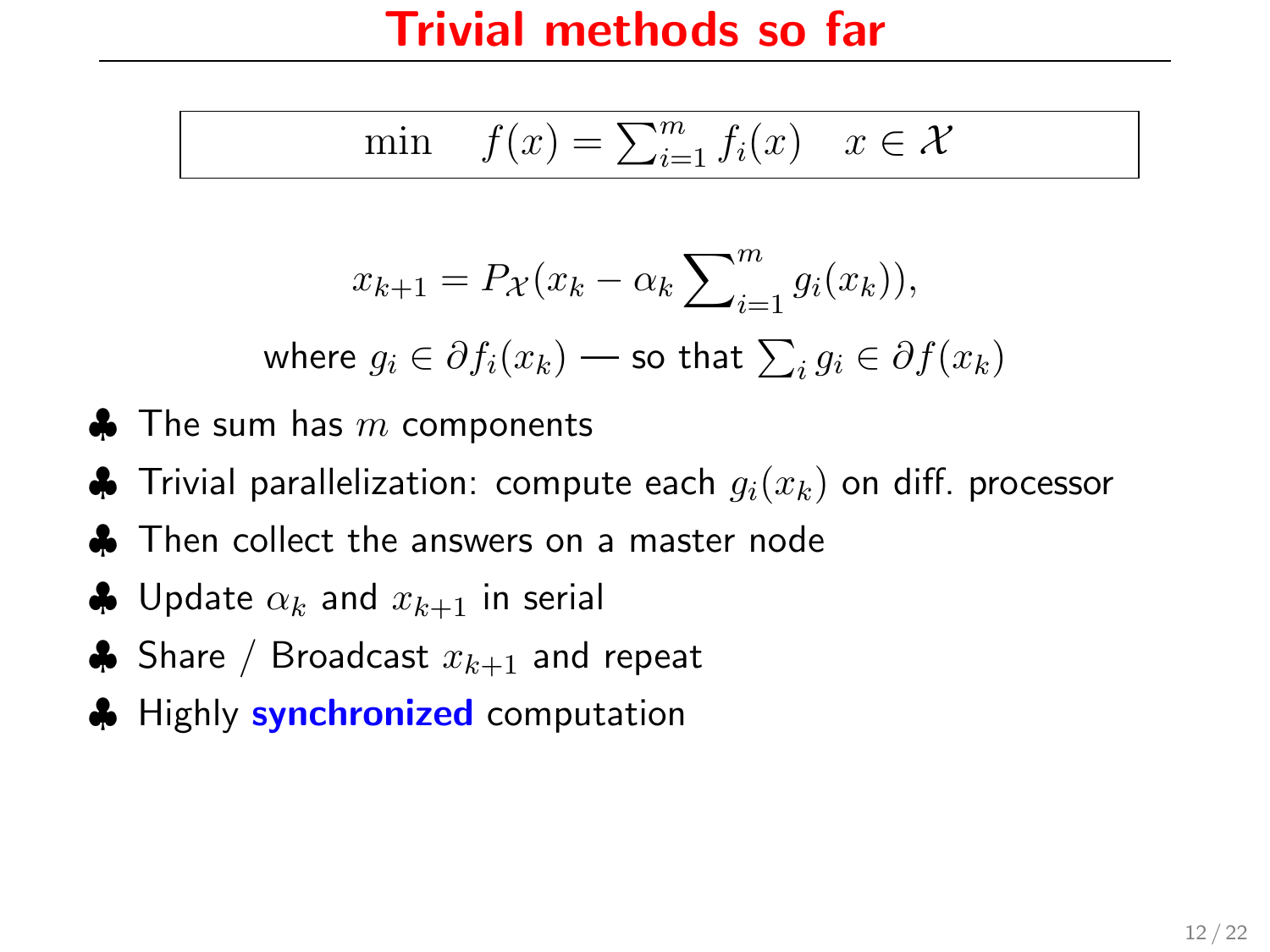# Trivial methods so far

$$\min \quad f(x) = \sum_{i=1}^{m} f_i(x) \quad x \in \mathcal{X}$$

$$x_{k+1} = P_{\mathcal{X}}(x_k - \alpha_k \sum_{i=1}^{m} g_i(x_k)),$$

where $g_i \in \partial f_i(x_k)$ — so that $\sum_i g_i \in \partial f(x_k)$

- The sum has $m$ components
- Trivial parallelization: compute each $g_i(x_k)$ on diff. processor
- Then collect the answers on a master node
- Update $\alpha_k$ and $x_{k+1}$ in serial
- Share / Broadcast $x_{k+1}$ and repeat
- Highly **synchronized** computation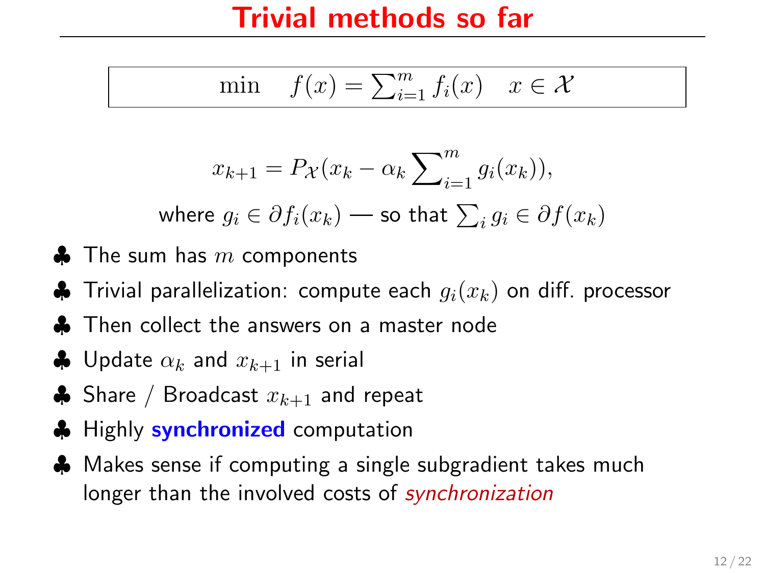# Trivial methods so far

$$\min \quad f(x) = \sum_{i=1}^{m} f_i(x) \quad x \in \mathcal{X}$$

$$x_{k+1} = P_{\mathcal{X}}(x_k - \alpha_k \sum_{i=1}^{m} g_i(x_k)),$$

where $g_i \in \partial f_i(x_k)$ — so that $\sum_i g_i \in \partial f(x_k)$

- ♣ The sum has $m$ components
- ♣ Trivial parallelization: compute each $g_i(x_k)$ on diff. processor
- ♣ Then collect the answers on a master node
- ♣ Update $\alpha_k$ and $x_{k+1}$ in serial
- ♣ Share / Broadcast $x_{k+1}$ and repeat
- ♣ Highly **synchronized** computation
- ♣ Makes sense if computing a single subgradient takes much longer than the involved costs of *synchronization*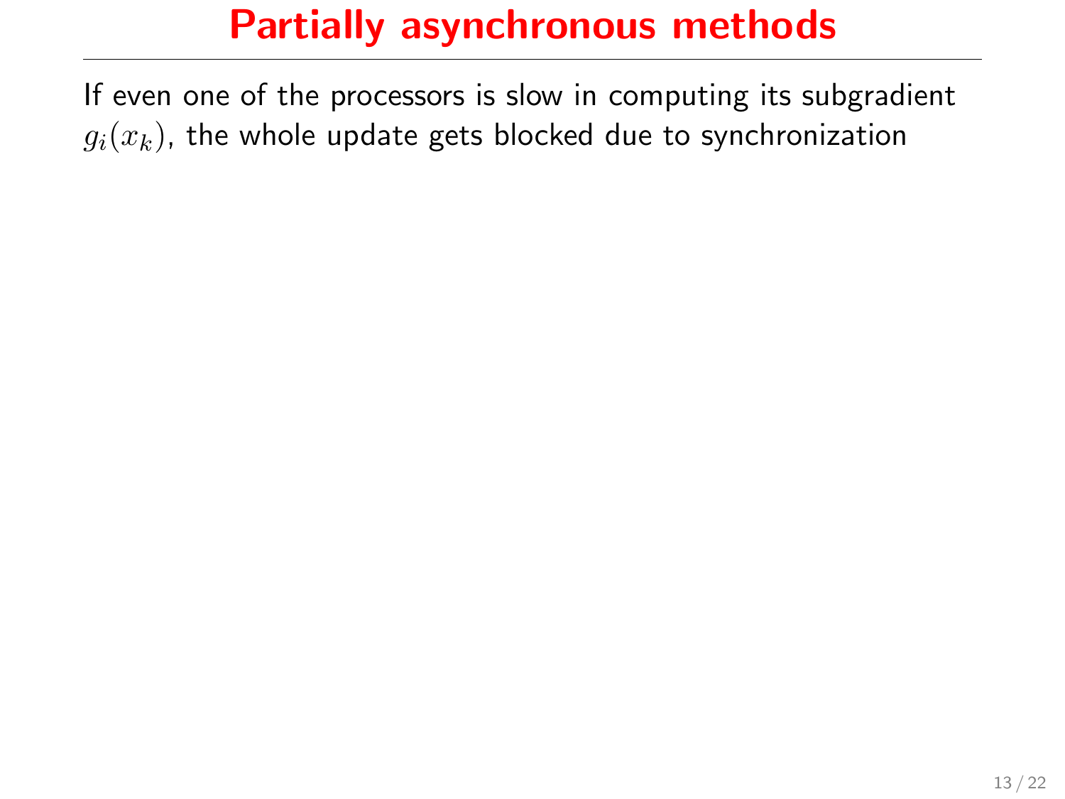# Partially asynchronous methods

If even one of the processors is slow in computing its subgradient $g_i(x_k)$, the whole update gets blocked due to synchronization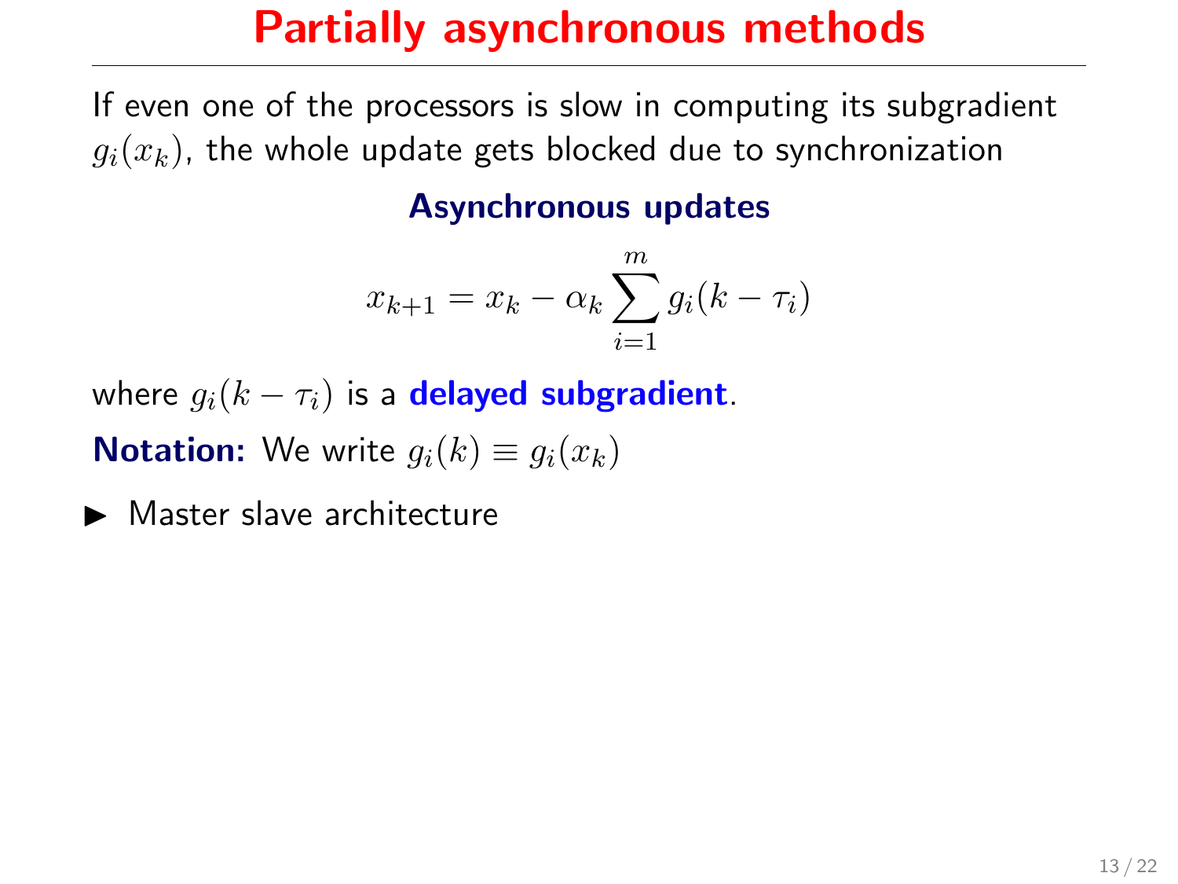# Partially asynchronous methods

If even one of the processors is slow in computing its subgradient $g_i(x_k)$, the whole update gets blocked due to synchronization

**Asynchronous updates**

$$x_{k+1} = x_k - \alpha_k \sum_{i=1}^{m} g_i(k - \tau_i)$$

where $g_i(k - \tau_i)$ is a **delayed subgradient**.

**Notation:** We write $g_i(k) \equiv g_i(x_k)$

- Master slave architecture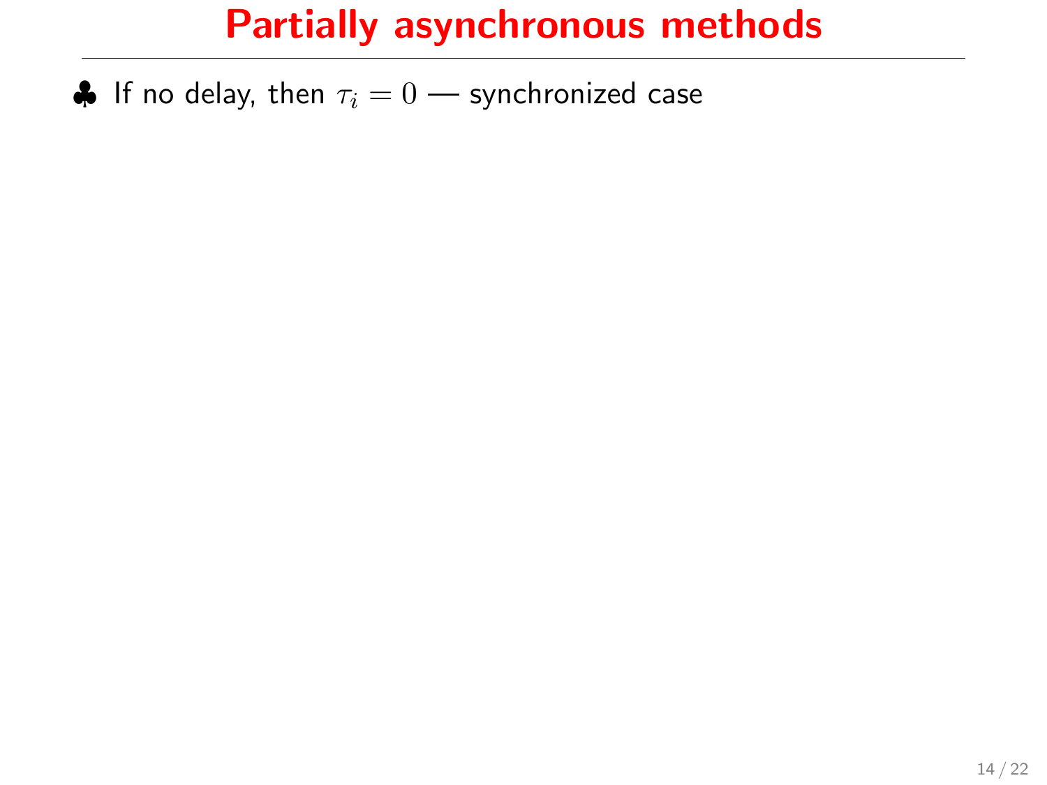# Partially asynchronous methods

♣ If no delay, then $\tau_i = 0$ — synchronized case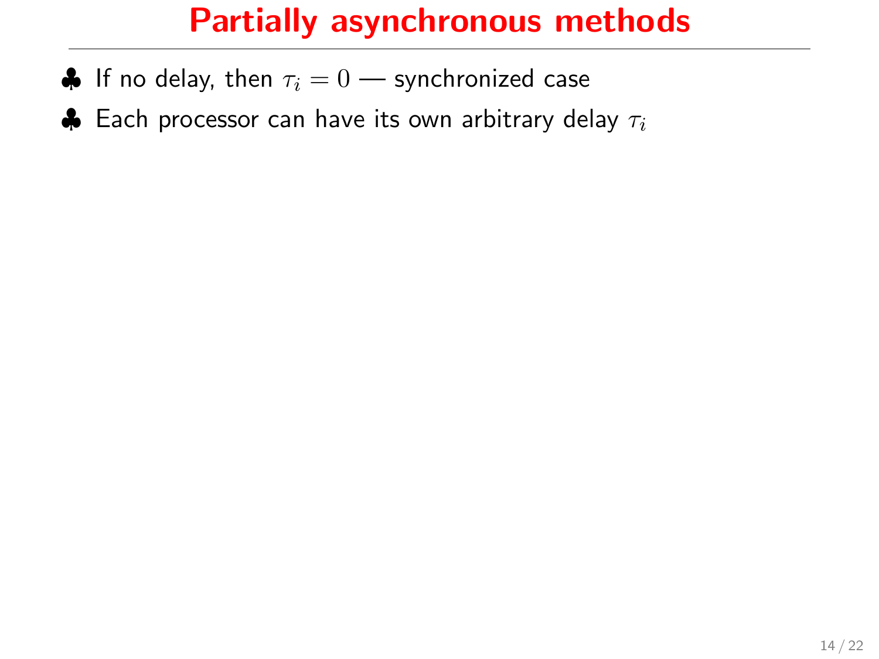# Partially asynchronous methods

- If no delay, then $\tau_i = 0$ — synchronized case
- Each processor can have its own arbitrary delay $\tau_i$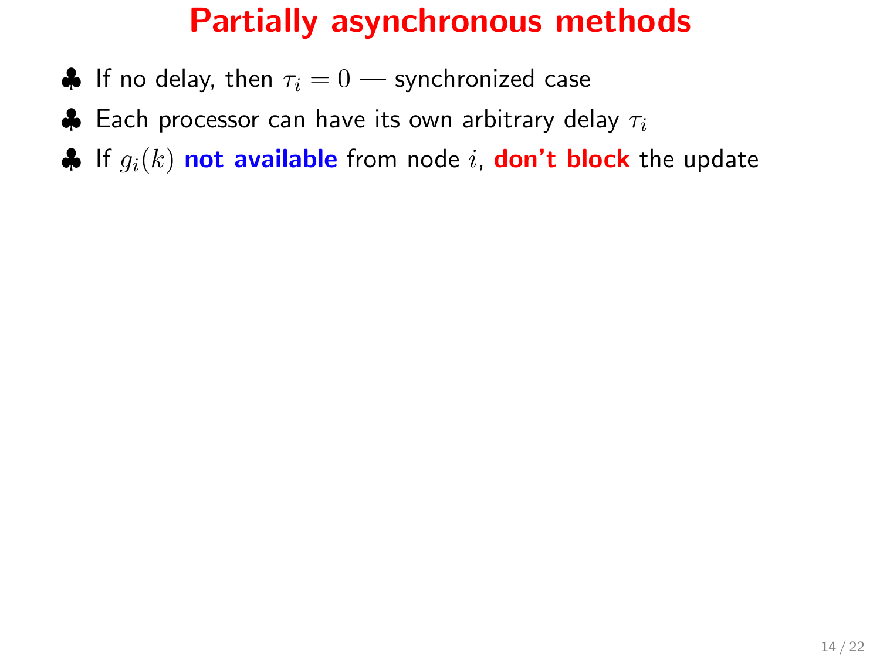# Partially asynchronous methods

- ♣ If no delay, then $\tau_i = 0$ — synchronized case
- ♣ Each processor can have its own arbitrary delay $\tau_i$
- ♣ If $g_i(k)$ **not available** from node $i$, **don't block** the update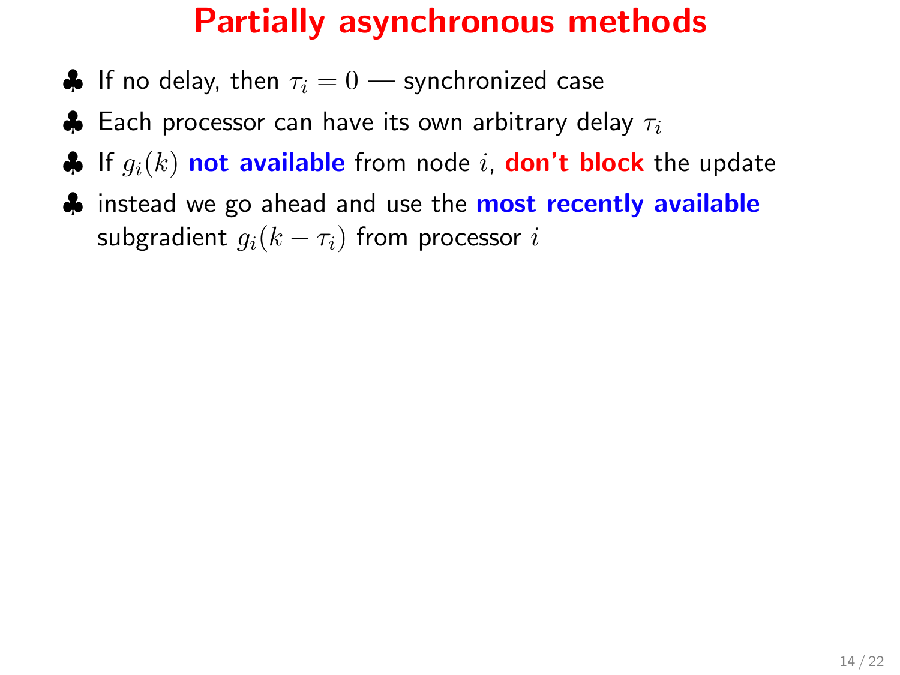# Partially asynchronous methods

- If no delay, then $\tau_i = 0$ — synchronized case
- Each processor can have its own arbitrary delay $\tau_i$
- If $g_i(k)$ **not available** from node $i$, **don't block** the update
- instead we go ahead and use the **most recently available** subgradient $g_i(k - \tau_i)$ from processor $i$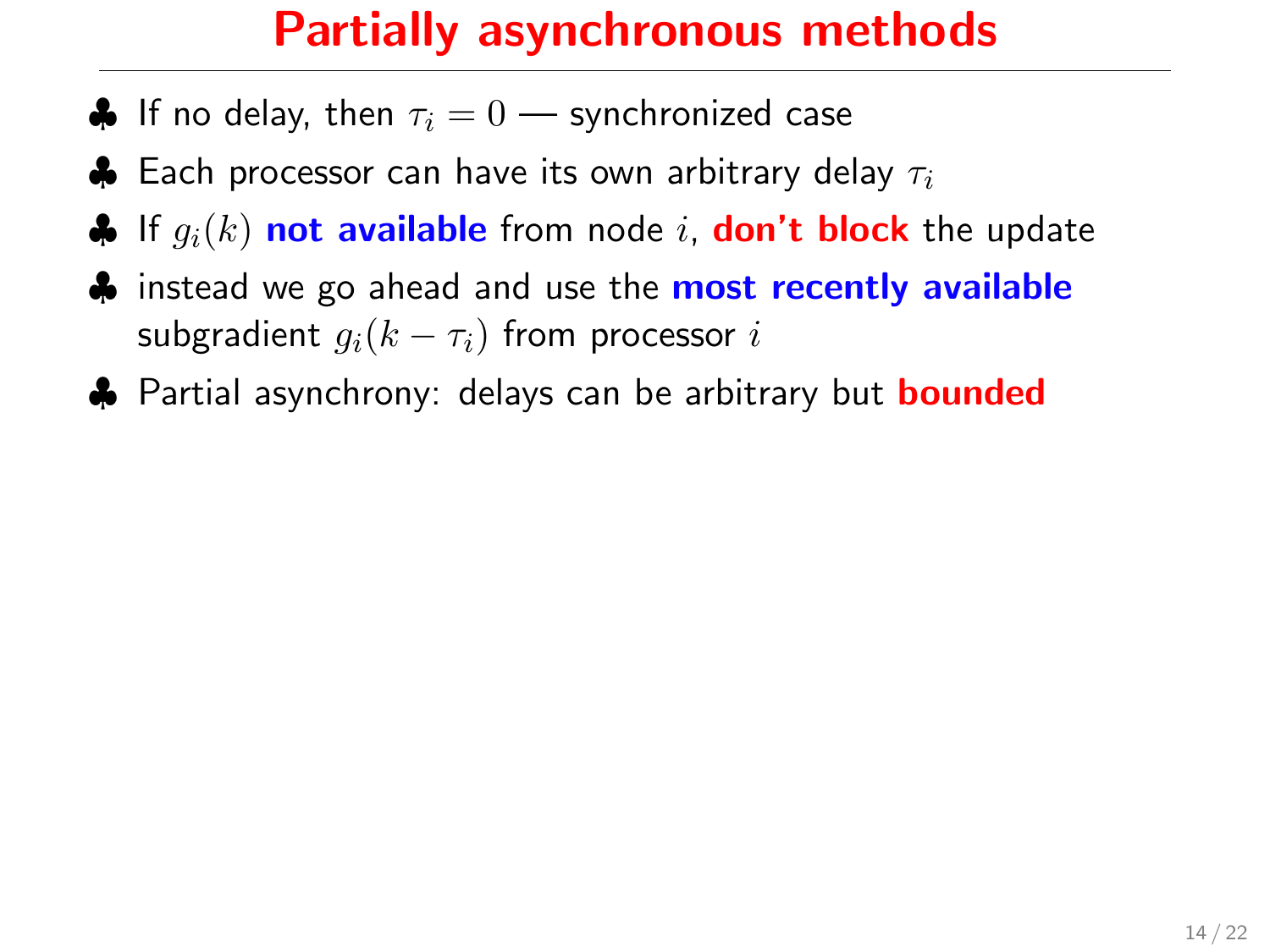# Partially asynchronous methods

- ♣ If no delay, then $\tau_i = 0$ — synchronized case
- ♣ Each processor can have its own arbitrary delay $\tau_i$
- ♣ If $g_i(k)$ **not available** from node $i$, **don't block** the update
- ♣ instead we go ahead and use the **most recently available** subgradient $g_i(k - \tau_i)$ from processor $i$
- ♣ Partial asynchrony: delays can be arbitrary but **bounded**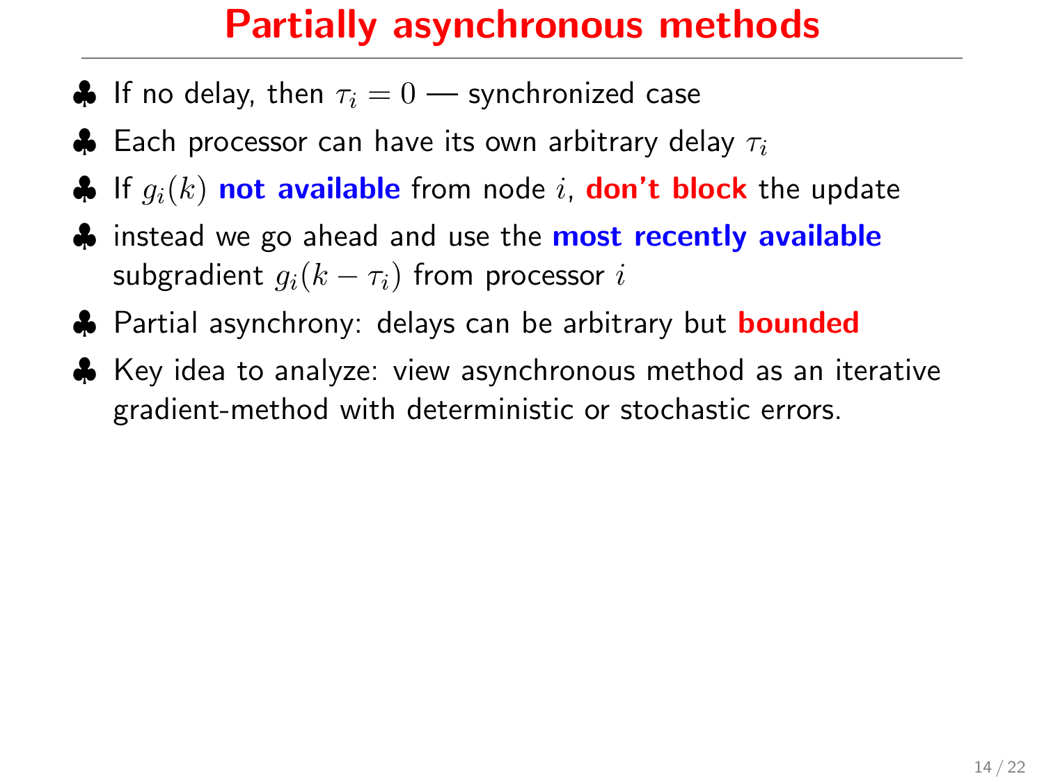# Partially asynchronous methods

- If no delay, then $\tau_i = 0$ — synchronized case
- Each processor can have its own arbitrary delay $\tau_i$
- If $g_i(k)$ **not available** from node $i$, **don't block** the update
- instead we go ahead and use the **most recently available** subgradient $g_i(k - \tau_i)$ from processor $i$
- Partial asynchrony: delays can be arbitrary but **bounded**
- Key idea to analyze: view asynchronous method as an iterative gradient-method with deterministic or stochastic errors.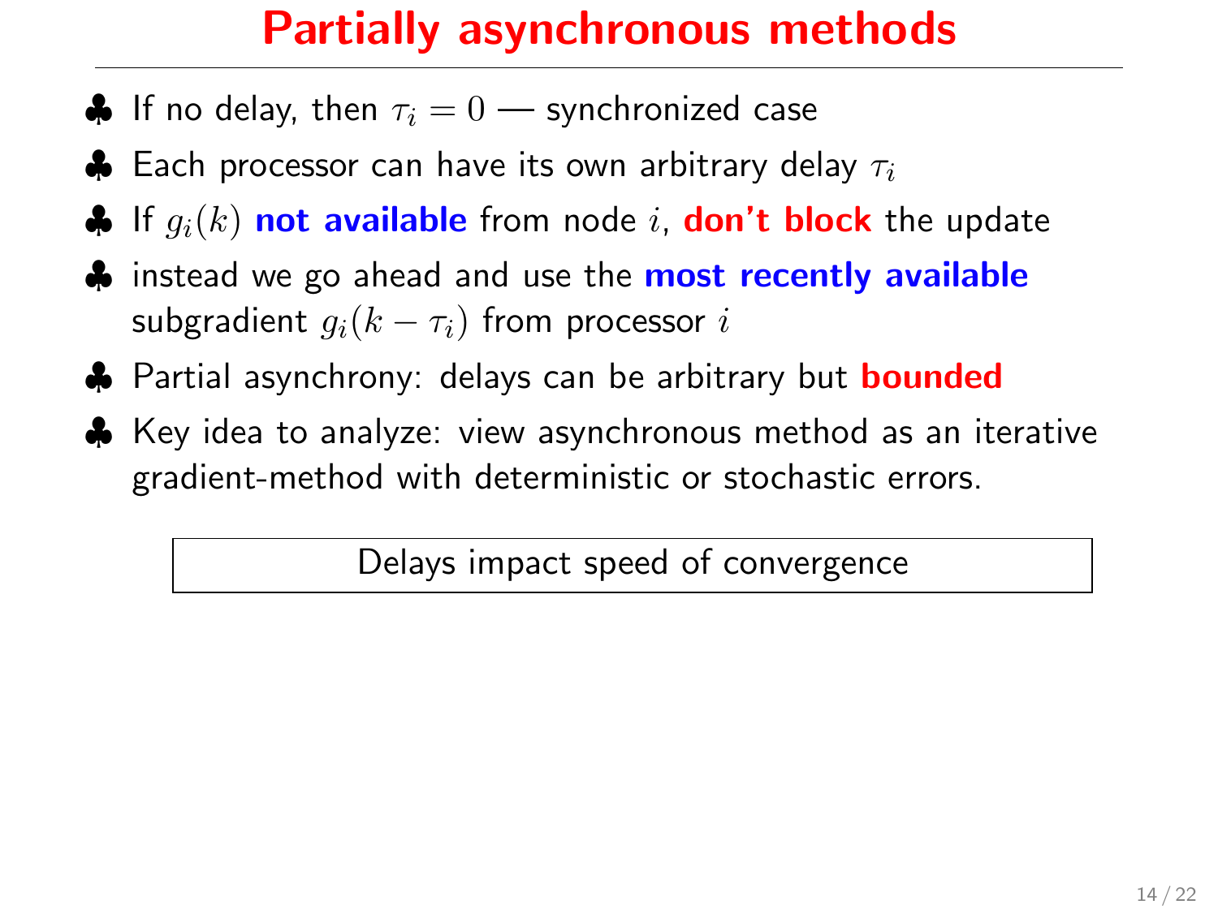# Partially asynchronous methods

- If no delay, then $\tau_i = 0$ — synchronized case
- Each processor can have its own arbitrary delay $\tau_i$
- If $g_i(k)$ **not available** from node $i$, **don't block** the update
- instead we go ahead and use the **most recently available** subgradient $g_i(k - \tau_i)$ from processor $i$
- Partial asynchrony: delays can be arbitrary but **bounded**
- Key idea to analyze: view asynchronous method as an iterative gradient-method with deterministic or stochastic errors.

> Delays impact speed of convergence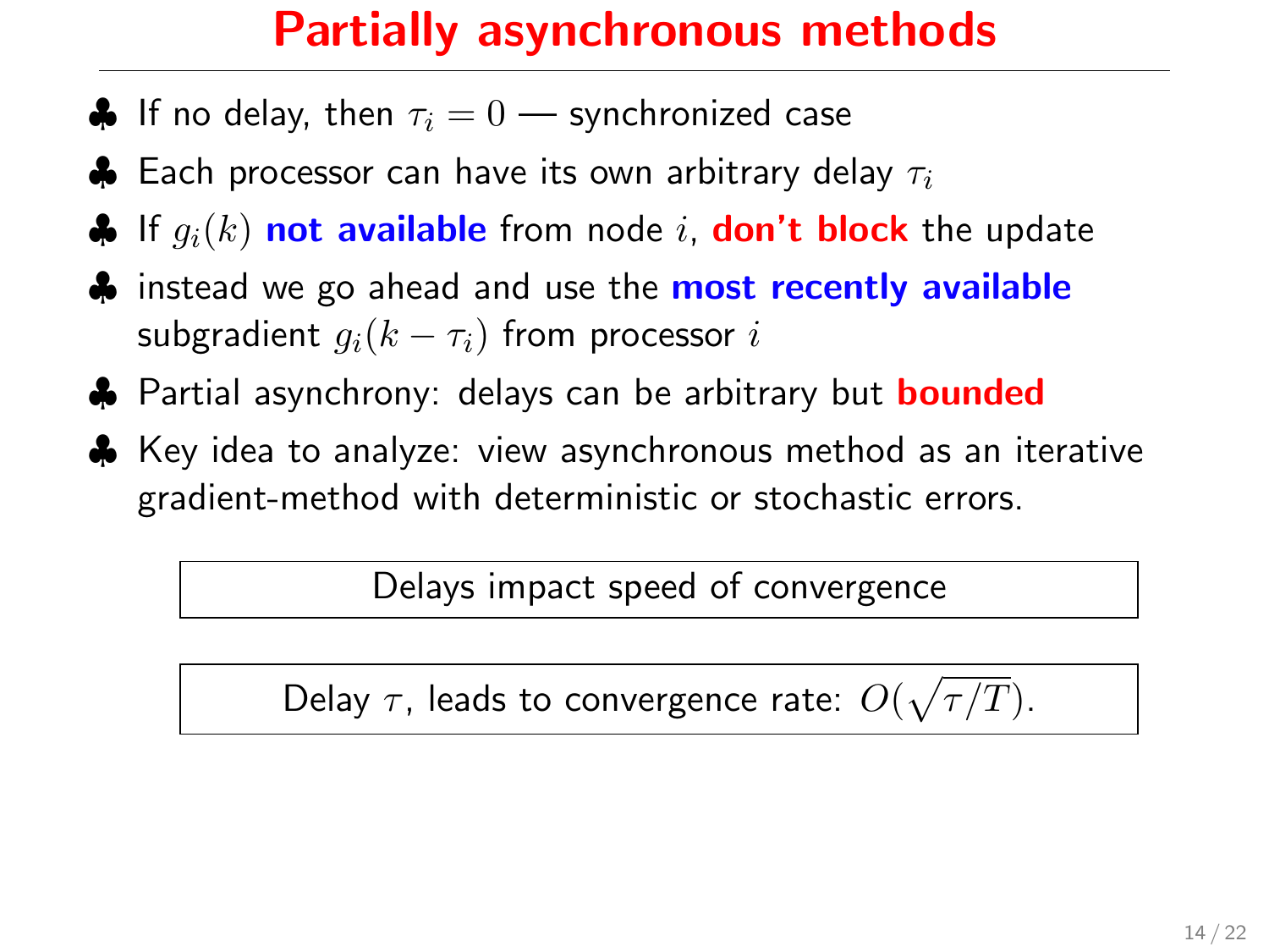# Partially asynchronous methods

- If no delay, then $\tau_i = 0$ — synchronized case
- Each processor can have its own arbitrary delay $\tau_i$
- If $g_i(k)$ **not available** from node $i$, **don't block** the update
- instead we go ahead and use the **most recently available** subgradient $g_i(k - \tau_i)$ from processor $i$
- Partial asynchrony: delays can be arbitrary but **bounded**
- Key idea to analyze: view asynchronous method as an iterative gradient-method with deterministic or stochastic errors.

Delays impact speed of convergence

Delay $\tau$, leads to convergence rate: $O(\sqrt{\tau/T})$.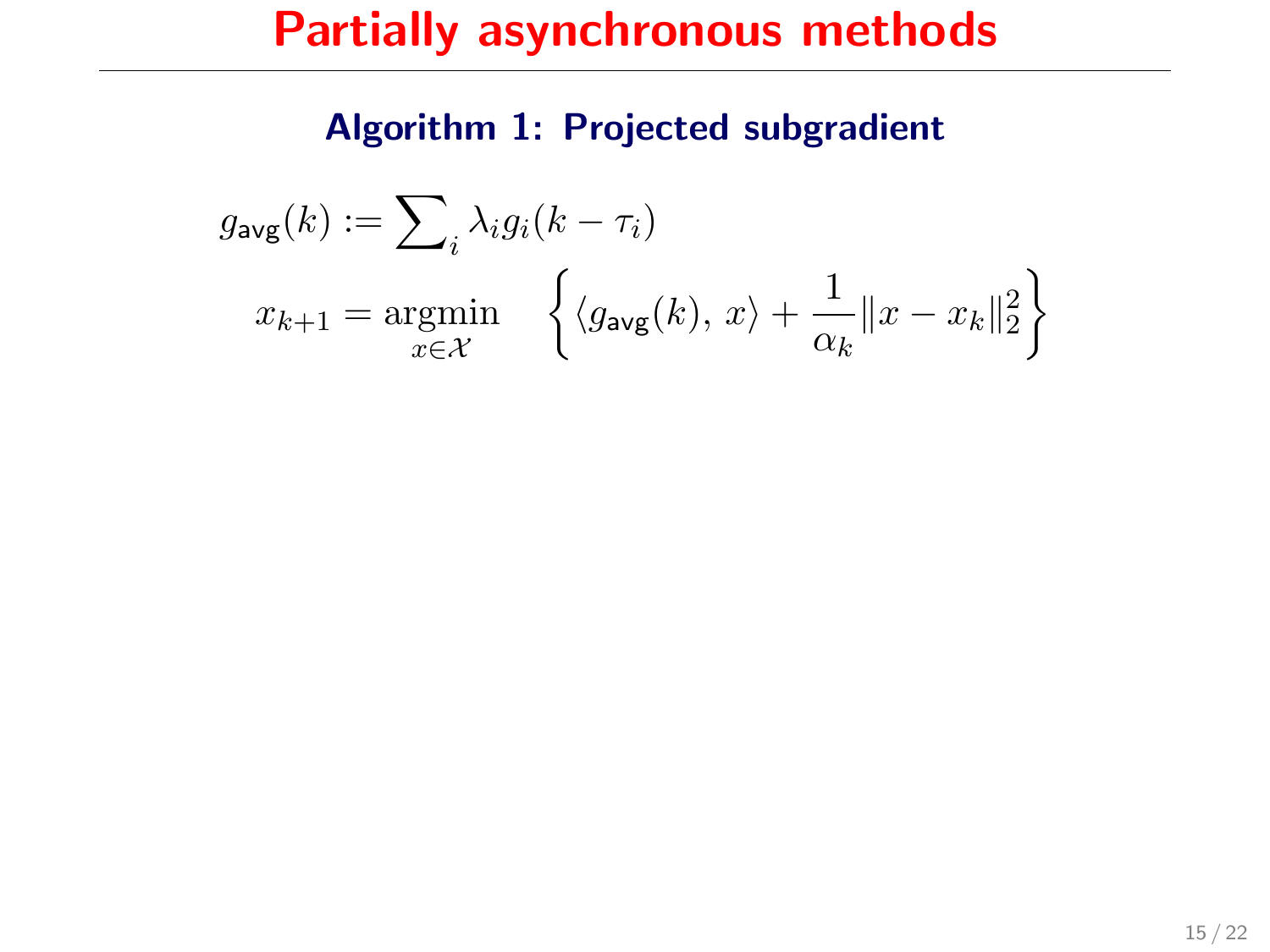# Partially asynchronous methods

### Algorithm 1: Projected subgradient

$$
\begin{aligned}
g_{\mathsf{avg}}(k) &:= \sum\nolimits_i \lambda_i g_i(k - \tau_i) \\
x_{k+1} &= \underset{x \in \mathcal{X}}{\operatorname{argmin}} \quad \left\{ \langle g_{\mathsf{avg}}(k),\, x \rangle + \frac{1}{\alpha_k} \|x - x_k\|_2^2 \right\}
\end{aligned}
$$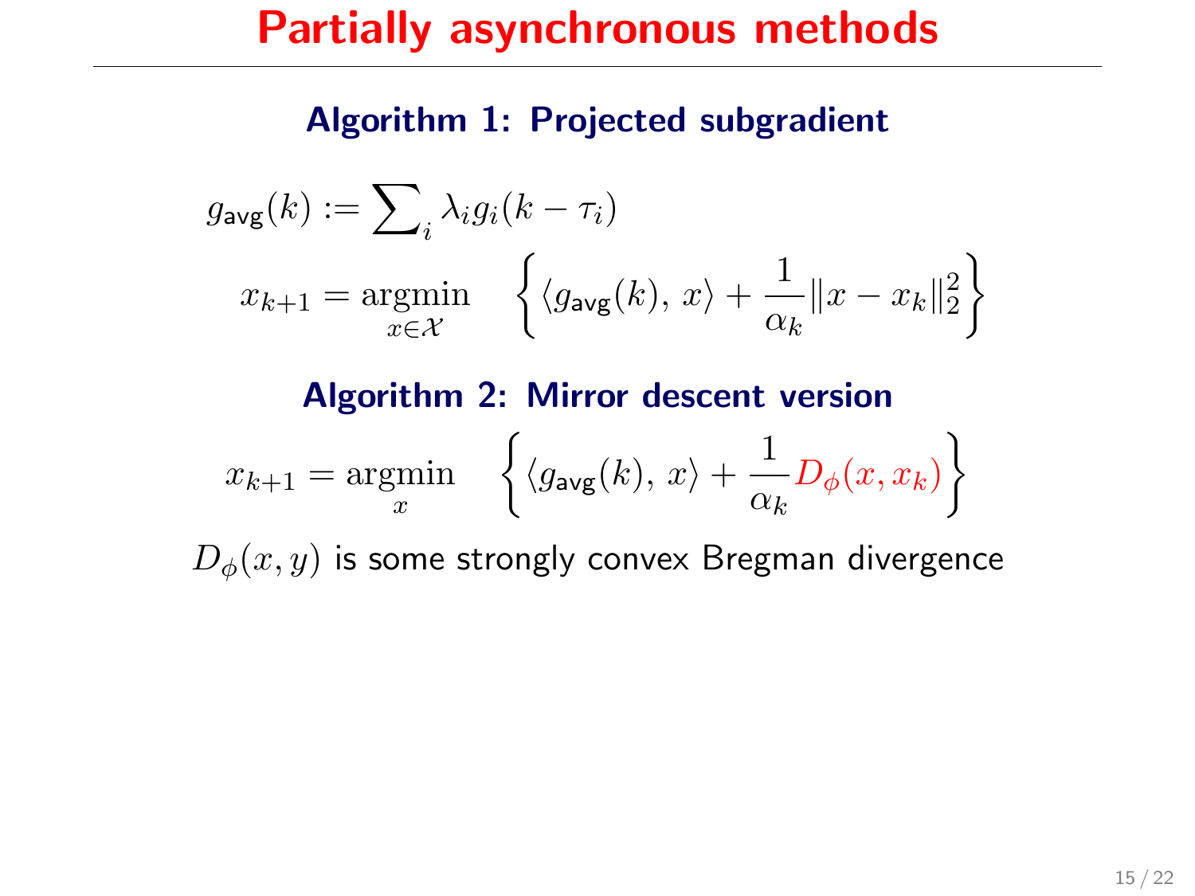# Partially asynchronous methods

### Algorithm 1: Projected subgradient

$$g_{\mathsf{avg}}(k) := \sum\nolimits_i \lambda_i g_i(k - \tau_i)$$

$$x_{k+1} = \underset{x \in \mathcal{X}}{\operatorname{argmin}} \quad \left\{ \langle g_{\mathsf{avg}}(k),\, x \rangle + \frac{1}{\alpha_k} \|x - x_k\|_2^2 \right\}$$

### Algorithm 2: Mirror descent version

$$x_{k+1} = \underset{x}{\operatorname{argmin}} \quad \left\{ \langle g_{\mathsf{avg}}(k),\, x \rangle + \frac{1}{\alpha_k} D_\phi(x, x_k) \right\}$$

$D_\phi(x, y)$ is some strongly convex Bregman divergence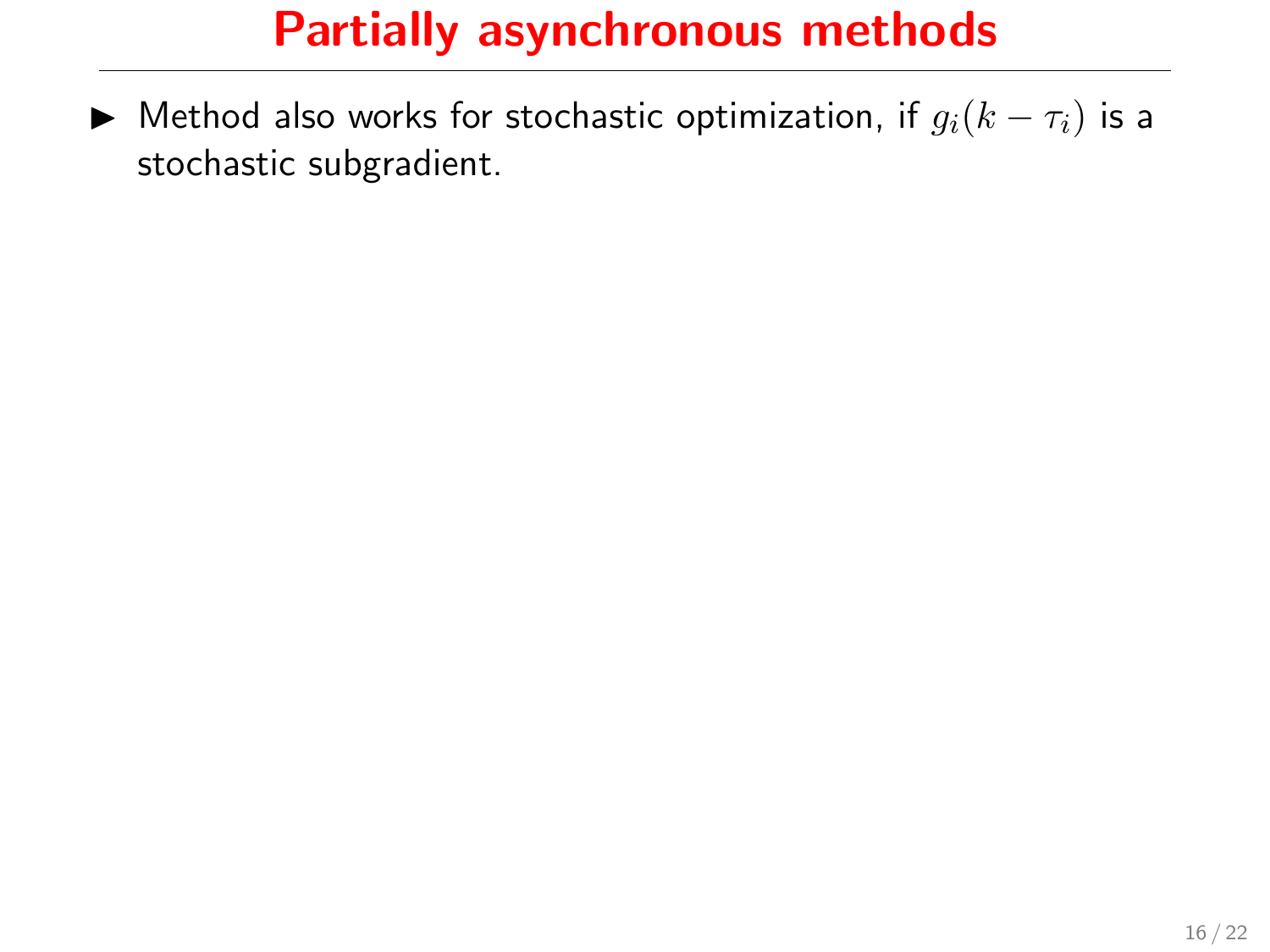# Partially asynchronous methods

- Method also works for stochastic optimization, if $g_i(k - \tau_i)$ is a stochastic subgradient.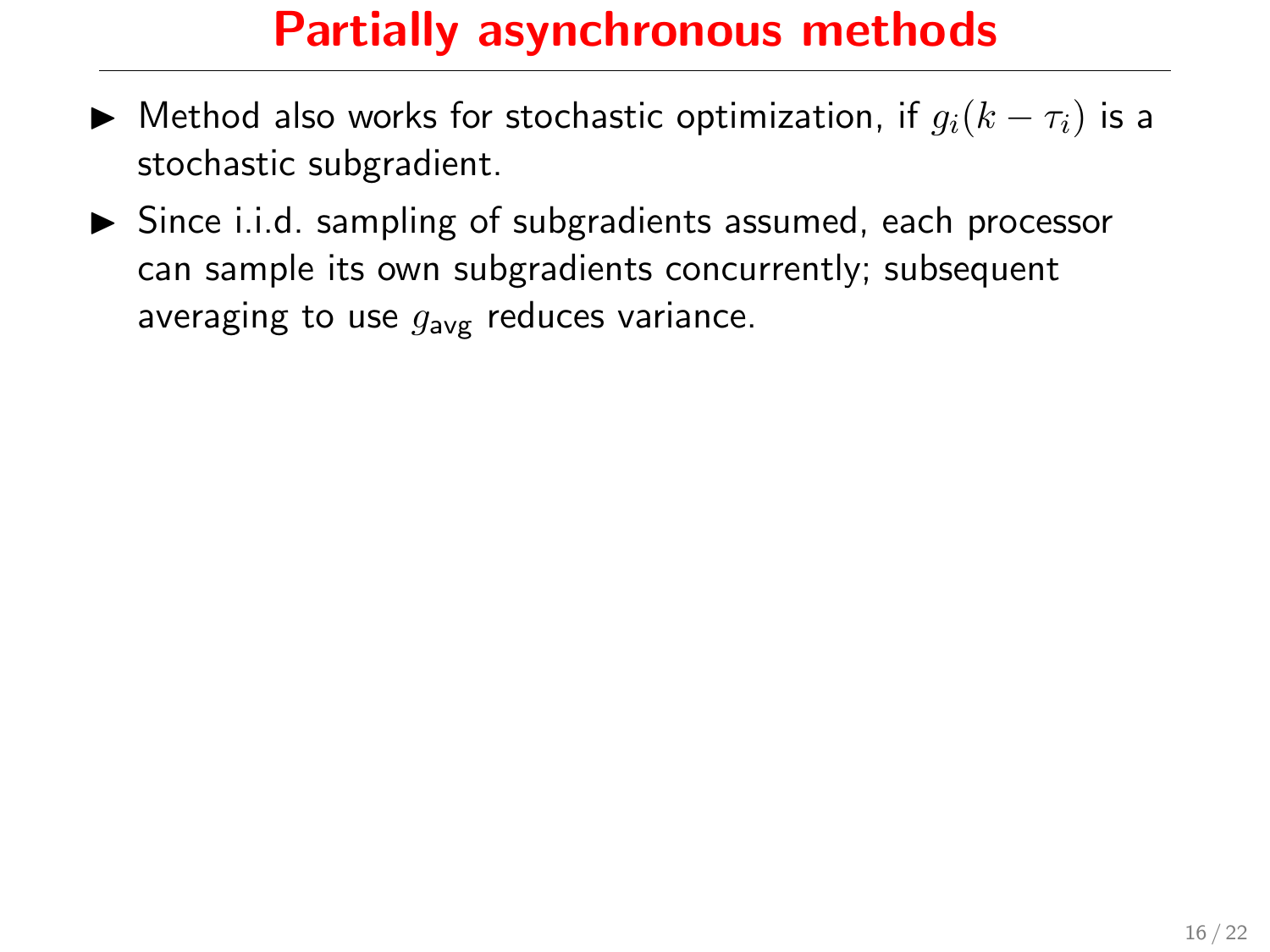# Partially asynchronous methods

- Method also works for stochastic optimization, if $g_i(k - \tau_i)$ is a stochastic subgradient.
- Since i.i.d. sampling of subgradients assumed, each processor can sample its own subgradients concurrently; subsequent averaging to use $g_{\mathsf{avg}}$ reduces variance.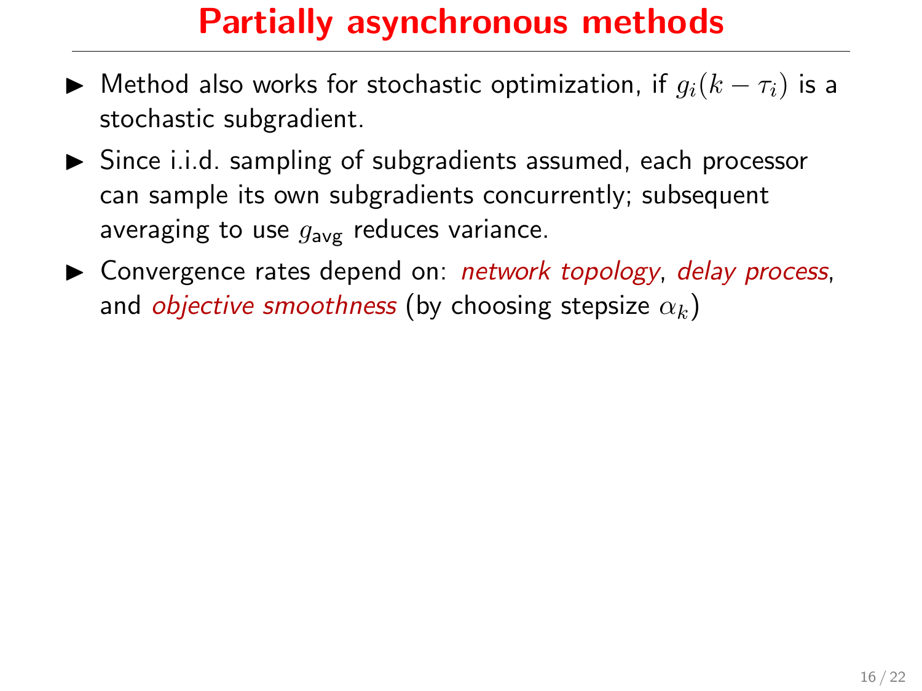# Partially asynchronous methods

- Method also works for stochastic optimization, if $g_i(k - \tau_i)$ is a stochastic subgradient.
- Since i.i.d. sampling of subgradients assumed, each processor can sample its own subgradients concurrently; subsequent averaging to use $g_{\text{avg}}$ reduces variance.
- Convergence rates depend on: *network topology*, *delay process*, and *objective smoothness* (by choosing stepsize $\alpha_k$)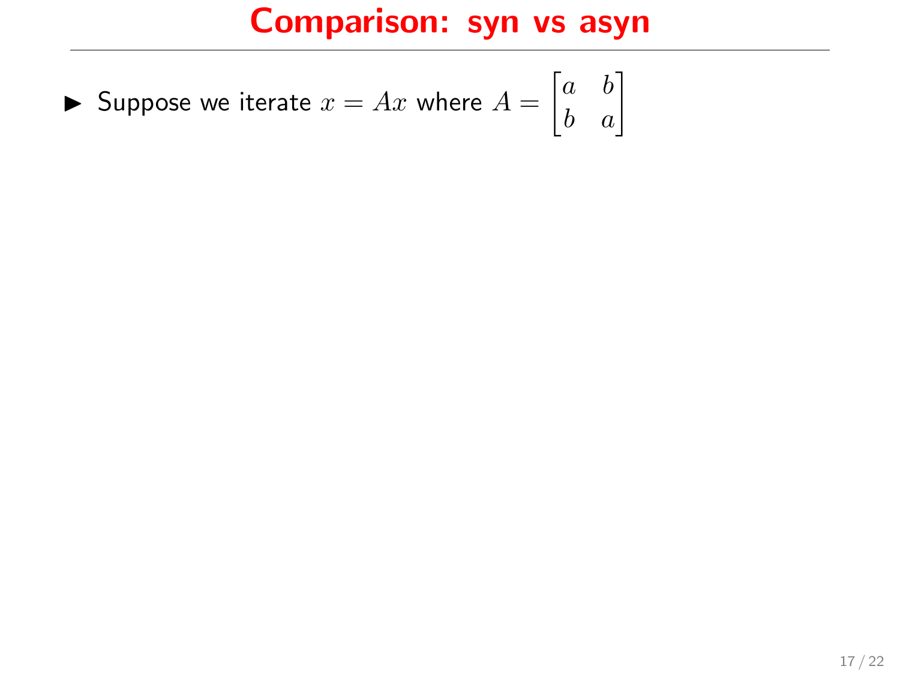# Comparison: syn vs asyn

- Suppose we iterate $x = Ax$ where $A = \begin{bmatrix} a & b \\ b & a \end{bmatrix}$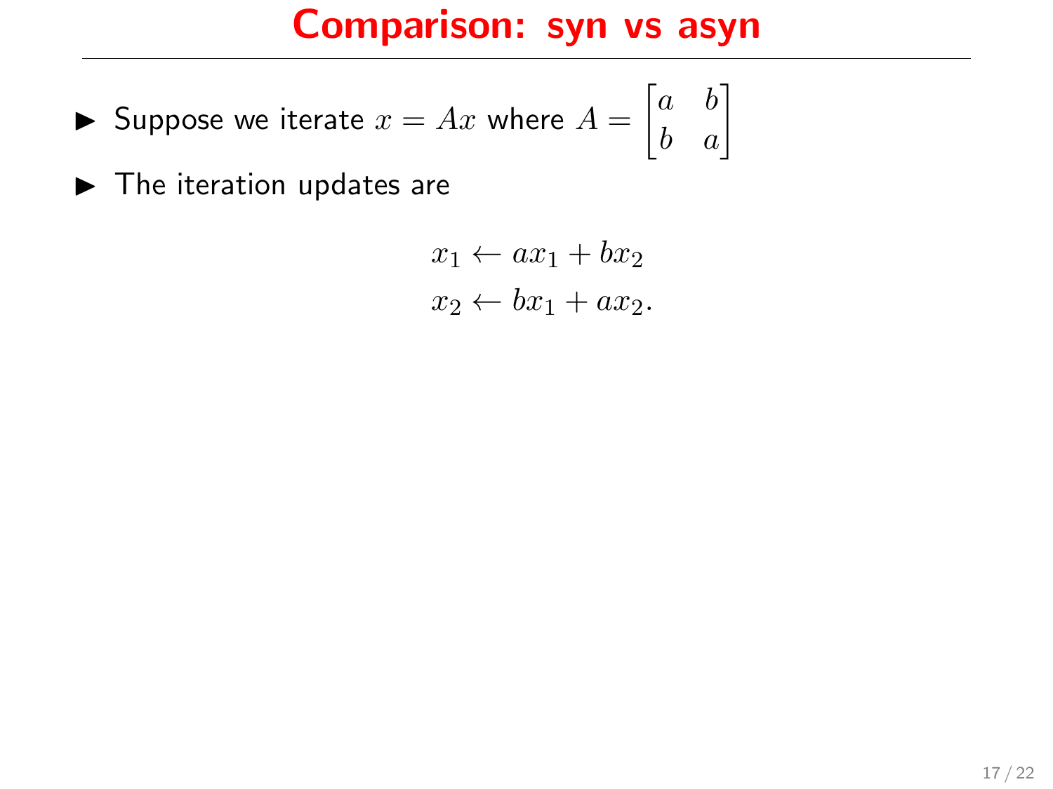# Comparison: syn vs asyn

- Suppose we iterate $x = Ax$ where $A = \begin{bmatrix} a & b \\ b & a \end{bmatrix}$
- The iteration updates are

$$
\begin{aligned}
x_1 &\leftarrow ax_1 + bx_2 \\
x_2 &\leftarrow bx_1 + ax_2.
\end{aligned}
$$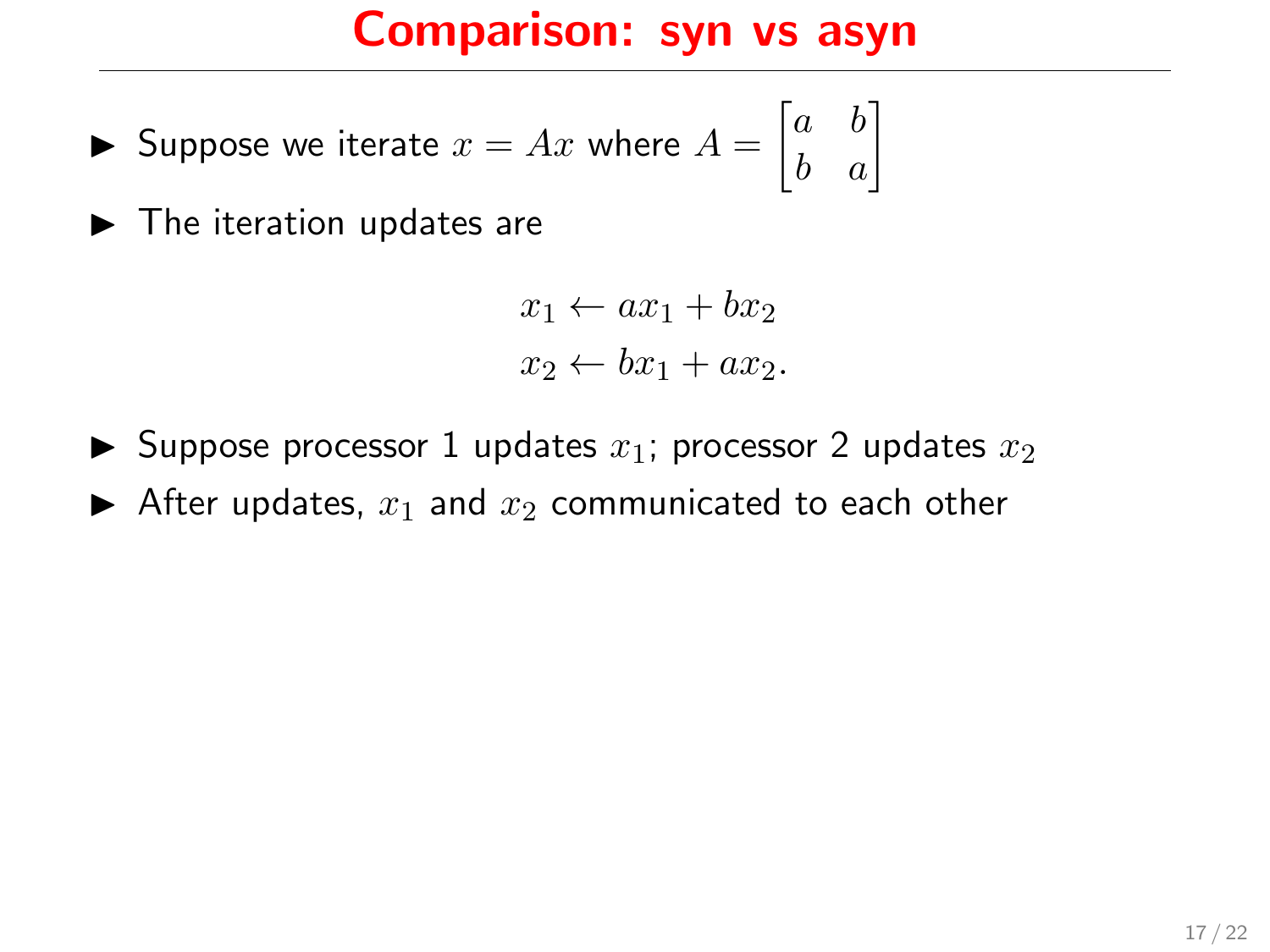# Comparison: syn vs asyn

- Suppose we iterate $x = Ax$ where $A = \begin{bmatrix} a & b \\ b & a \end{bmatrix}$
- The iteration updates are

$$
\begin{aligned}
x_1 &\leftarrow ax_1 + bx_2 \\
x_2 &\leftarrow bx_1 + ax_2.
\end{aligned}
$$

- Suppose processor 1 updates $x_1$; processor 2 updates $x_2$
- After updates, $x_1$ and $x_2$ communicated to each other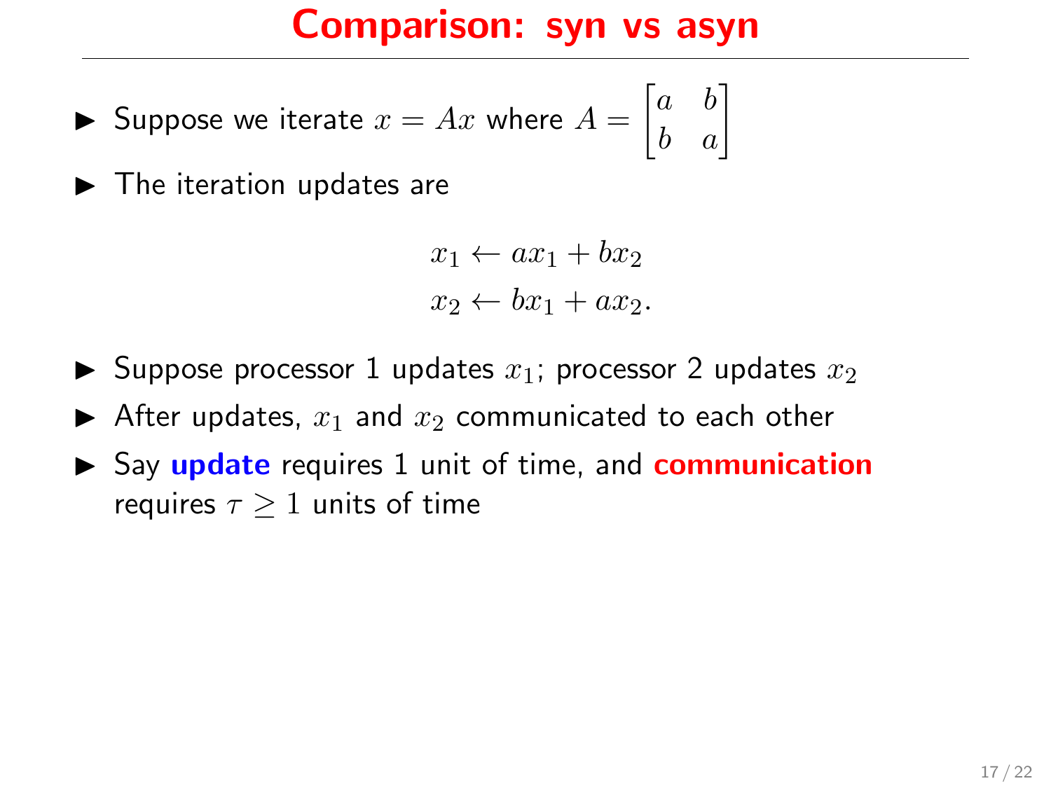# Comparison: syn vs asyn

- Suppose we iterate $x = Ax$ where $A = \begin{bmatrix} a & b \\ b & a \end{bmatrix}$
- The iteration updates are

$$
\begin{aligned}
x_1 &\leftarrow ax_1 + bx_2 \\
x_2 &\leftarrow bx_1 + ax_2.
\end{aligned}
$$

- Suppose processor 1 updates $x_1$; processor 2 updates $x_2$
- After updates, $x_1$ and $x_2$ communicated to each other
- Say **update** requires 1 unit of time, and **communication** requires $\tau \geq 1$ units of time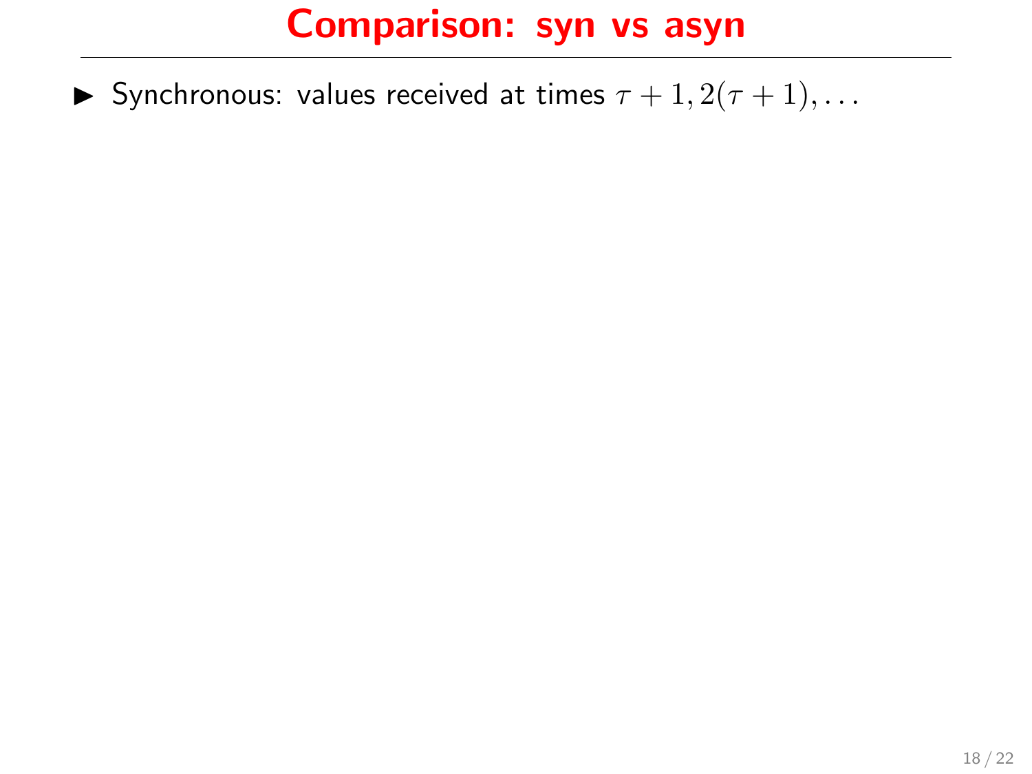# Comparison: syn vs asyn

- Synchronous: values received at times $\tau + 1, 2(\tau + 1), \ldots$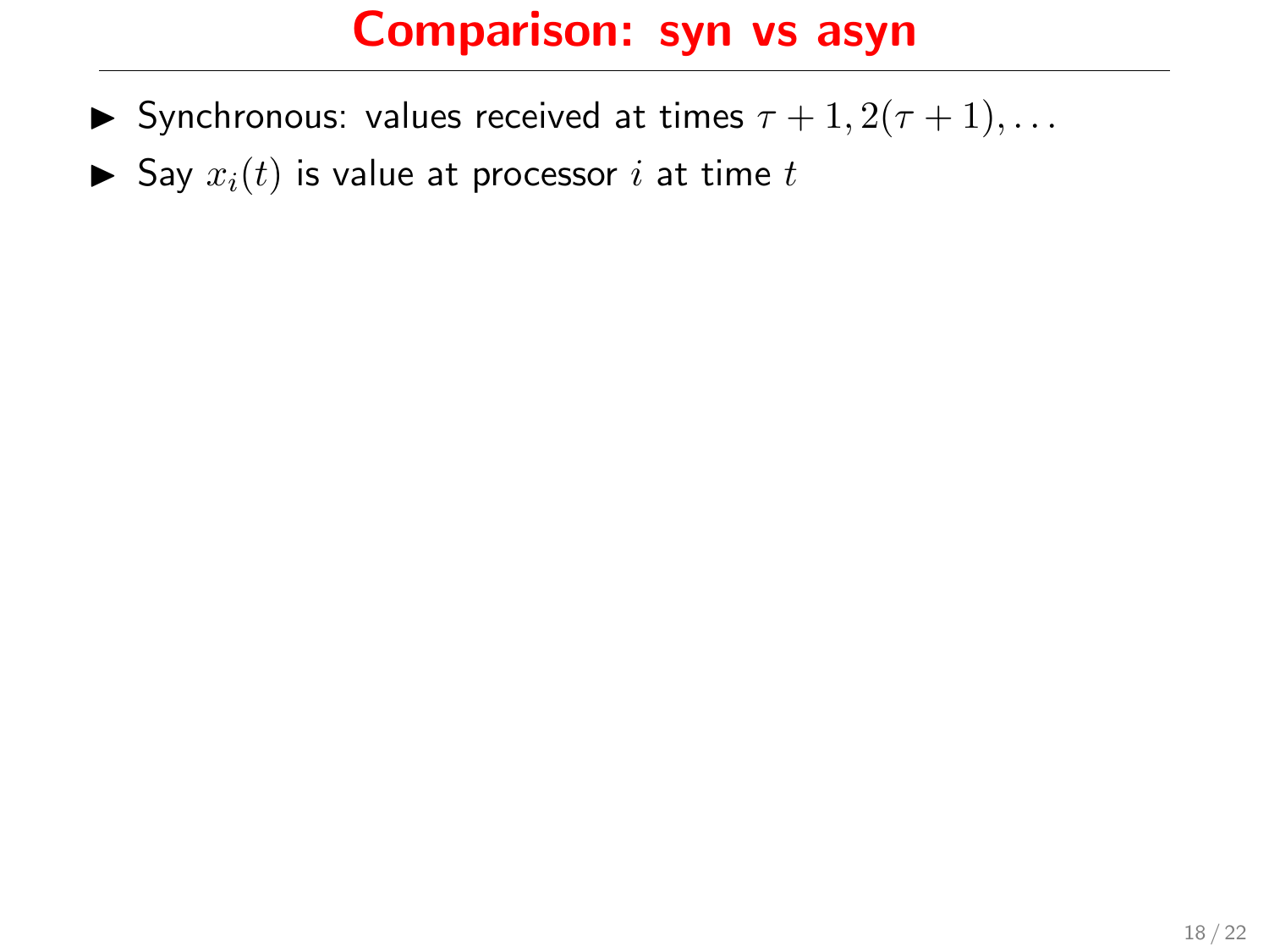# Comparison: syn vs asyn

- Synchronous: values received at times $\tau + 1, 2(\tau + 1), \ldots$
- Say $x_i(t)$ is value at processor $i$ at time $t$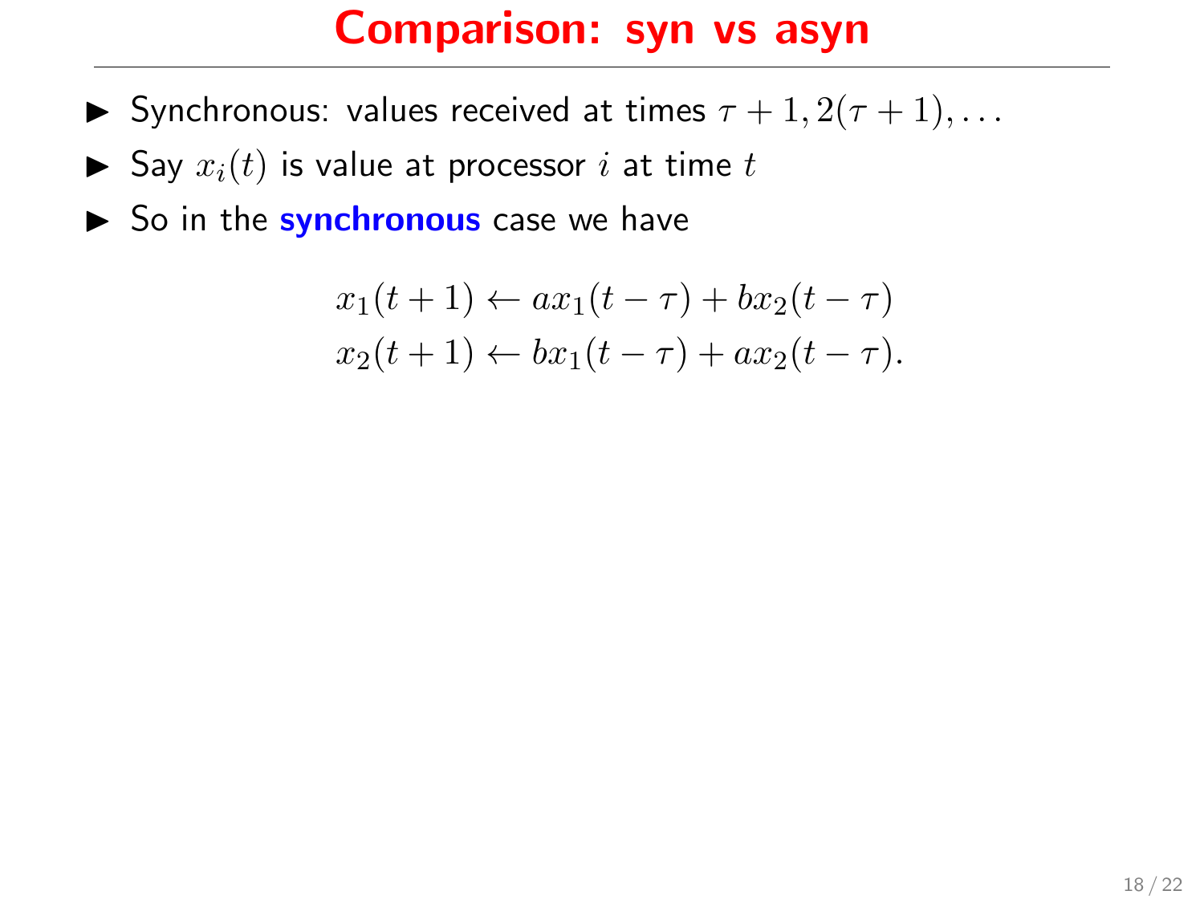# Comparison: syn vs asyn

- Synchronous: values received at times $\tau + 1, 2(\tau + 1), \ldots$
- Say $x_i(t)$ is value at processor $i$ at time $t$
- So in the **synchronous** case we have

$$
\begin{aligned}
x_1(t+1) &\leftarrow ax_1(t-\tau) + bx_2(t-\tau) \\
x_2(t+1) &\leftarrow bx_1(t-\tau) + ax_2(t-\tau).
\end{aligned}
$$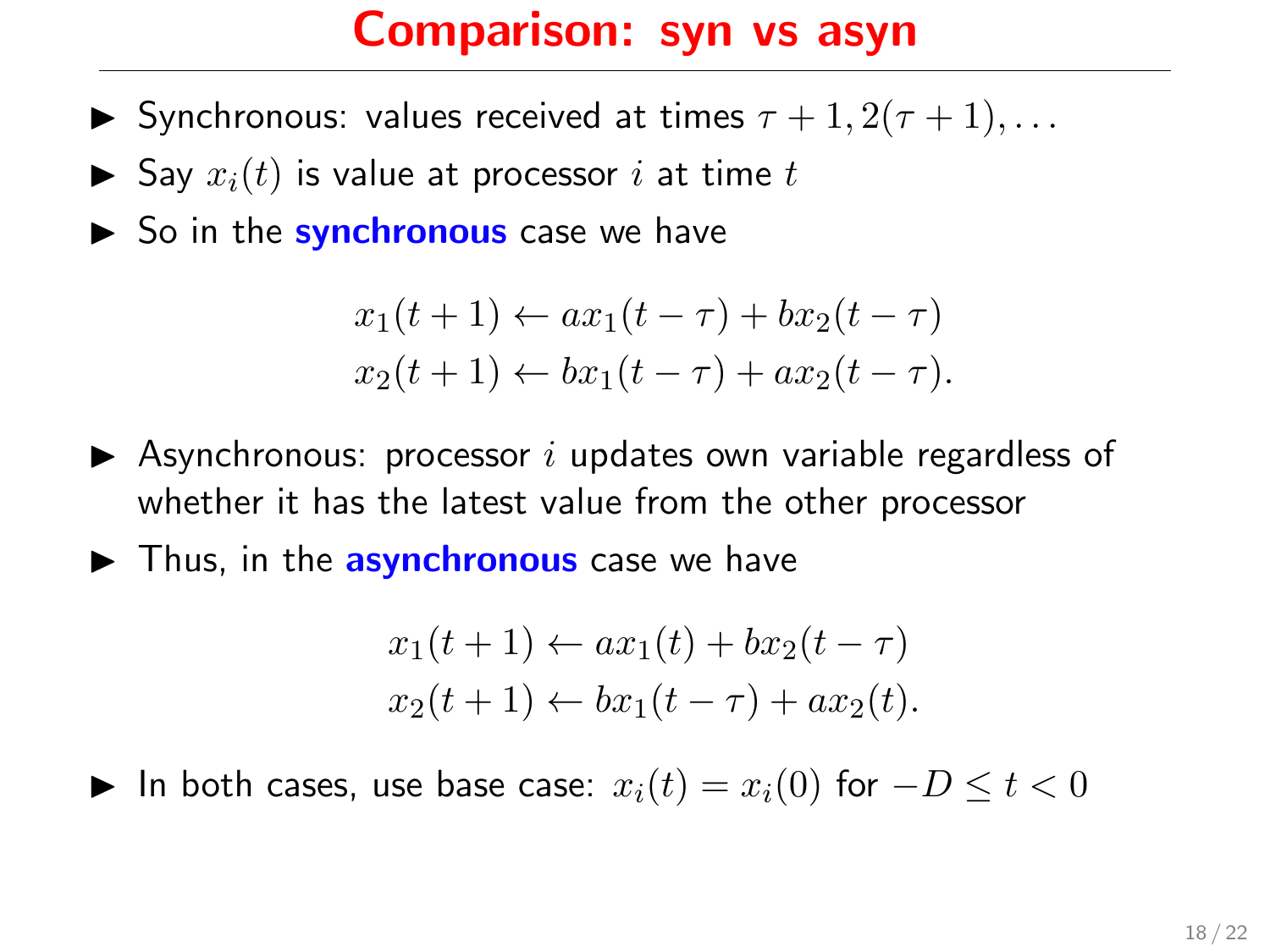# Comparison: syn vs asyn

- Synchronous: values received at times $\tau + 1, 2(\tau + 1), \ldots$
- Say $x_i(t)$ is value at processor $i$ at time $t$
- So in the **synchronous** case we have

$$
\begin{aligned}
x_1(t+1) &\leftarrow a x_1(t-\tau) + b x_2(t-\tau) \\
x_2(t+1) &\leftarrow b x_1(t-\tau) + a x_2(t-\tau).
\end{aligned}
$$

- Asynchronous: processor $i$ updates own variable regardless of whether it has the latest value from the other processor
- Thus, in the **asynchronous** case we have

$$
\begin{aligned}
x_1(t+1) &\leftarrow a x_1(t) + b x_2(t-\tau) \\
x_2(t+1) &\leftarrow b x_1(t-\tau) + a x_2(t).
\end{aligned}
$$

- In both cases, use base case: $x_i(t) = x_i(0)$ for $-D \le t < 0$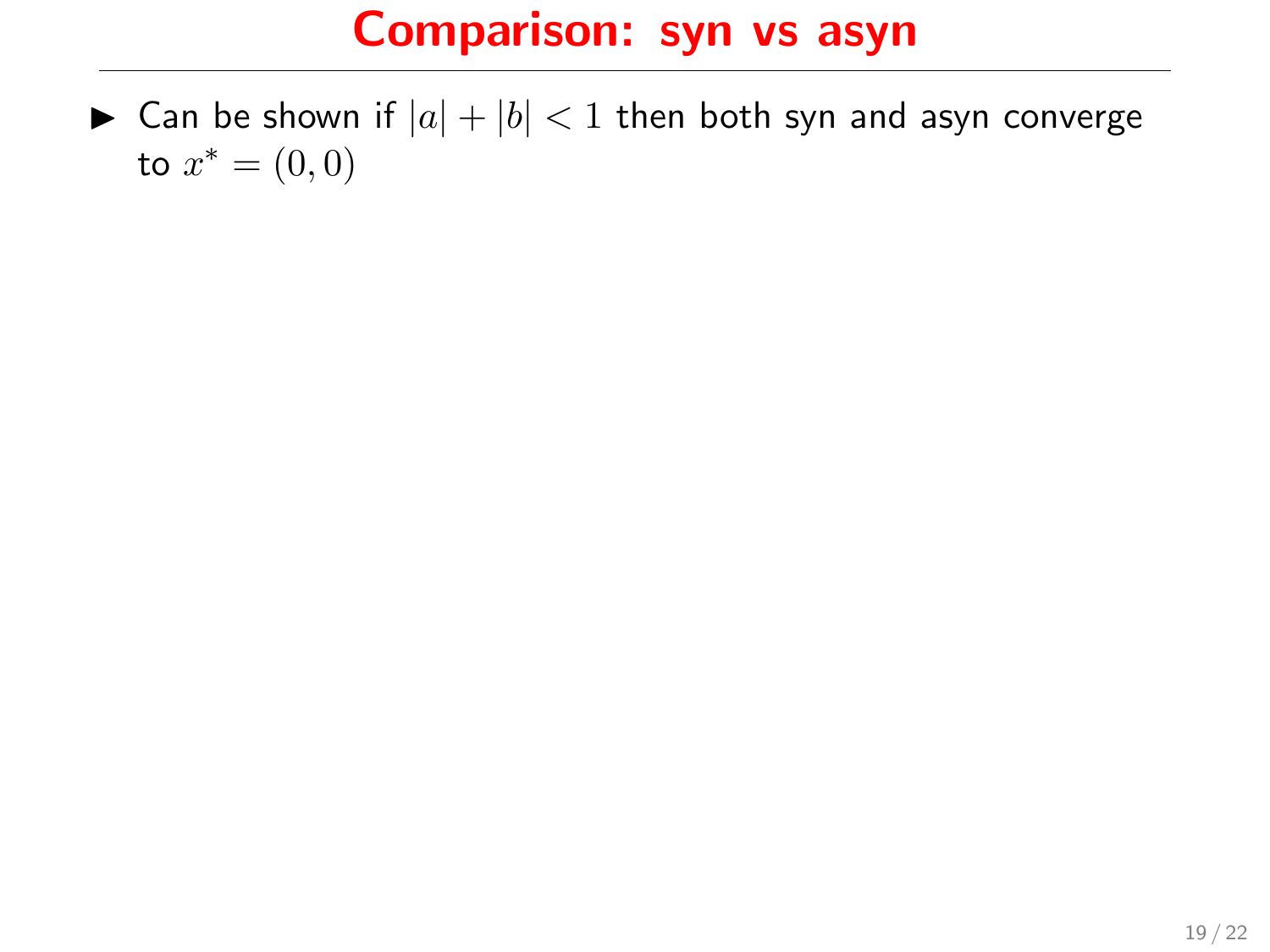# Comparison: syn vs asyn

- Can be shown if $|a| + |b| < 1$ then both syn and asyn converge to $x^* = (0, 0)$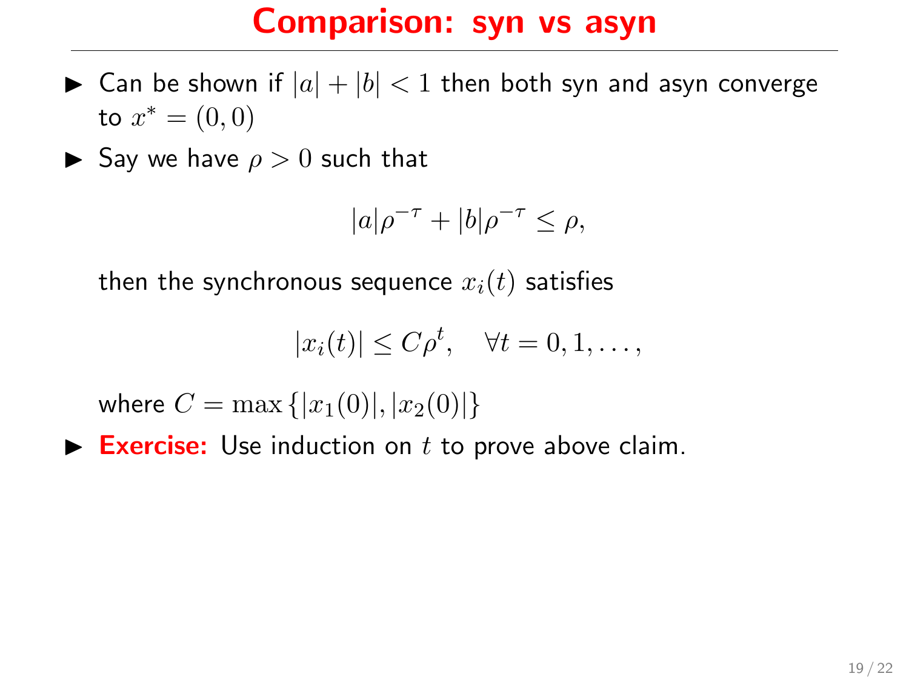# Comparison: syn vs asyn

- Can be shown if $|a| + |b| < 1$ then both syn and asyn converge to $x^* = (0, 0)$
- Say we have $\rho > 0$ such that

$$|a|\rho^{-\tau} + |b|\rho^{-\tau} \leq \rho,$$

  then the synchronous sequence $x_i(t)$ satisfies

$$|x_i(t)| \leq C\rho^t, \quad \forall t = 0, 1, \ldots,$$

  where $C = \max\{|x_1(0)|, |x_2(0)|\}$

- **Exercise:** Use induction on $t$ to prove above claim.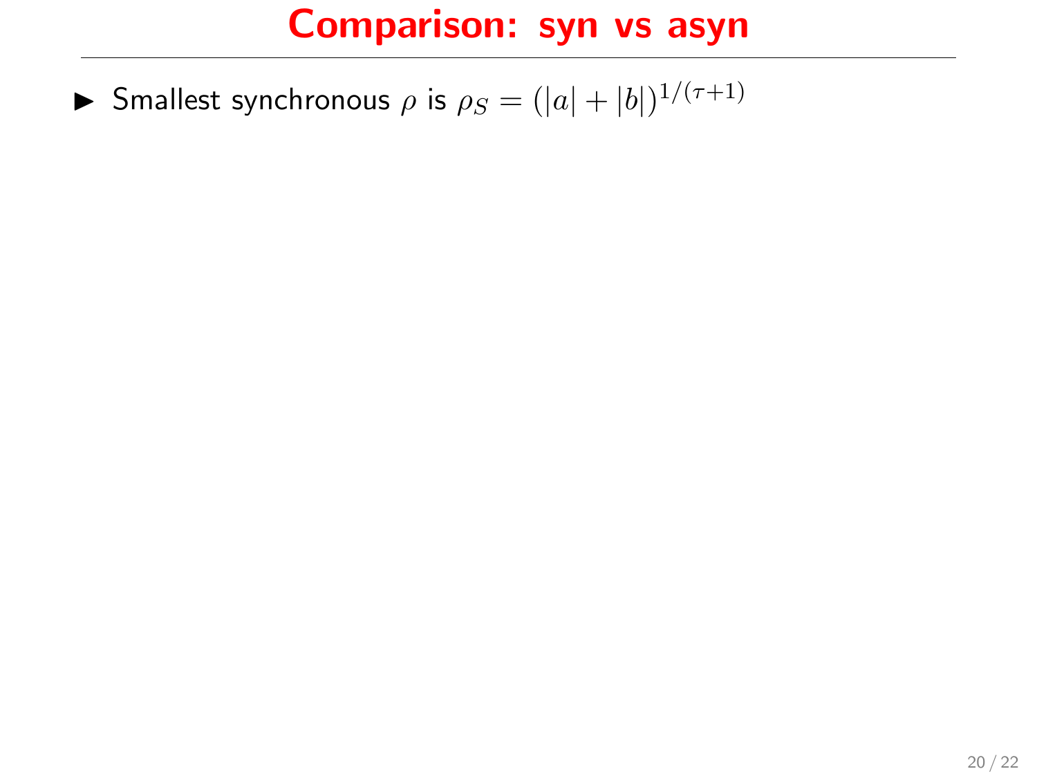# Comparison: syn vs asyn

- Smallest synchronous $\rho$ is $\rho_S = (|a| + |b|)^{1/(\tau+1)}$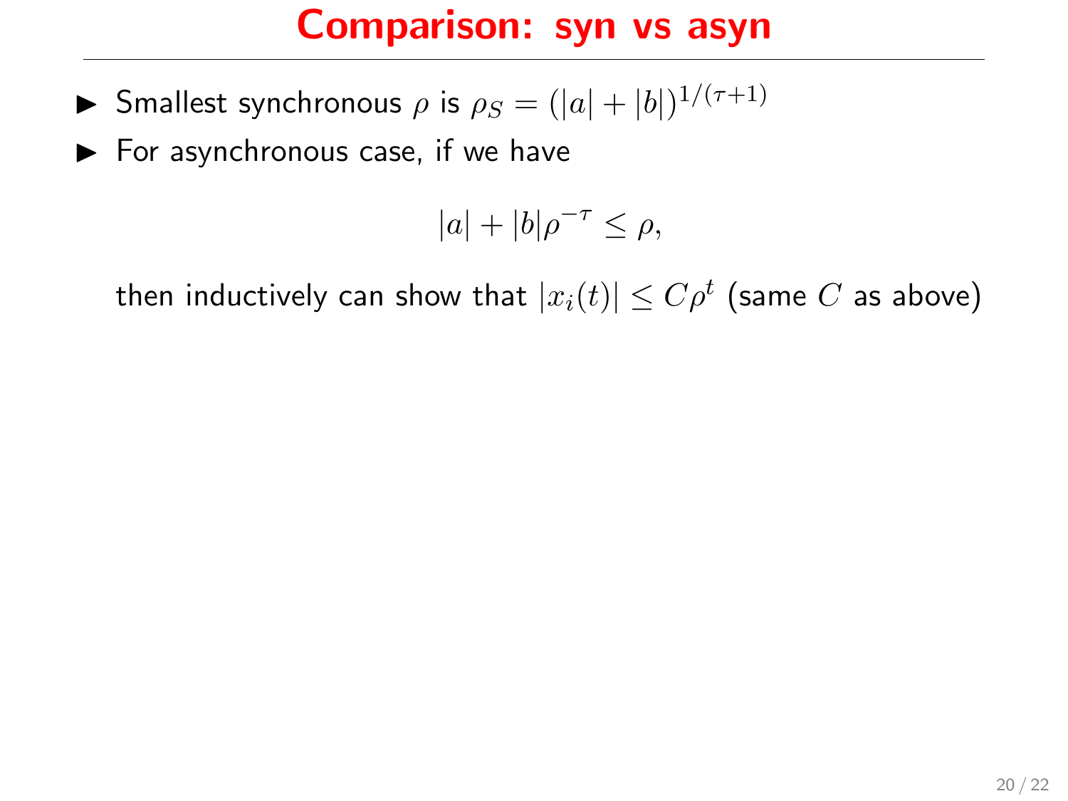# Comparison: syn vs asyn

- Smallest synchronous $\rho$ is $\rho_S = (|a| + |b|)^{1/(\tau+1)}$
- For asynchronous case, if we have

  $$|a| + |b|\rho^{-\tau} \leq \rho,$$

  then inductively can show that $|x_i(t)| \leq C\rho^t$ (same $C$ as above)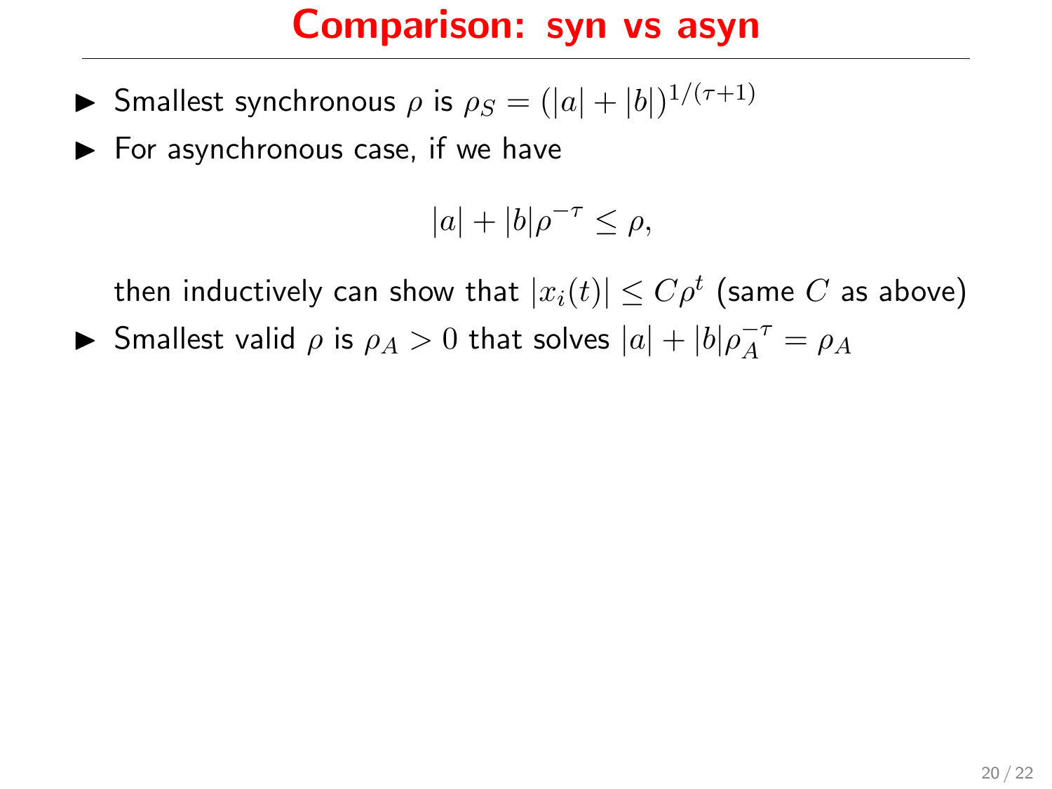# Comparison: syn vs asyn

- Smallest synchronous $\rho$ is $\rho_S = (|a| + |b|)^{1/(\tau+1)}$
- For asynchronous case, if we have

$$|a| + |b|\rho^{-\tau} \leq \rho,$$

  then inductively can show that $|x_i(t)| \leq C\rho^t$ (same $C$ as above)
- Smallest valid $\rho$ is $\rho_A > 0$ that solves $|a| + |b|\rho_A^{-\tau} = \rho_A$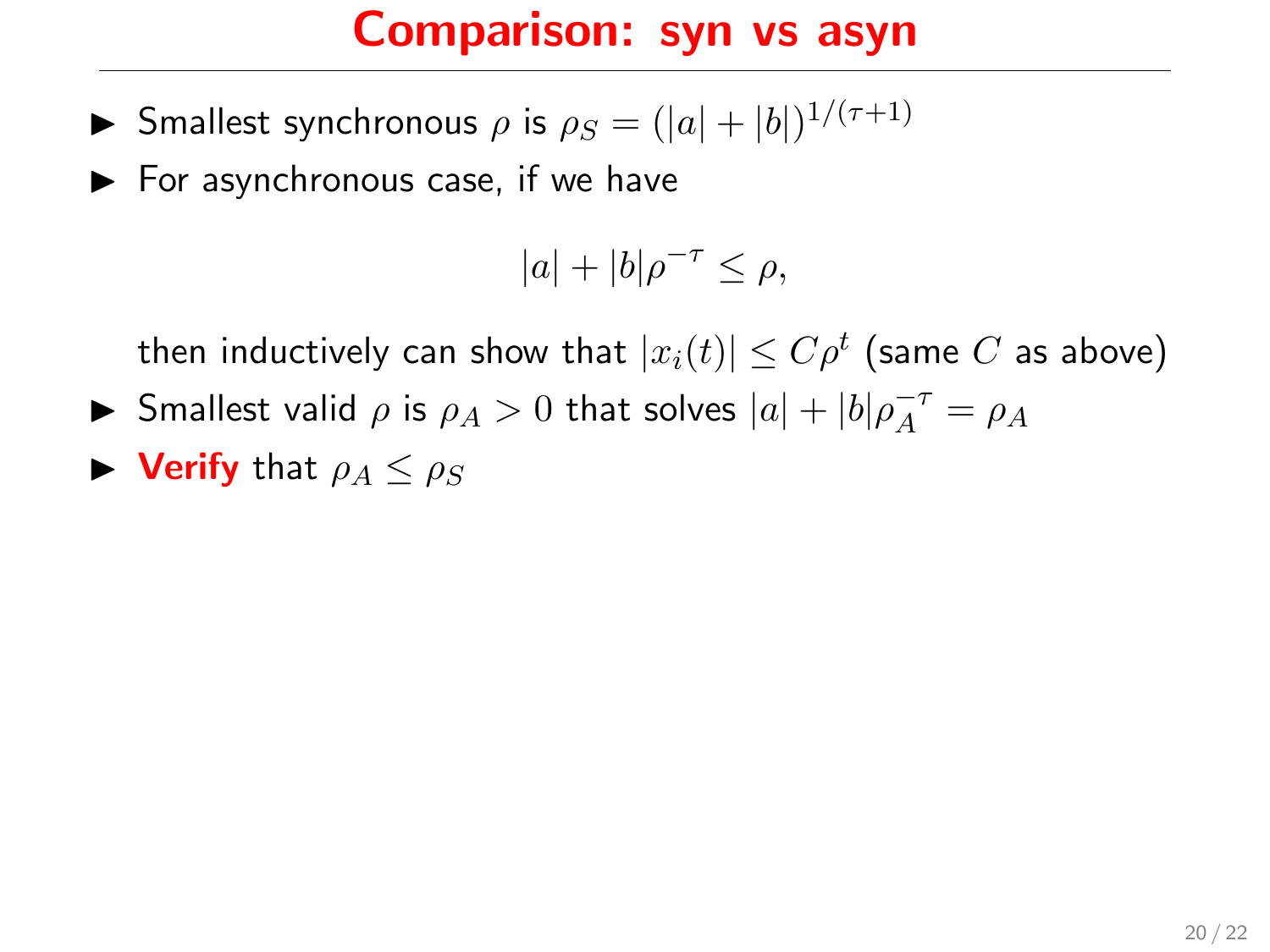# Comparison: syn vs asyn

- Smallest synchronous $\rho$ is $\rho_S = (|a| + |b|)^{1/(\tau+1)}$
- For asynchronous case, if we have

  $$|a| + |b|\rho^{-\tau} \leq \rho,$$

  then inductively can show that $|x_i(t)| \leq C\rho^t$ (same $C$ as above)
- Smallest valid $\rho$ is $\rho_A > 0$ that solves $|a| + |b|\rho_A^{-\tau} = \rho_A$
- **Verify** that $\rho_A \leq \rho_S$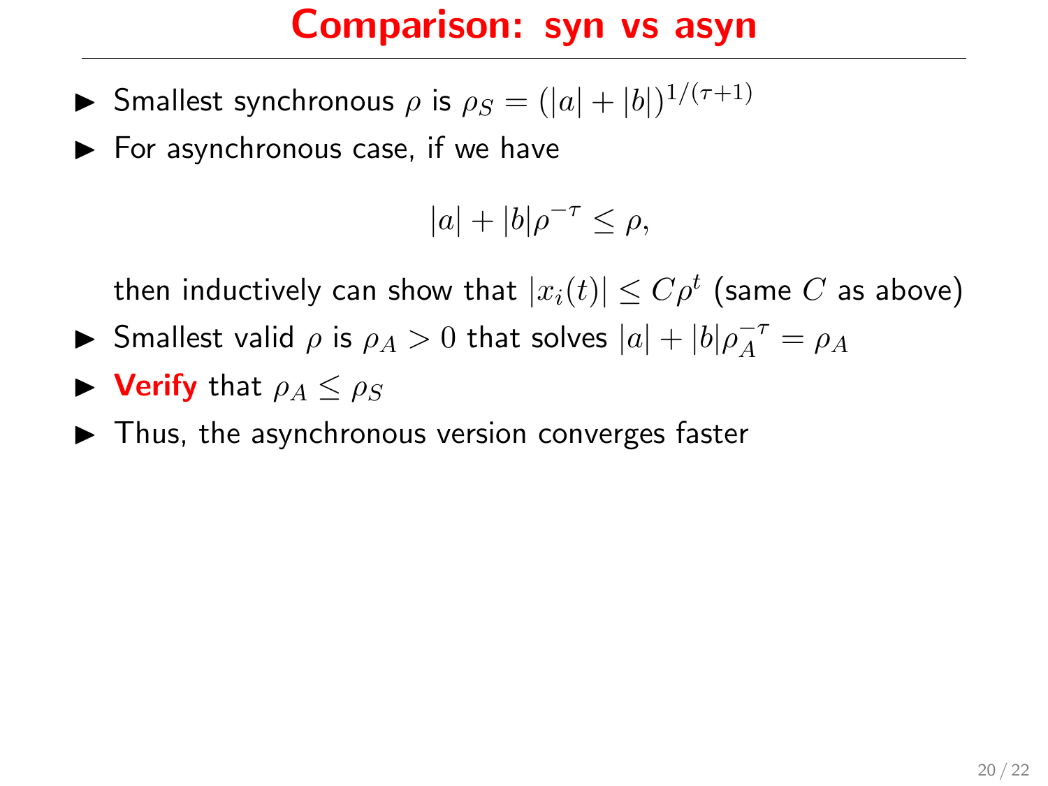# Comparison: syn vs asyn

- Smallest synchronous $\rho$ is $\rho_S = (|a| + |b|)^{1/(\tau+1)}$
- For asynchronous case, if we have

$$|a| + |b|\rho^{-\tau} \leq \rho,$$

  then inductively can show that $|x_i(t)| \leq C\rho^t$ (same $C$ as above)
- Smallest valid $\rho$ is $\rho_A > 0$ that solves $|a| + |b|\rho_A^{-\tau} = \rho_A$
- **Verify** that $\rho_A \leq \rho_S$
- Thus, the asynchronous version converges faster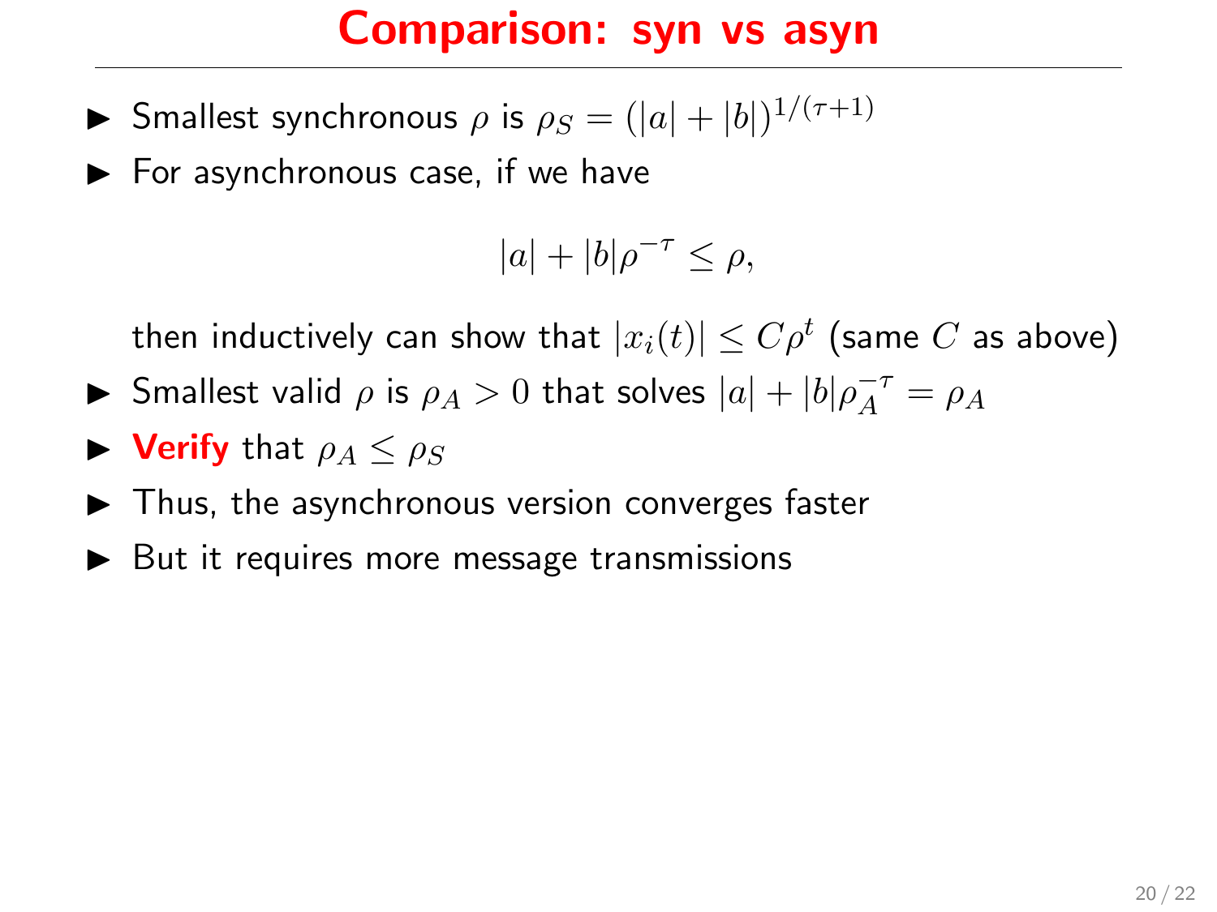# Comparison: syn vs asyn

- Smallest synchronous $\rho$ is $\rho_S = (|a| + |b|)^{1/(\tau+1)}$
- For asynchronous case, if we have

  $$|a| + |b|\rho^{-\tau} \leq \rho,$$

  then inductively can show that $|x_i(t)| \leq C\rho^t$ (same $C$ as above)
- Smallest valid $\rho$ is $\rho_A > 0$ that solves $|a| + |b|\rho_A^{-\tau} = \rho_A$
- **Verify** that $\rho_A \leq \rho_S$
- Thus, the asynchronous version converges faster
- But it requires more message transmissions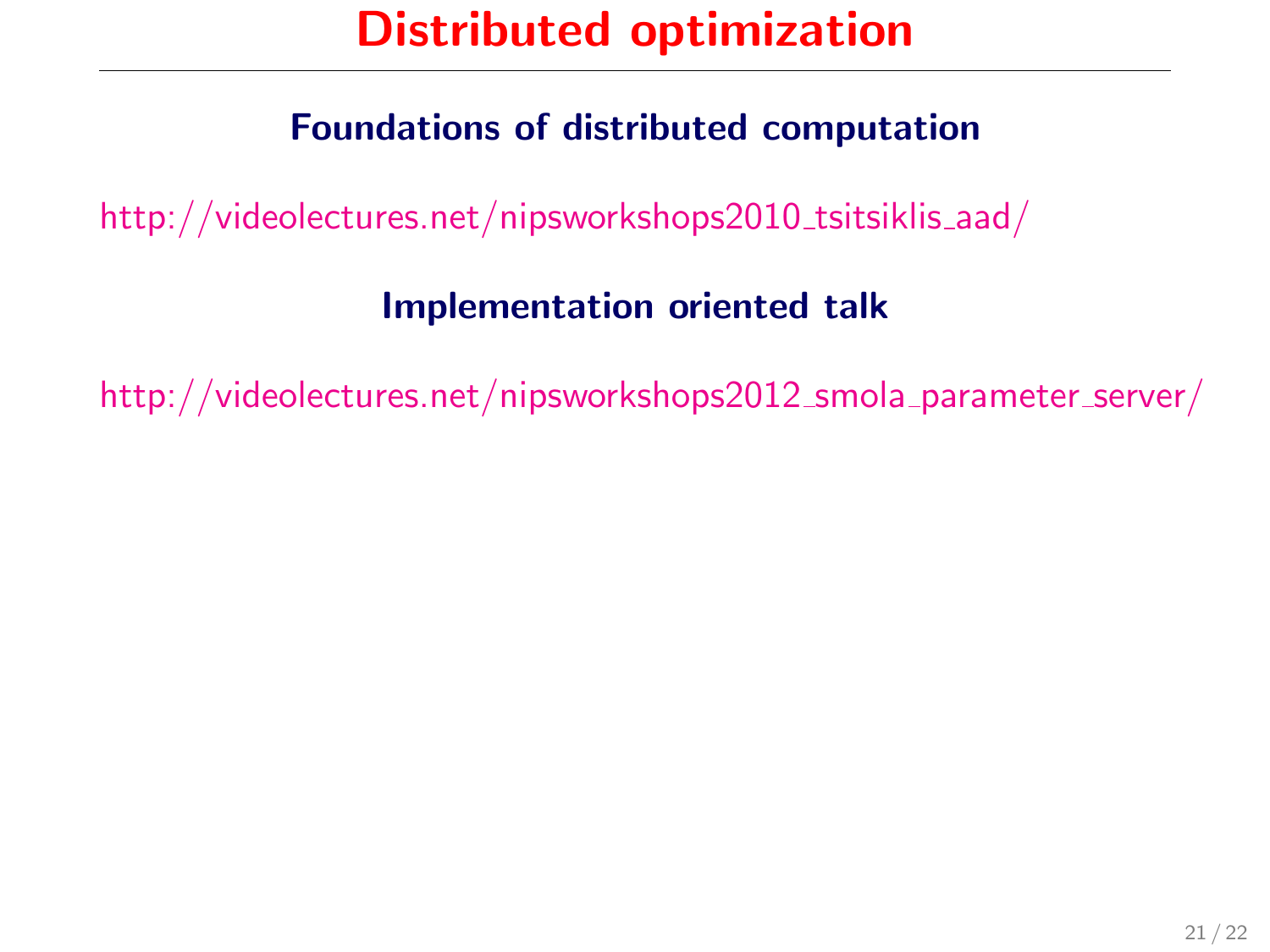# Distributed optimization

### Foundations of distributed computation

http://videolectures.net/nipsworkshops2010_tsitsiklis_aad/

### Implementation oriented talk

http://videolectures.net/nipsworkshops2012_smola_parameter_server/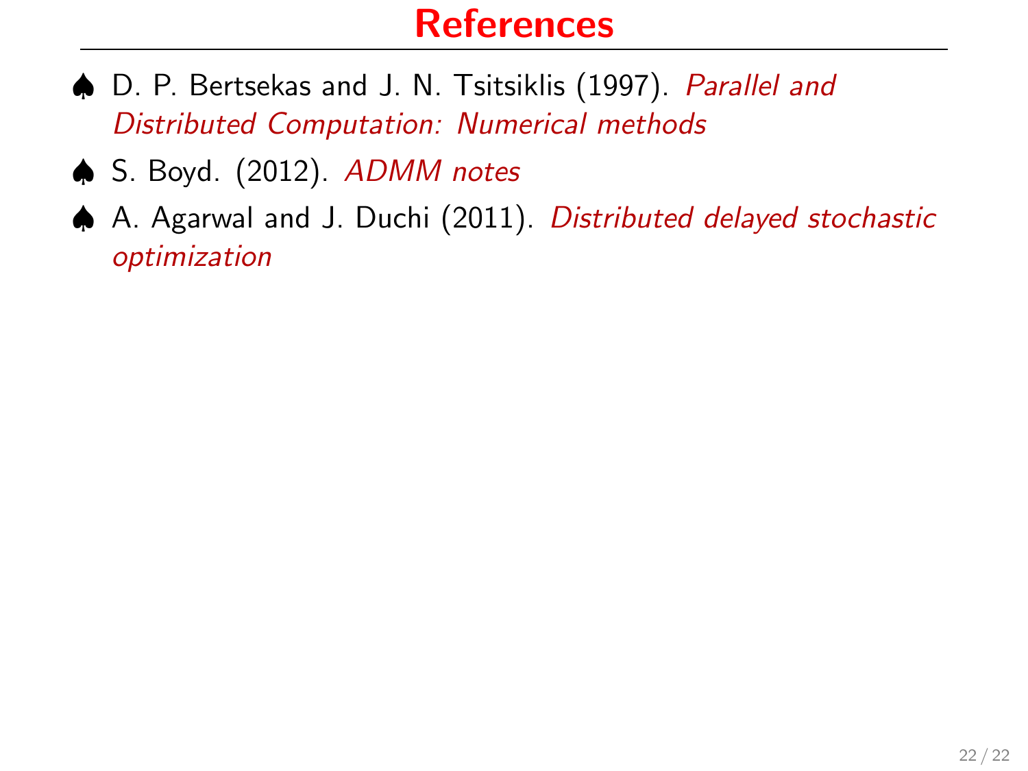# References

- ♠ D. P. Bertsekas and J. N. Tsitsiklis (1997). *Parallel and Distributed Computation: Numerical methods*
- ♠ S. Boyd. (2012). *ADMM notes*
- ♠ A. Agarwal and J. Duchi (2011). *Distributed delayed stochastic optimization*